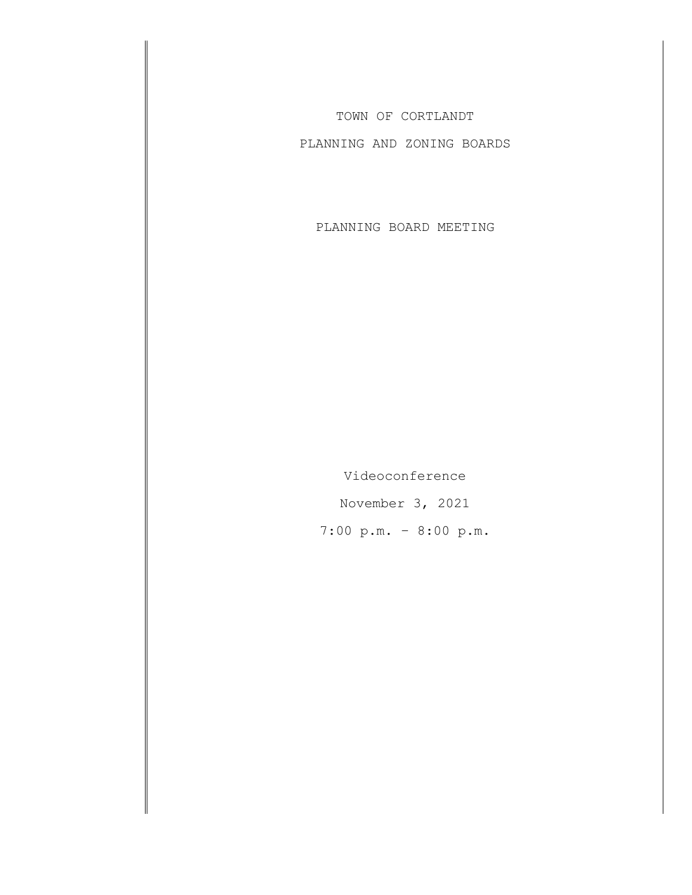TOWN OF CORTLANDT

PLANNING AND ZONING BOARDS

PLANNING BOARD MEETING

Videoconference

November 3, 2021

7:00 p.m. - 8:00 p.m.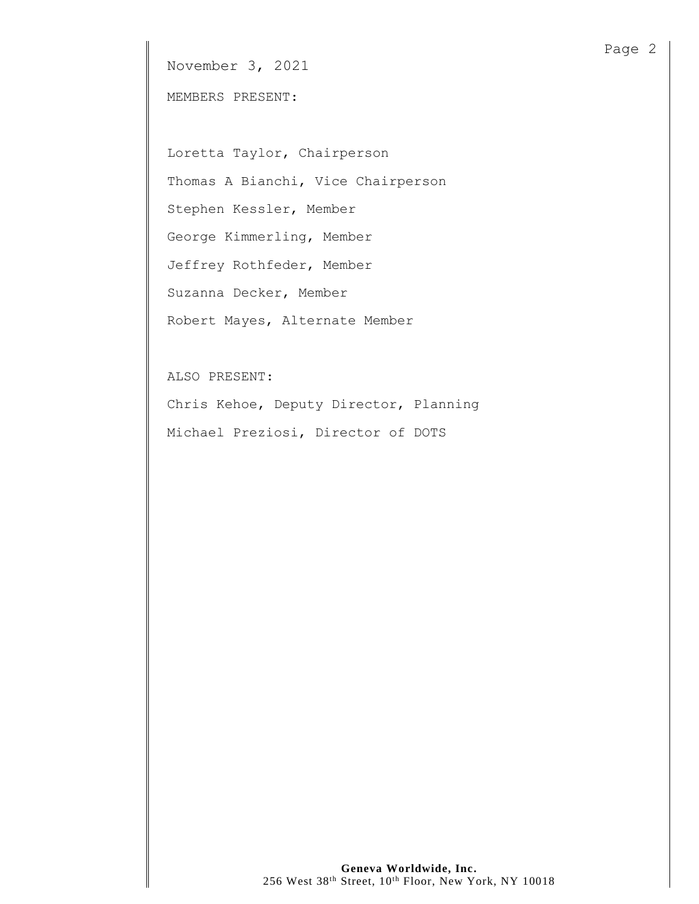November 3, 2021

MEMBERS PRESENT:

Loretta Taylor, Chairperson

Thomas A Bianchi, Vice Chairperson

Stephen Kessler, Member

George Kimmerling, Member

Jeffrey Rothfeder, Member

Suzanna Decker, Member

Robert Mayes, Alternate Member

ALSO PRESENT:

Chris Kehoe, Deputy Director, Planning

Michael Preziosi, Director of DOTS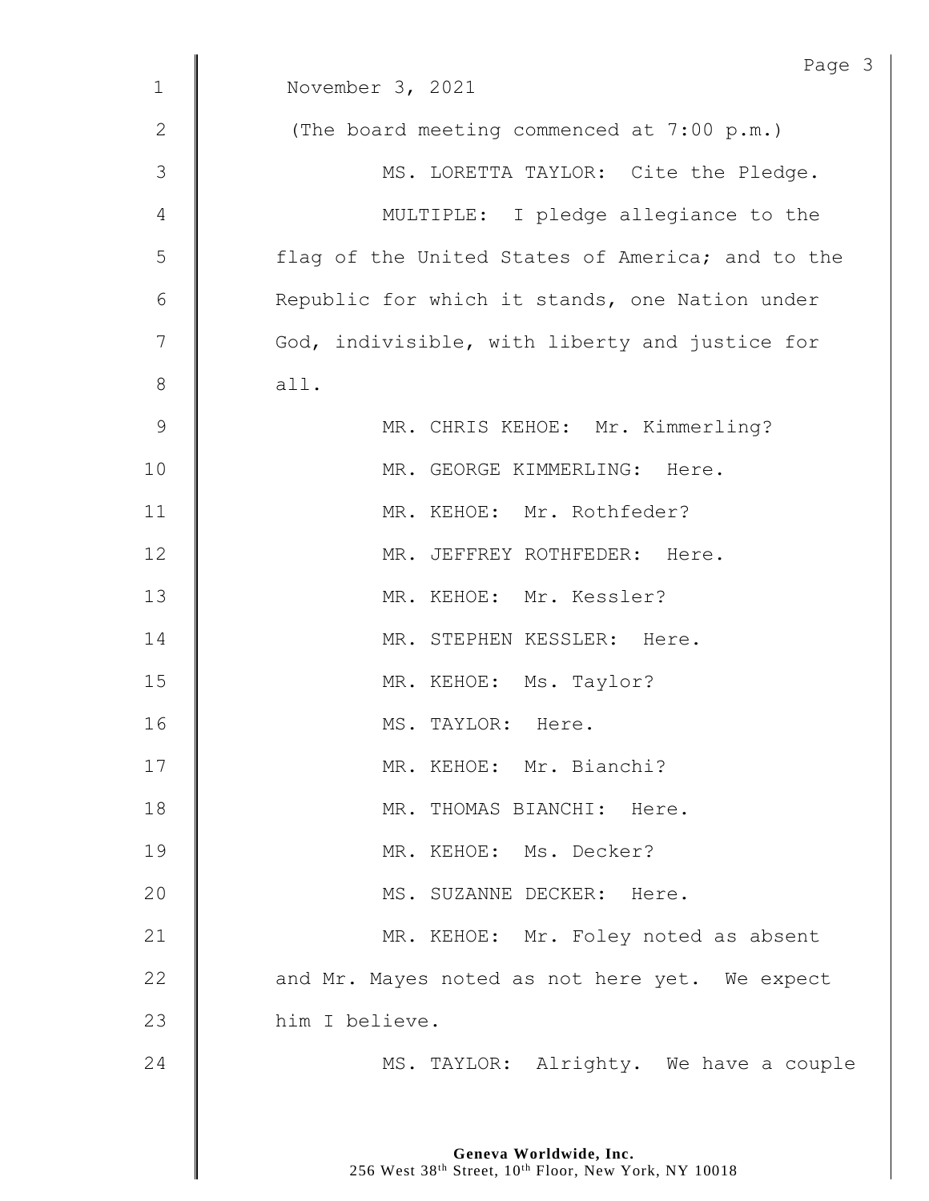November 3, 2021

(The board meeting commenced at 7:00 p.m.)

MS. LORETTA TAYLOR: Cite the Pledge.

MULTIPLE: I pledge allegiance to the flag of the United States of America; and to the Republic for which it stands, one Nation under God, indivisible, with liberty and justice for all.

MR. CHRIS KEHOE: Mr. Kimmerling?

MR. GEORGE KIMMERLING: Here.

MR. KEHOE: Mr. Rothfeder?

MR. JEFFREY ROTHFEDER: Here.

MR. KEHOE: Mr. Kessler?

MR. STEPHEN KESSLER: Here.

MR. KEHOE: Ms. Taylor?

MS. TAYLOR: Here.

MR. KEHOE: Mr. Bianchi?

MR. THOMAS BIANCHI: Here.

MR. KEHOE: Ms. Decker?

MS. SUZANNE DECKER: Here.

MR. KEHOE: Mr. Foley noted as absent and Mr. Mayes noted as not here yet. We expect him I believe.

MS. TAYLOR: Alrighty. We have a couple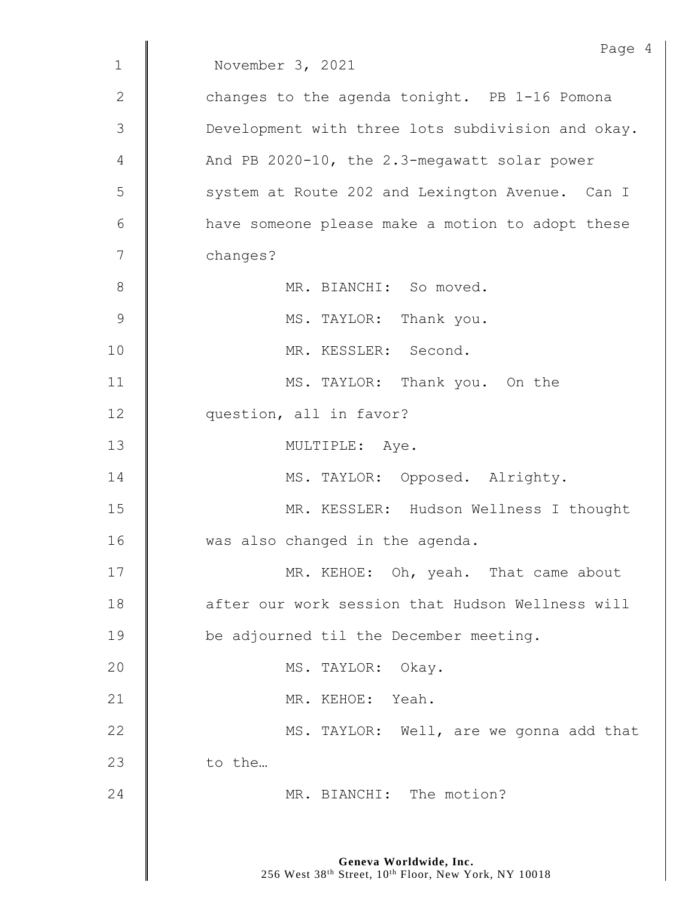November 3, 2021

changes to the agenda tonight. PB 1-16 Pomona Development with three lots subdivision and okay. And PB 2020-10, the 2.3-megawatt solar power system at Route 202 and Lexington Avenue. Can I have someone please make a motion to adopt these changes?

MR. BIANCHI: So moved.

MS. TAYLOR: Thank you.

MR. KESSLER: Second.

MS. TAYLOR: Thank you. On the question, all in favor?

MULTIPLE: Aye.

MS. TAYLOR: Opposed. Alrighty.

MR. KESSLER: Hudson Wellness I thought was also changed in the agenda.

MR. KEHOE: Oh, yeah. That came about after our work session that Hudson Wellness will be adjourned til the December meeting.

MS. TAYLOR: Okay.

MR. KEHOE: Yeah.

MS. TAYLOR: Well, are we gonna add that to the…

MR. BIANCHI: The motion?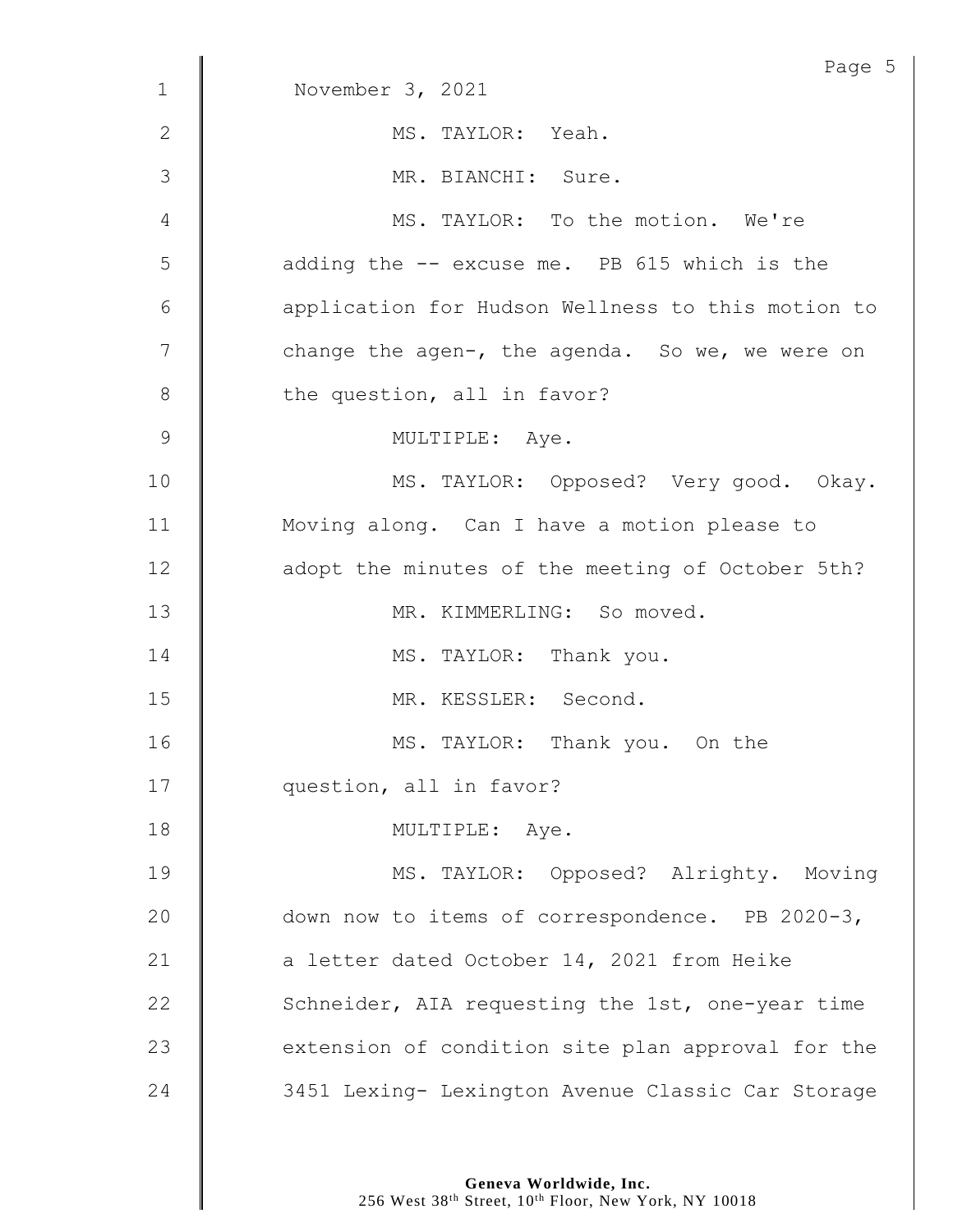November 3, 2021

MS. TAYLOR: Yeah.

MR. BIANCHI: Sure.

MS. TAYLOR: To the motion. We're adding the -- excuse me. PB 615 which is the application for Hudson Wellness to this motion to change the agen-, the agenda. So we, we were on the question, all in favor?

MULTIPLE: Aye.

MS. TAYLOR: Opposed? Very good. Okay. Moving along. Can I have a motion please to adopt the minutes of the meeting of October 5th?

MR. KIMMERLING: So moved.

MS. TAYLOR: Thank you.

MR. KESSLER: Second.

MS. TAYLOR: Thank you. On the question, all in favor?

MULTIPLE: Aye.

MS. TAYLOR: Opposed? Alrighty. Moving down now to items of correspondence. PB 2020-3, a letter dated October 14, 2021 from Heike Schneider, AIA requesting the 1st, one-year time extension of condition site plan approval for the 3451 Lexing- Lexington Avenue Classic Car Storage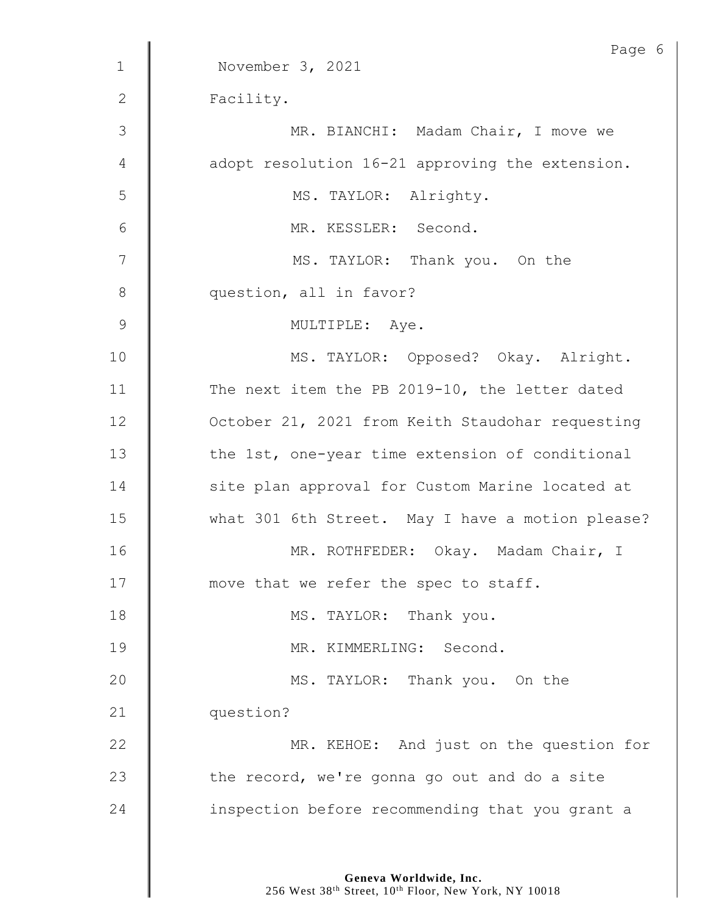November 3, 2021

Facility.

MR. BIANCHI: Madam Chair, I move we adopt resolution 16-21 approving the extension.

MS. TAYLOR: Alrighty.

MR. KESSLER: Second.

MS. TAYLOR: Thank you. On the question, all in favor?

MULTIPLE: Aye.

MS. TAYLOR: Opposed? Okay. Alright. The next item the PB 2019-10, the letter dated October 21, 2021 from Keith Staudohar requesting the 1st, one-year time extension of conditional site plan approval for Custom Marine located at what 301 6th Street. May I have a motion please?

MR. ROTHFEDER: Okay. Madam Chair, I move that we refer the spec to staff.

MS. TAYLOR: Thank you.

MR. KIMMERLING: Second.

MS. TAYLOR: Thank you. On the question?

MR. KEHOE: And just on the question for the record, we're gonna go out and do a site inspection before recommending that you grant a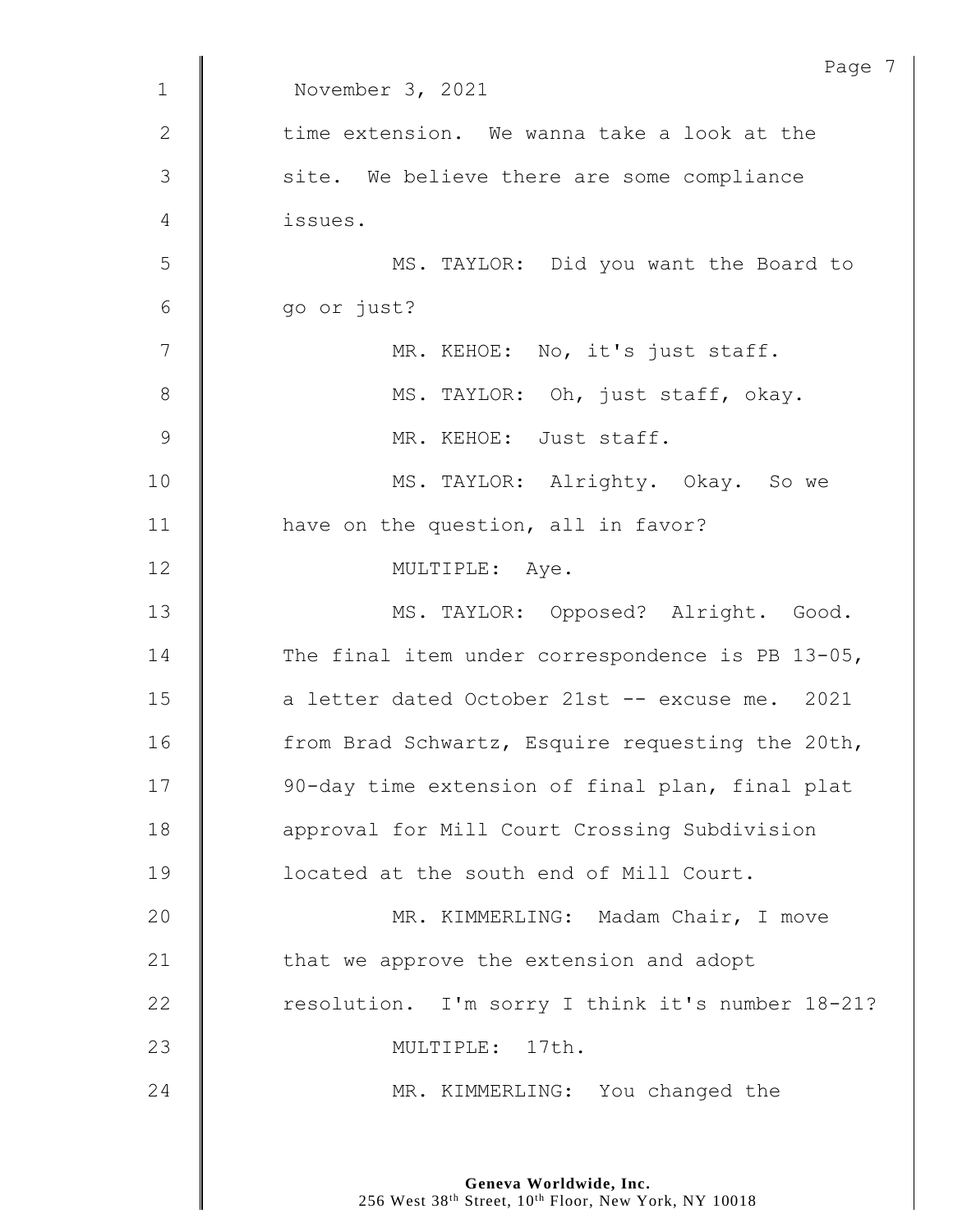November 3, 2021

time extension. We wanna take a look at the site. We believe there are some compliance issues.

MS. TAYLOR: Did you want the Board to go or just?

MR. KEHOE: No, it's just staff.

MS. TAYLOR: Oh, just staff, okay.

MR. KEHOE: Just staff.

MS. TAYLOR: Alrighty. Okay. So we have on the question, all in favor?

MULTIPLE: Aye.

MS. TAYLOR: Opposed? Alright. Good. The final item under correspondence is PB 13-05, a letter dated October 21st -- excuse me. 2021 from Brad Schwartz, Esquire requesting the 20th, 90-day time extension of final plan, final plat approval for Mill Court Crossing Subdivision located at the south end of Mill Court.

MR. KIMMERLING: Madam Chair, I move that we approve the extension and adopt resolution. I'm sorry I think it's number 18-21?

MULTIPLE: 17th.

MR. KIMMERLING: You changed the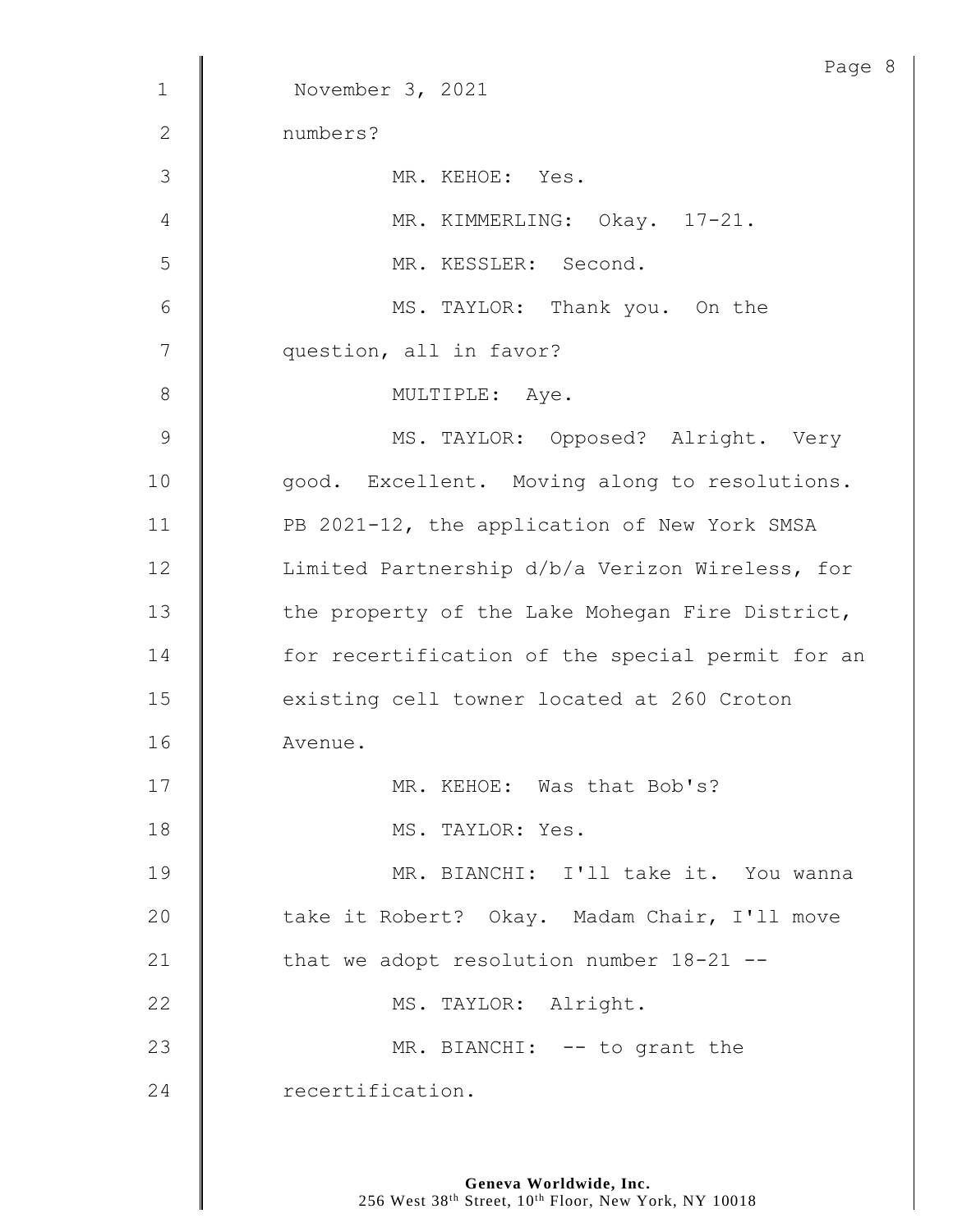November 3, 2021

numbers?

MR. KEHOE: Yes.

MR. KIMMERLING: Okay. 17-21.

MR. KESSLER: Second.

MS. TAYLOR: Thank you. On the question, all in favor?

MULTIPLE: Aye.

MS. TAYLOR: Opposed? Alright. Very good. Excellent. Moving along to resolutions. PB 2021-12, the application of New York SMSA Limited Partnership d/b/a Verizon Wireless, for the property of the Lake Mohegan Fire District, for recertification of the special permit for an existing cell towner located at 260 Croton Avenue.

MR. KEHOE: Was that Bob's?

MS. TAYLOR: Yes.

MR. BIANCHI: I'll take it. You wanna take it Robert? Okay. Madam Chair, I'll move that we adopt resolution number 18-21 --

MS. TAYLOR: Alright.

MR. BIANCHI: -- to grant the recertification.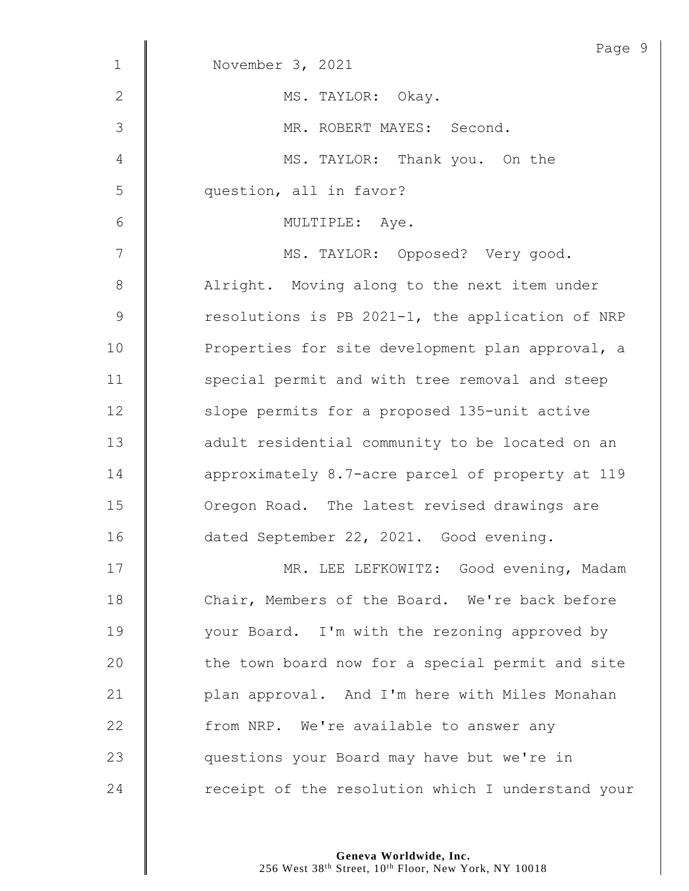November 3, 2021

MS. TAYLOR: Okay.

MR. ROBERT MAYES: Second.

MS. TAYLOR: Thank you. On the question, all in favor?

MULTIPLE: Aye.

MS. TAYLOR: Opposed? Very good. Alright. Moving along to the next item under resolutions is PB 2021-1, the application of NRP Properties for site development plan approval, a special permit and with tree removal and steep slope permits for a proposed 135-unit active adult residential community to be located on an approximately 8.7-acre parcel of property at 119 Oregon Road. The latest revised drawings are dated September 22, 2021. Good evening.

MR. LEE LEFKOWITZ: Good evening, Madam Chair, Members of the Board. We're back before your Board. I'm with the rezoning approved by the town board now for a special permit and site plan approval. And I'm here with Miles Monahan from NRP. We're available to answer any questions your Board may have but we're in receipt of the resolution which I understand your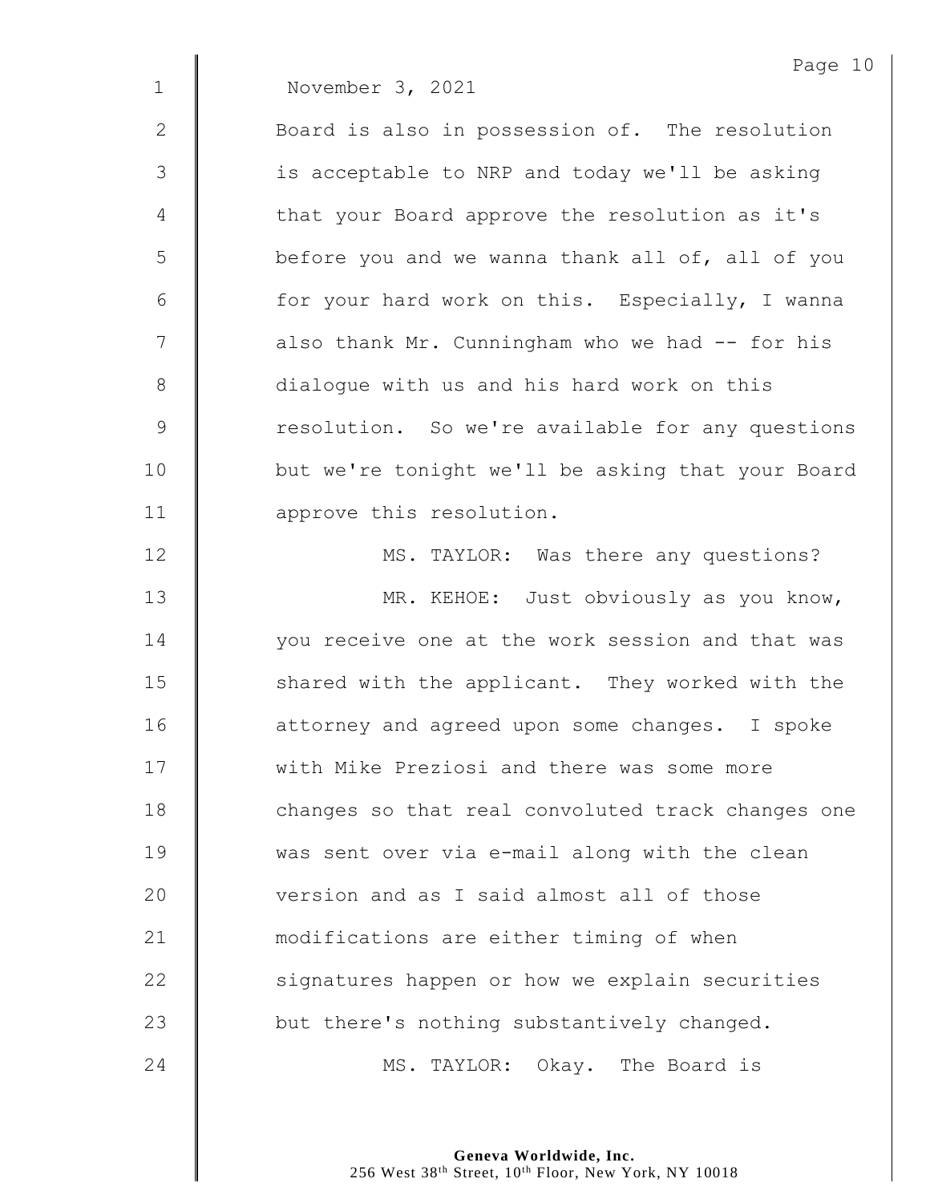November 3, 2021

Board is also in possession of. The resolution is acceptable to NRP and today we'll be asking that your Board approve the resolution as it's before you and we wanna thank all of, all of you for your hard work on this. Especially, I wanna also thank Mr. Cunningham who we had -- for his dialogue with us and his hard work on this resolution. So we're available for any questions but we're tonight we'll be asking that your Board approve this resolution.

MS. TAYLOR: Was there any questions?

MR. KEHOE: Just obviously as you know, you receive one at the work session and that was shared with the applicant. They worked with the attorney and agreed upon some changes. I spoke with Mike Preziosi and there was some more changes so that real convoluted track changes one was sent over via e-mail along with the clean version and as I said almost all of those modifications are either timing of when signatures happen or how we explain securities but there's nothing substantively changed.

MS. TAYLOR: Okay. The Board is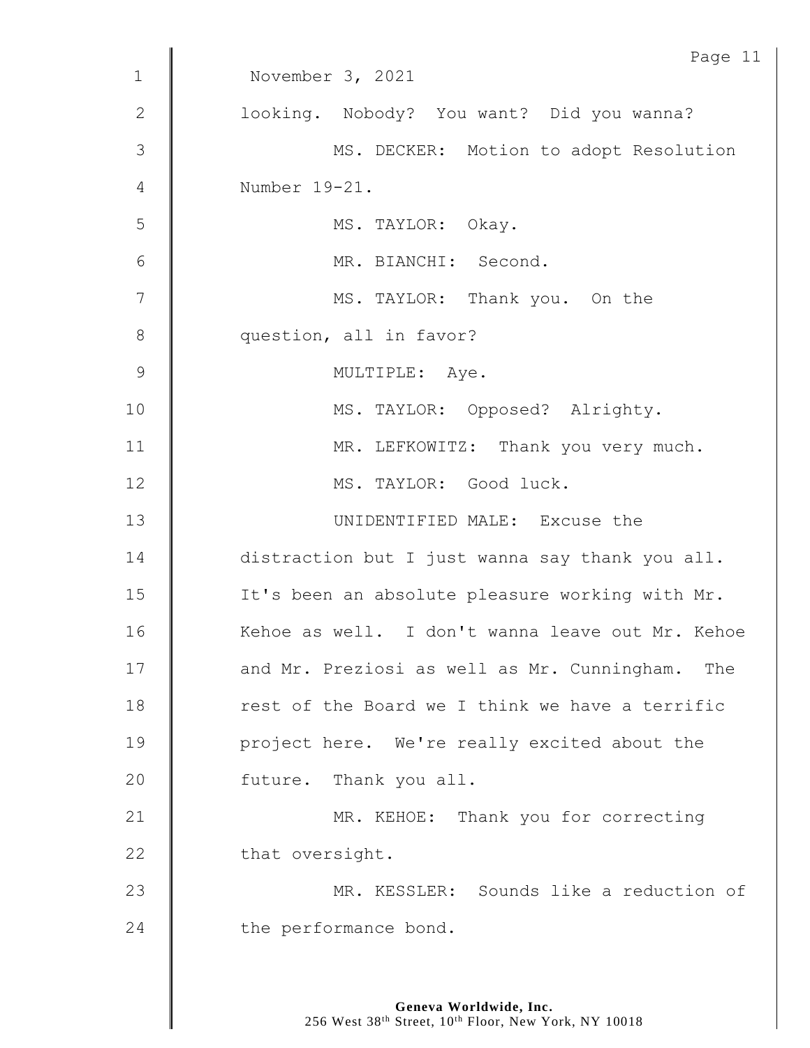November 3, 2021

looking. Nobody? You want? Did you wanna?

MS. DECKER: Motion to adopt Resolution Number 19-21.

MS. TAYLOR: Okay.

MR. BIANCHI: Second.

MS. TAYLOR: Thank you. On the question, all in favor?

MULTIPLE: Aye.

MS. TAYLOR: Opposed? Alrighty.

MR. LEFKOWITZ: Thank you very much.

MS. TAYLOR: Good luck.

UNIDENTIFIED MALE: Excuse the distraction but I just wanna say thank you all. It's been an absolute pleasure working with Mr. Kehoe as well. I don't wanna leave out Mr. Kehoe and Mr. Preziosi as well as Mr. Cunningham. The rest of the Board we I think we have a terrific project here. We're really excited about the future. Thank you all.

MR. KEHOE: Thank you for correcting that oversight.

MR. KESSLER: Sounds like a reduction of the performance bond.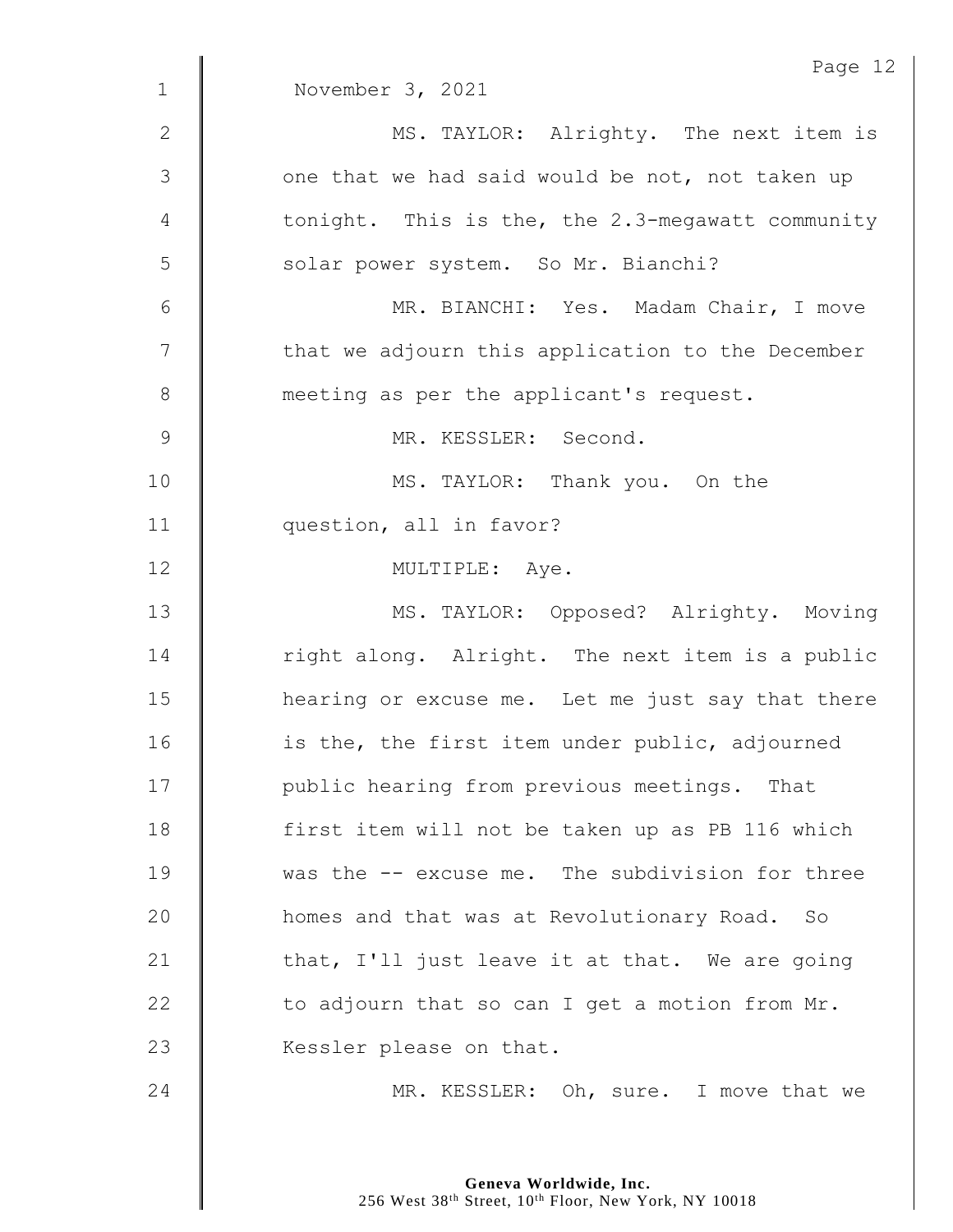November 3, 2021

MS. TAYLOR: Alrighty. The next item is one that we had said would be not, not taken up tonight. This is the, the 2.3-megawatt community solar power system. So Mr. Bianchi?

MR. BIANCHI: Yes. Madam Chair, I move that we adjourn this application to the December meeting as per the applicant's request.

MR. KESSLER: Second.

MS. TAYLOR: Thank you. On the question, all in favor?

MULTIPLE: Aye.

MS. TAYLOR: Opposed? Alrighty. Moving right along. Alright. The next item is a public hearing or excuse me. Let me just say that there is the, the first item under public, adjourned public hearing from previous meetings. That first item will not be taken up as PB 116 which was the -- excuse me. The subdivision for three homes and that was at Revolutionary Road. So that, I'll just leave it at that. We are going to adjourn that so can I get a motion from Mr. Kessler please on that.

MR. KESSLER: Oh, sure. I move that we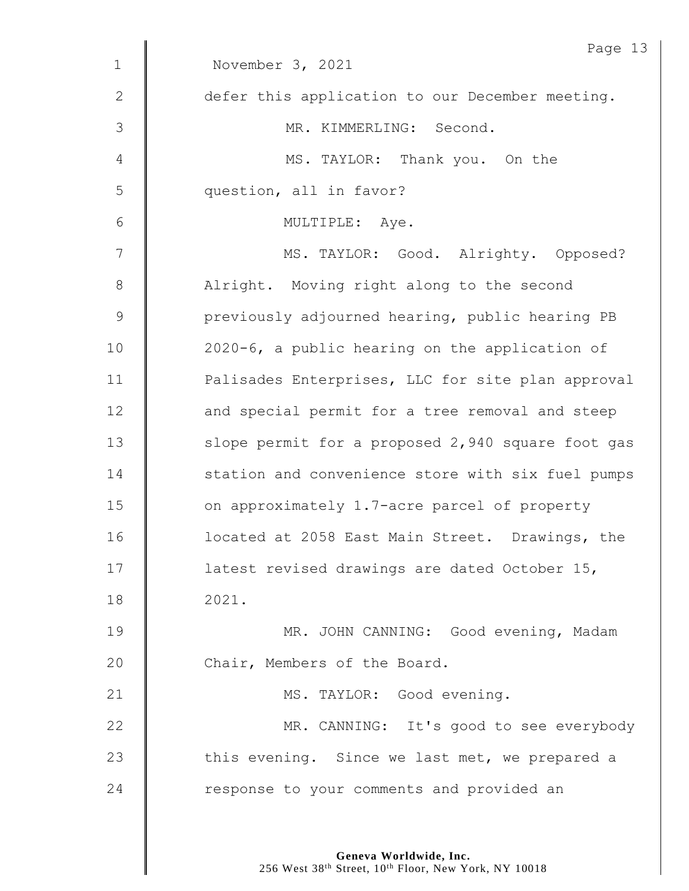November 3, 2021

defer this application to our December meeting.

MR. KIMMERLING: Second.

MS. TAYLOR: Thank you. On the question, all in favor?

MULTIPLE: Aye.

MS. TAYLOR: Good. Alrighty. Opposed? Alright. Moving right along to the second previously adjourned hearing, public hearing PB 2020-6, a public hearing on the application of Palisades Enterprises, LLC for site plan approval and special permit for a tree removal and steep slope permit for a proposed 2,940 square foot gas station and convenience store with six fuel pumps on approximately 1.7-acre parcel of property located at 2058 East Main Street. Drawings, the latest revised drawings are dated October 15, 2021.

MR. JOHN CANNING: Good evening, Madam Chair, Members of the Board.

MS. TAYLOR: Good evening.

MR. CANNING: It's good to see everybody this evening. Since we last met, we prepared a response to your comments and provided an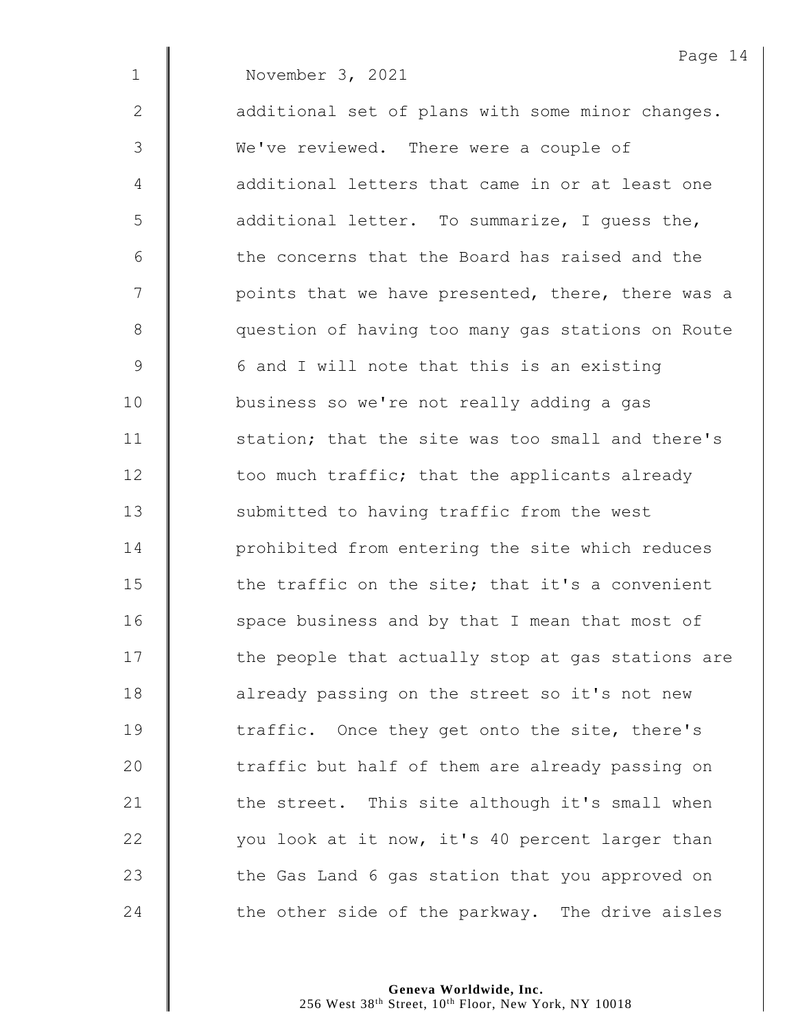November 3, 2021

additional set of plans with some minor changes. We've reviewed. There were a couple of additional letters that came in or at least one additional letter. To summarize, I guess the, the concerns that the Board has raised and the points that we have presented, there, there was a question of having too many gas stations on Route 6 and I will note that this is an existing business so we're not really adding a gas station; that the site was too small and there's too much traffic; that the applicants already submitted to having traffic from the west prohibited from entering the site which reduces the traffic on the site; that it's a convenient space business and by that I mean that most of the people that actually stop at gas stations are already passing on the street so it's not new traffic. Once they get onto the site, there's traffic but half of them are already passing on the street. This site although it's small when you look at it now, it's 40 percent larger than the Gas Land 6 gas station that you approved on the other side of the parkway. The drive aisles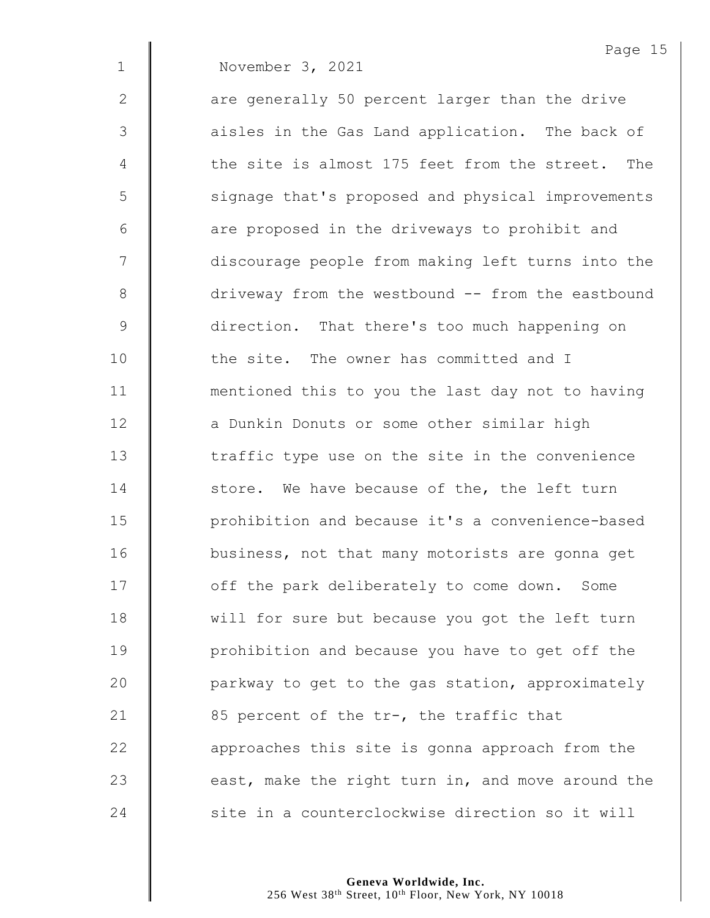November 3, 2021

are generally 50 percent larger than the drive aisles in the Gas Land application. The back of the site is almost 175 feet from the street. The signage that's proposed and physical improvements are proposed in the driveways to prohibit and discourage people from making left turns into the driveway from the westbound -- from the eastbound direction. That there's too much happening on the site. The owner has committed and I mentioned this to you the last day not to having a Dunkin Donuts or some other similar high traffic type use on the site in the convenience store. We have because of the, the left turn prohibition and because it's a convenience-based business, not that many motorists are gonna get off the park deliberately to come down. Some will for sure but because you got the left turn prohibition and because you have to get off the parkway to get to the gas station, approximately 85 percent of the tr-, the traffic that approaches this site is gonna approach from the east, make the right turn in, and move around the site in a counterclockwise direction so it will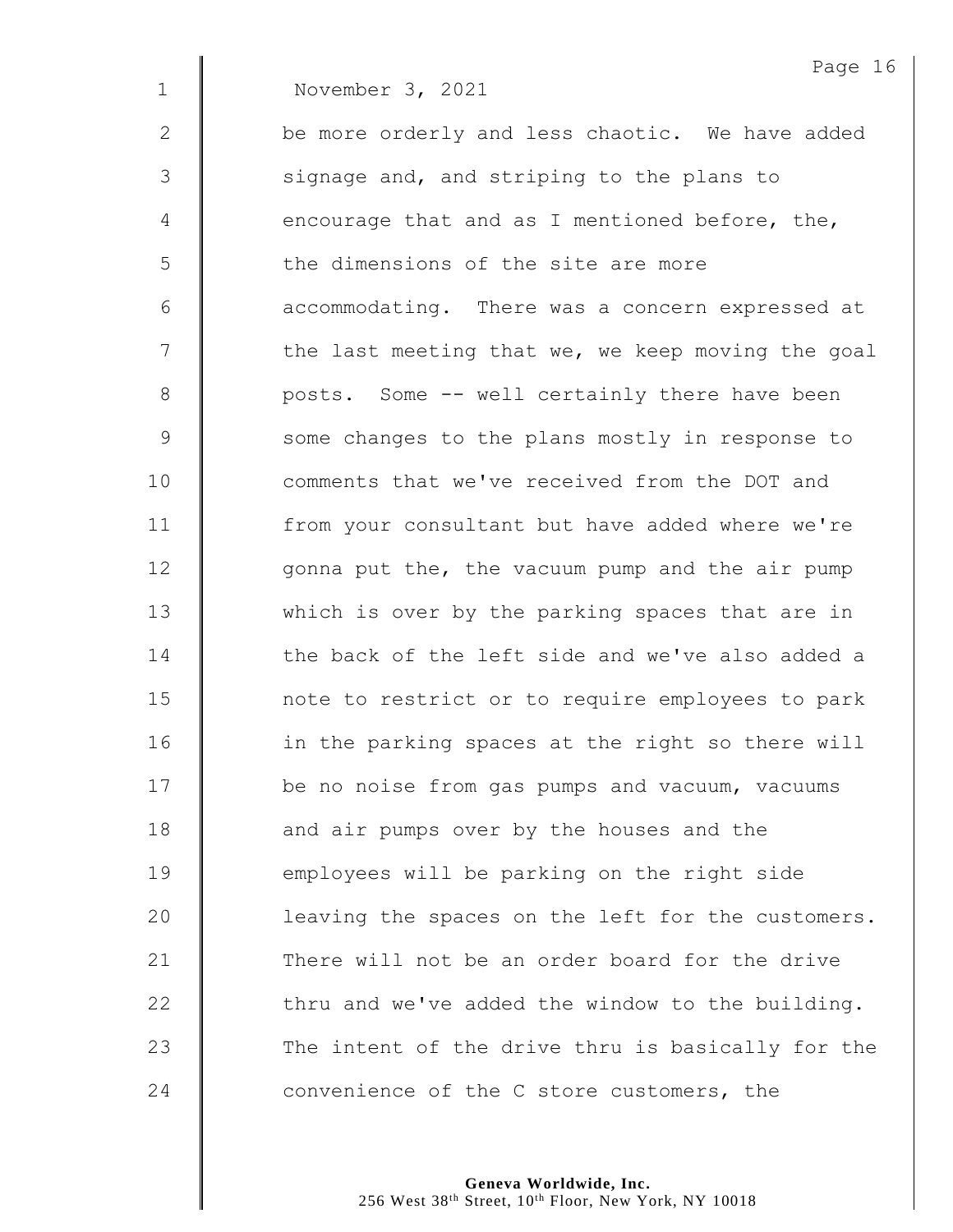November 3, 2021

be more orderly and less chaotic. We have added signage and, and striping to the plans to encourage that and as I mentioned before, the, the dimensions of the site are more accommodating. There was a concern expressed at the last meeting that we, we keep moving the goal posts. Some -- well certainly there have been some changes to the plans mostly in response to comments that we've received from the DOT and from your consultant but have added where we're gonna put the, the vacuum pump and the air pump which is over by the parking spaces that are in the back of the left side and we've also added a note to restrict or to require employees to park in the parking spaces at the right so there will be no noise from gas pumps and vacuum, vacuums and air pumps over by the houses and the employees will be parking on the right side leaving the spaces on the left for the customers. There will not be an order board for the drive thru and we've added the window to the building. The intent of the drive thru is basically for the convenience of the C store customers, the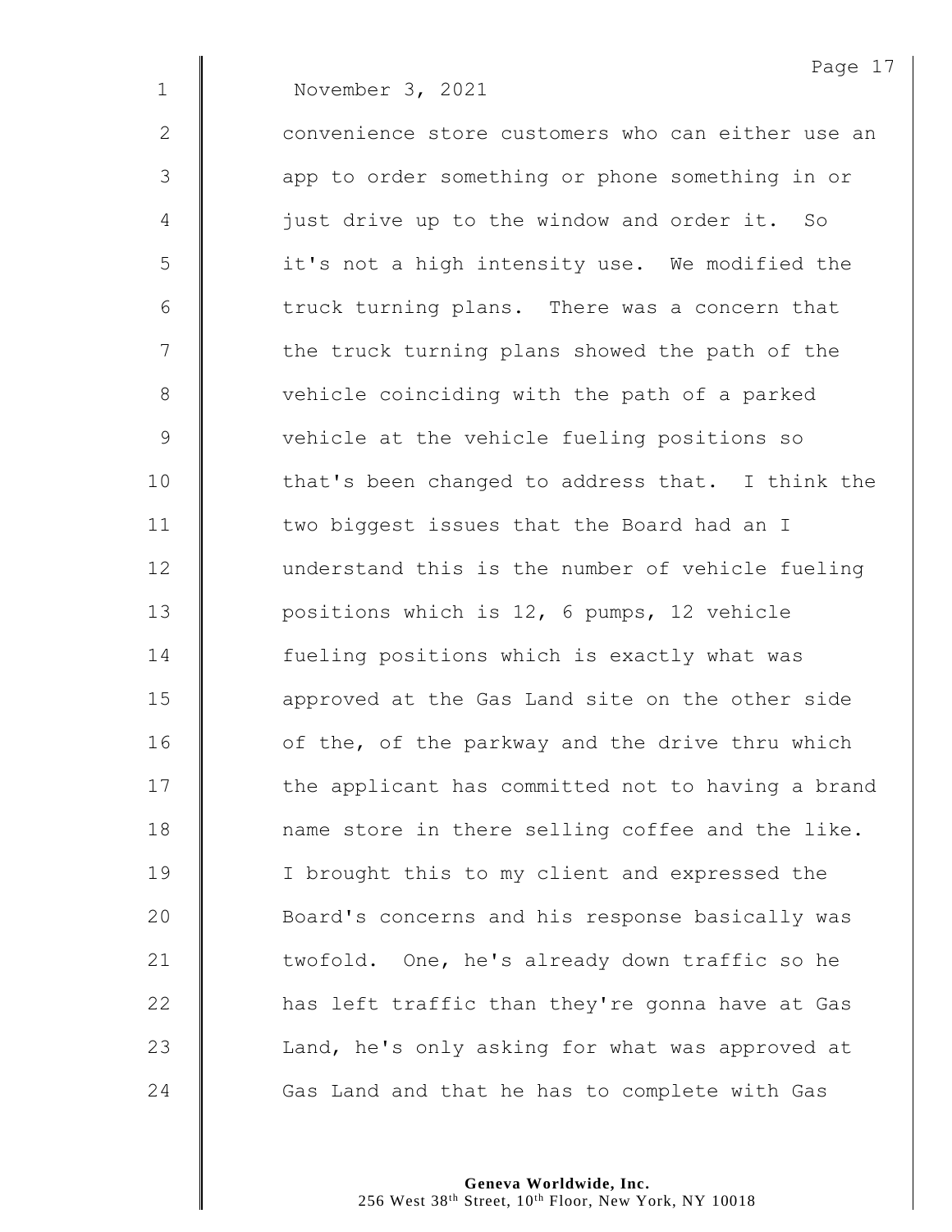November 3, 2021

convenience store customers who can either use an app to order something or phone something in or just drive up to the window and order it. So it's not a high intensity use. We modified the truck turning plans. There was a concern that the truck turning plans showed the path of the vehicle coinciding with the path of a parked vehicle at the vehicle fueling positions so that's been changed to address that. I think the two biggest issues that the Board had an I understand this is the number of vehicle fueling positions which is 12, 6 pumps, 12 vehicle fueling positions which is exactly what was approved at the Gas Land site on the other side of the, of the parkway and the drive thru which the applicant has committed not to having a brand name store in there selling coffee and the like. I brought this to my client and expressed the Board's concerns and his response basically was twofold. One, he's already down traffic so he has left traffic than they're gonna have at Gas Land, he's only asking for what was approved at Gas Land and that he has to complete with Gas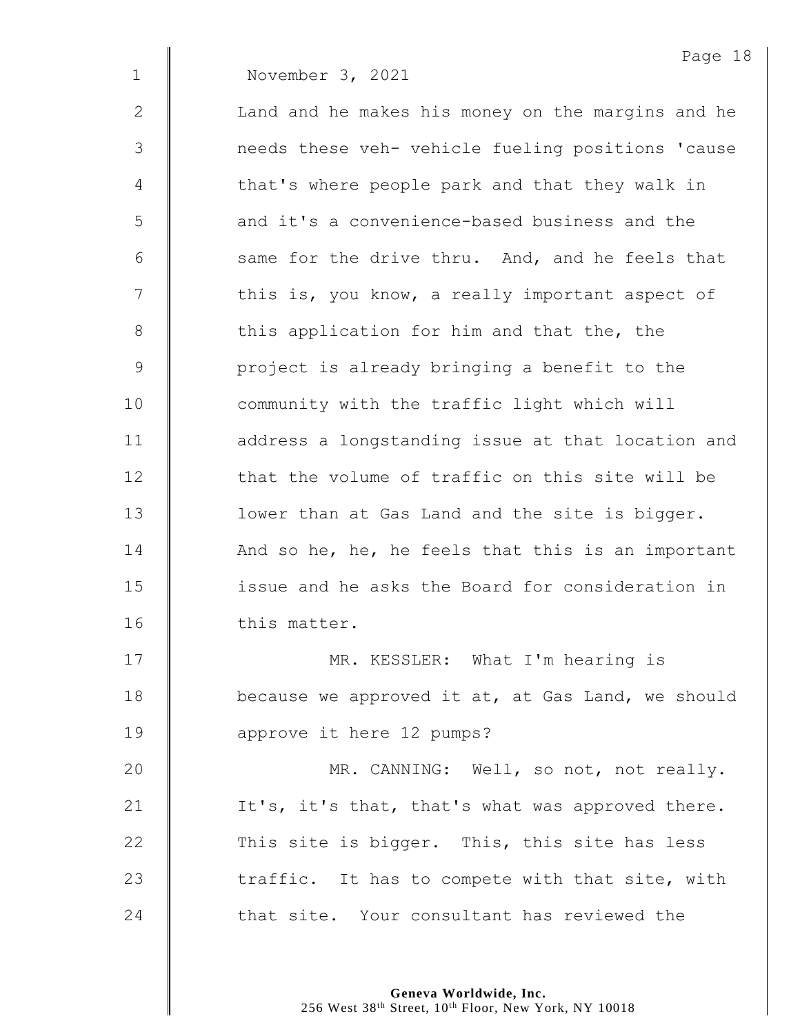November 3, 2021

Land and he makes his money on the margins and he needs these veh- vehicle fueling positions 'cause that's where people park and that they walk in and it's a convenience-based business and the same for the drive thru. And, and he feels that this is, you know, a really important aspect of this application for him and that the, the project is already bringing a benefit to the community with the traffic light which will address a longstanding issue at that location and that the volume of traffic on this site will be lower than at Gas Land and the site is bigger. And so he, he, he feels that this is an important issue and he asks the Board for consideration in this matter.

MR. KESSLER: What I'm hearing is because we approved it at, at Gas Land, we should approve it here 12 pumps?

MR. CANNING: Well, so not, not really. It's, it's that, that's what was approved there. This site is bigger. This, this site has less traffic. It has to compete with that site, with that site. Your consultant has reviewed the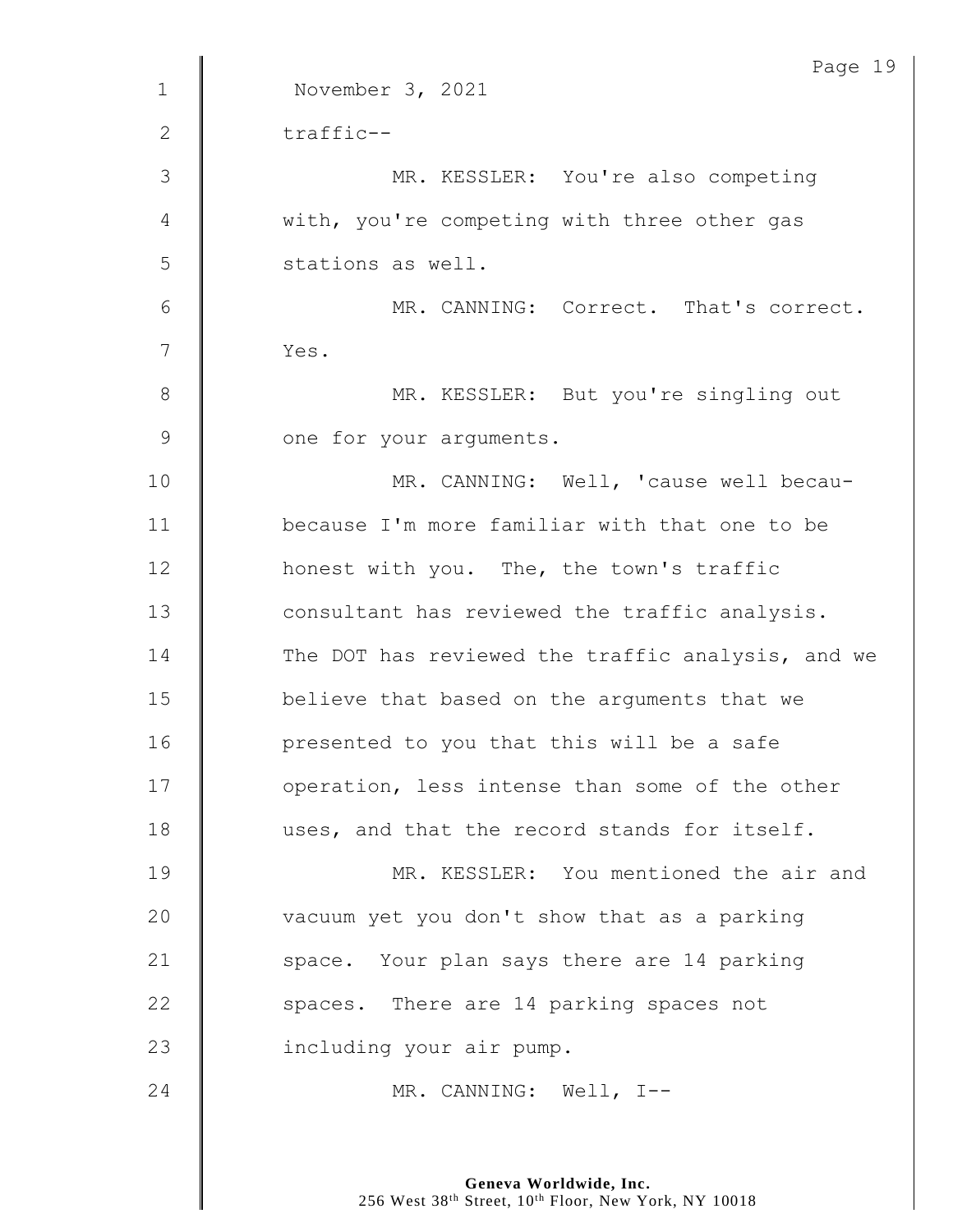November 3, 2021

traffic--

MR. KESSLER: You're also competing with, you're competing with three other gas stations as well.

MR. CANNING: Correct. That's correct. Yes.

MR. KESSLER: But you're singling out one for your arguments.

MR. CANNING: Well, 'cause well becau- because I'm more familiar with that one to be honest with you. The, the town's traffic consultant has reviewed the traffic analysis. The DOT has reviewed the traffic analysis, and we believe that based on the arguments that we presented to you that this will be a safe operation, less intense than some of the other uses, and that the record stands for itself.

MR. KESSLER: You mentioned the air and vacuum yet you don't show that as a parking space. Your plan says there are 14 parking spaces. There are 14 parking spaces not including your air pump.

MR. CANNING: Well, I--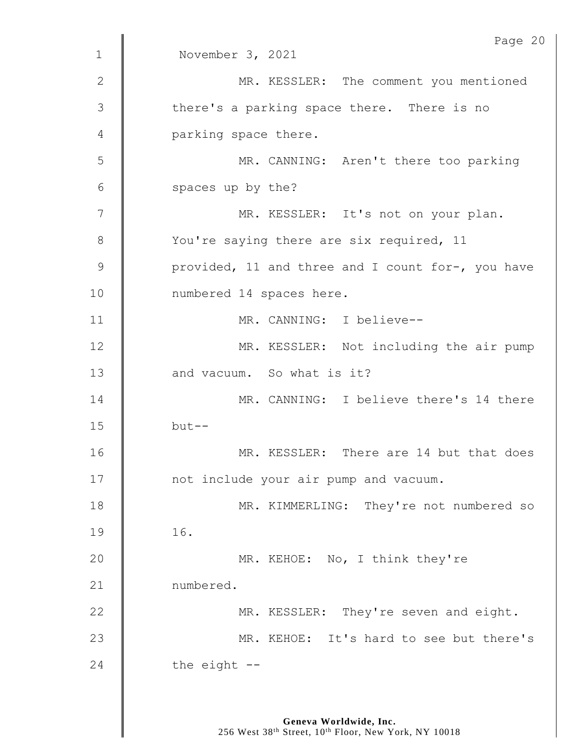November 3, 2021

MR. KESSLER: The comment you mentioned there's a parking space there. There is no parking space there.

MR. CANNING: Aren't there too parking spaces up by the?

MR. KESSLER: It's not on your plan. You're saying there are six required, 11 provided, 11 and three and I count for-, you have numbered 14 spaces here.

MR. CANNING: I believe--

MR. KESSLER: Not including the air pump and vacuum. So what is it?

MR. CANNING: I believe there's 14 there but--

MR. KESSLER: There are 14 but that does not include your air pump and vacuum.

MR. KIMMERLING: They're not numbered so 16.

MR. KEHOE: No, I think they're numbered.

MR. KESSLER: They're seven and eight.

MR. KEHOE: It's hard to see but there's the eight --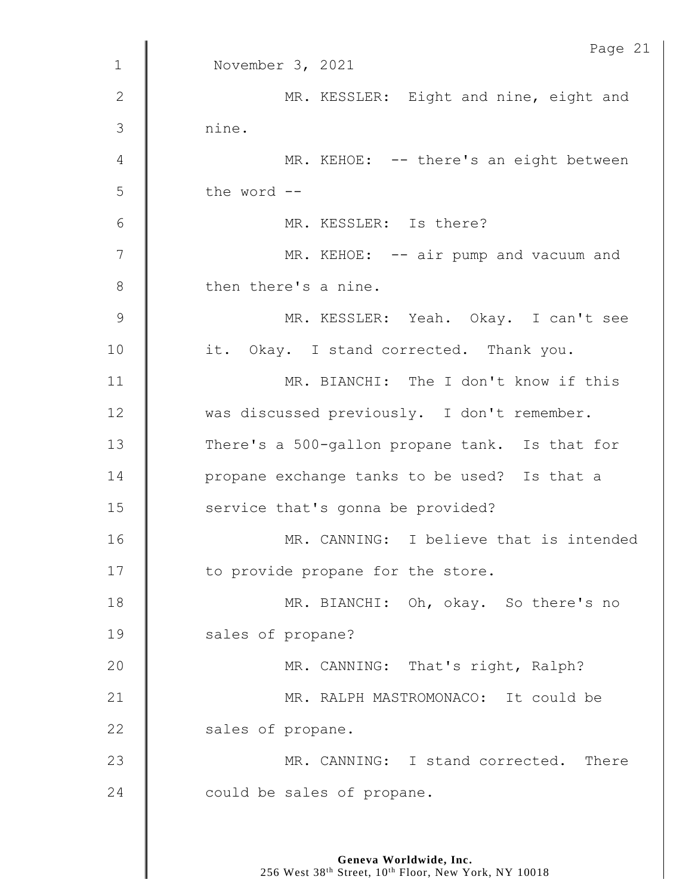November 3, 2021

MR. KESSLER: Eight and nine, eight and nine.

MR. KEHOE: -- there's an eight between the word --

MR. KESSLER: Is there?

MR. KEHOE: -- air pump and vacuum and then there's a nine.

MR. KESSLER: Yeah. Okay. I can't see it. Okay. I stand corrected. Thank you.

MR. BIANCHI: The I don't know if this was discussed previously. I don't remember. There's a 500-gallon propane tank. Is that for propane exchange tanks to be used? Is that a service that's gonna be provided?

MR. CANNING: I believe that is intended to provide propane for the store.

MR. BIANCHI: Oh, okay. So there's no sales of propane?

MR. CANNING: That's right, Ralph?

MR. RALPH MASTROMONACO: It could be sales of propane.

MR. CANNING: I stand corrected. There could be sales of propane.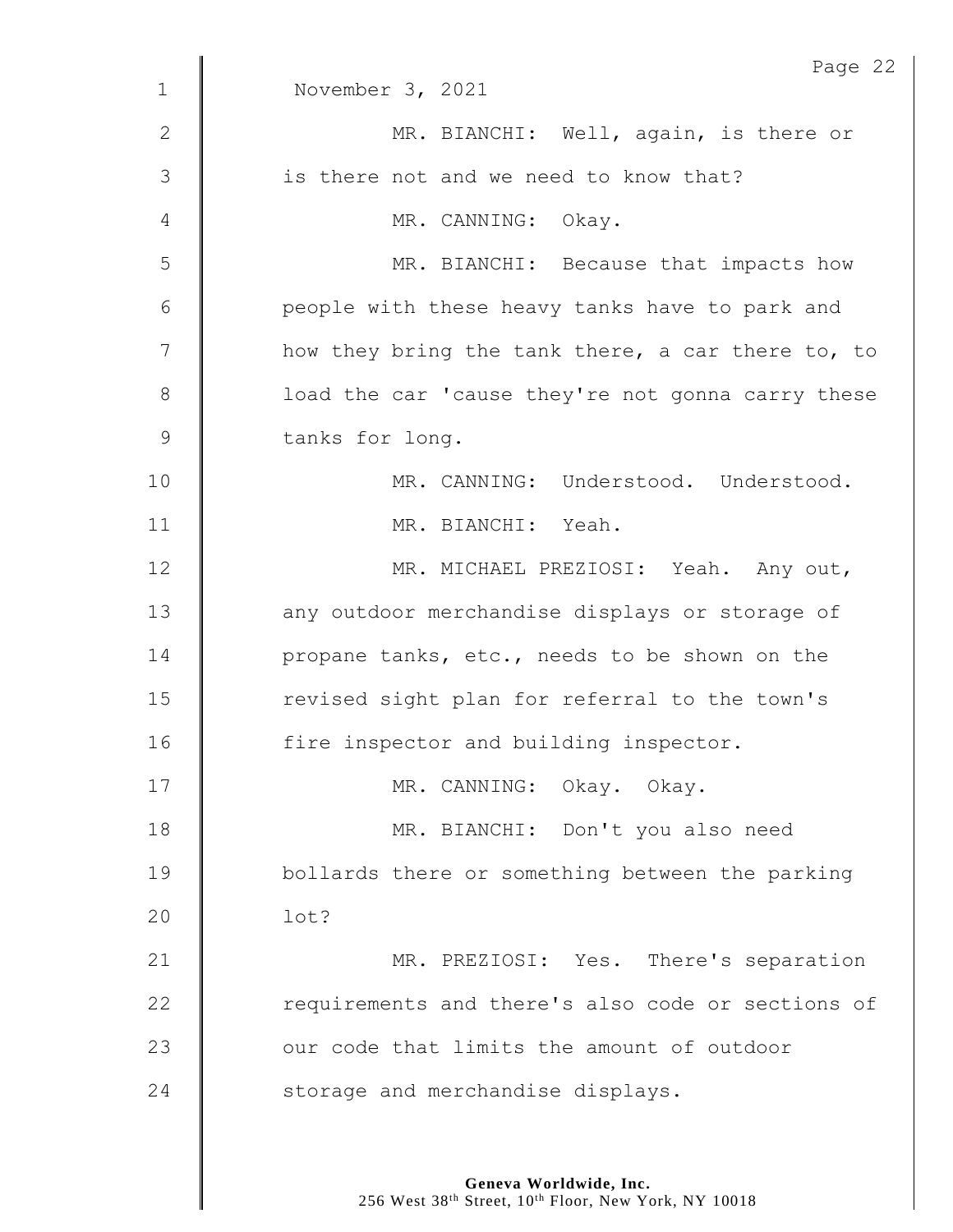November 3, 2021

MR. BIANCHI: Well, again, is there or is there not and we need to know that?

MR. CANNING: Okay.

MR. BIANCHI: Because that impacts how people with these heavy tanks have to park and how they bring the tank there, a car there to, to load the car 'cause they're not gonna carry these tanks for long.

MR. CANNING: Understood. Understood.

MR. BIANCHI: Yeah.

MR. MICHAEL PREZIOSI: Yeah. Any out, any outdoor merchandise displays or storage of propane tanks, etc., needs to be shown on the revised sight plan for referral to the town's fire inspector and building inspector.

MR. CANNING: Okay. Okay.

MR. BIANCHI: Don't you also need bollards there or something between the parking lot?

MR. PREZIOSI: Yes. There's separation requirements and there's also code or sections of our code that limits the amount of outdoor storage and merchandise displays.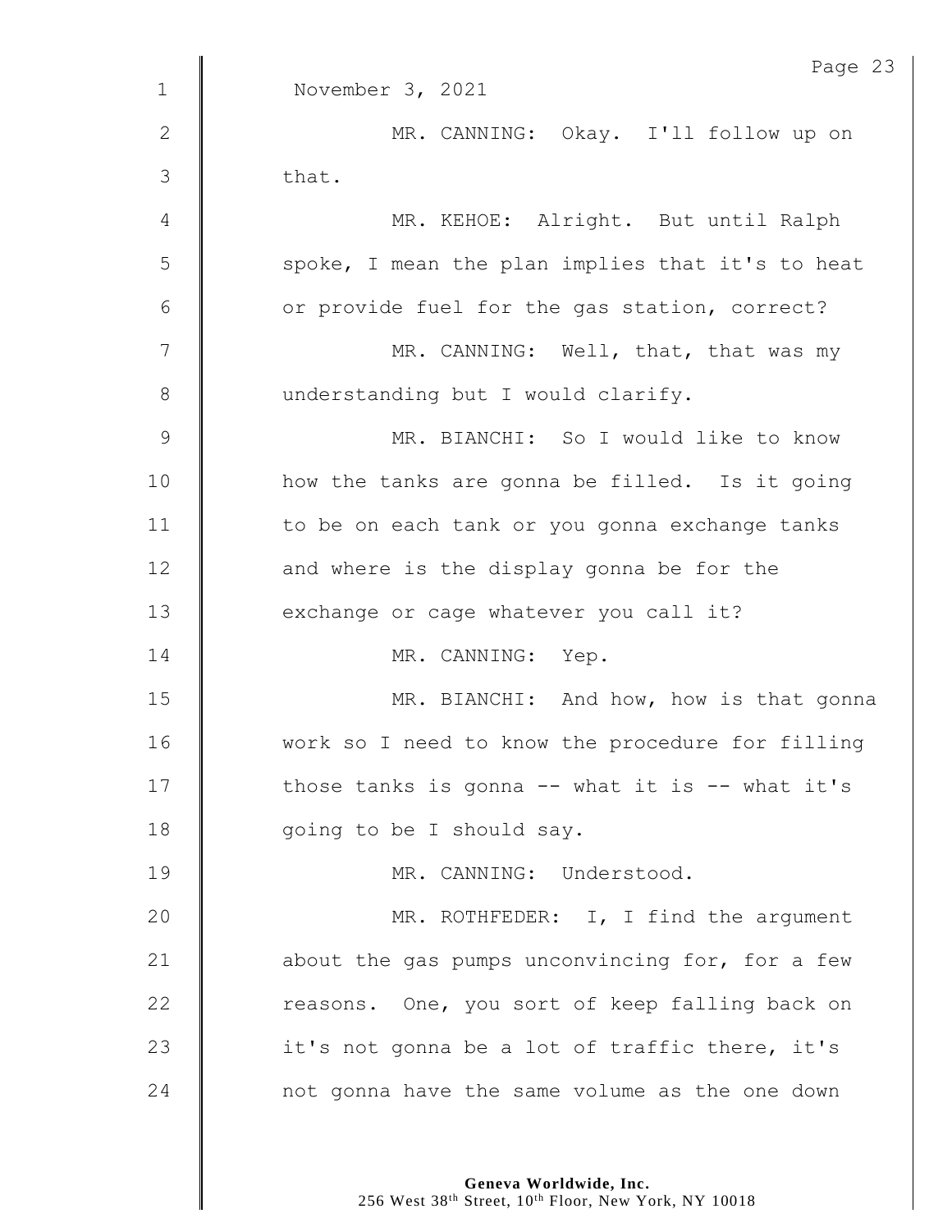November 3, 2021

MR. CANNING: Okay. I'll follow up on that.

MR. KEHOE: Alright. But until Ralph spoke, I mean the plan implies that it's to heat or provide fuel for the gas station, correct?

MR. CANNING: Well, that, that was my understanding but I would clarify.

MR. BIANCHI: So I would like to know how the tanks are gonna be filled. Is it going to be on each tank or you gonna exchange tanks and where is the display gonna be for the exchange or cage whatever you call it?

MR. CANNING: Yep.

MR. BIANCHI: And how, how is that gonna work so I need to know the procedure for filling those tanks is gonna -- what it is -- what it's going to be I should say.

MR. CANNING: Understood.

MR. ROTHFEDER: I, I find the argument about the gas pumps unconvincing for, for a few reasons. One, you sort of keep falling back on it's not gonna be a lot of traffic there, it's not gonna have the same volume as the one down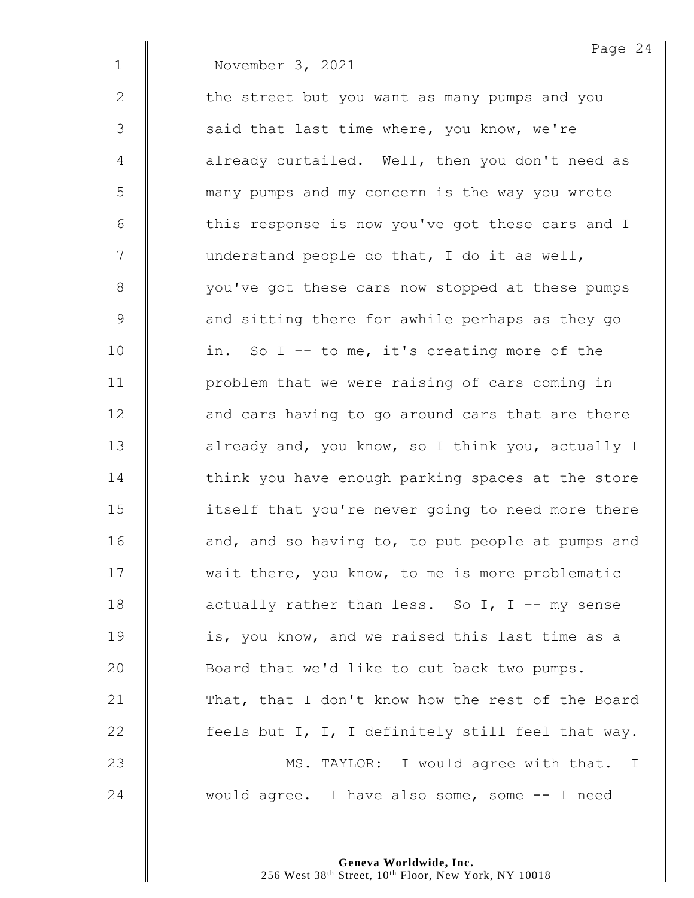November 3, 2021

the street but you want as many pumps and you said that last time where, you know, we're already curtailed. Well, then you don't need as many pumps and my concern is the way you wrote this response is now you've got these cars and I understand people do that, I do it as well, you've got these cars now stopped at these pumps and sitting there for awhile perhaps as they go in. So I -- to me, it's creating more of the problem that we were raising of cars coming in and cars having to go around cars that are there already and, you know, so I think you, actually I think you have enough parking spaces at the store itself that you're never going to need more there and, and so having to, to put people at pumps and wait there, you know, to me is more problematic actually rather than less. So I, I -- my sense is, you know, and we raised this last time as a Board that we'd like to cut back two pumps. That, that I don't know how the rest of the Board feels but I, I, I definitely still feel that way.

MS. TAYLOR: I would agree with that. I would agree. I have also some, some -- I need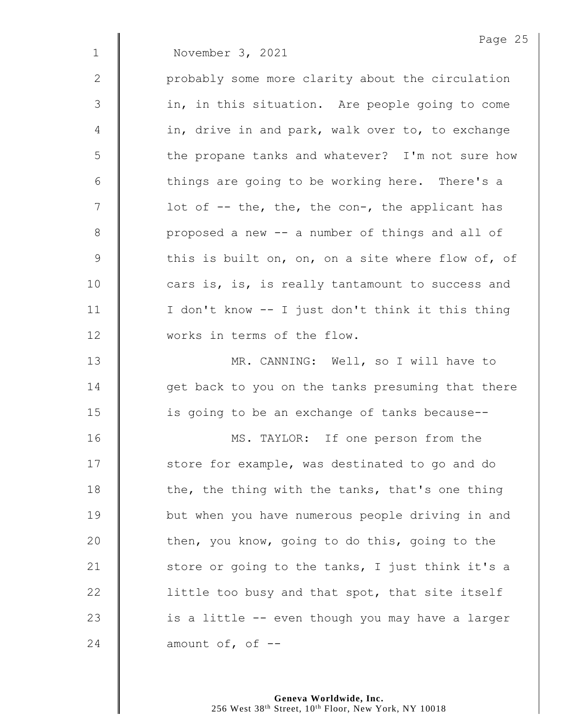November 3, 2021

probably some more clarity about the circulation in, in this situation. Are people going to come in, drive in and park, walk over to, to exchange the propane tanks and whatever? I'm not sure how things are going to be working here. There's a lot of -- the, the, the con-, the applicant has proposed a new -- a number of things and all of this is built on, on, on a site where flow of, of cars is, is, is really tantamount to success and I don't know -- I just don't think it this thing works in terms of the flow.

MR. CANNING: Well, so I will have to get back to you on the tanks presuming that there is going to be an exchange of tanks because--

MS. TAYLOR: If one person from the store for example, was destinated to go and do the, the thing with the tanks, that's one thing but when you have numerous people driving in and then, you know, going to do this, going to the store or going to the tanks, I just think it's a little too busy and that spot, that site itself is a little -- even though you may have a larger amount of, of --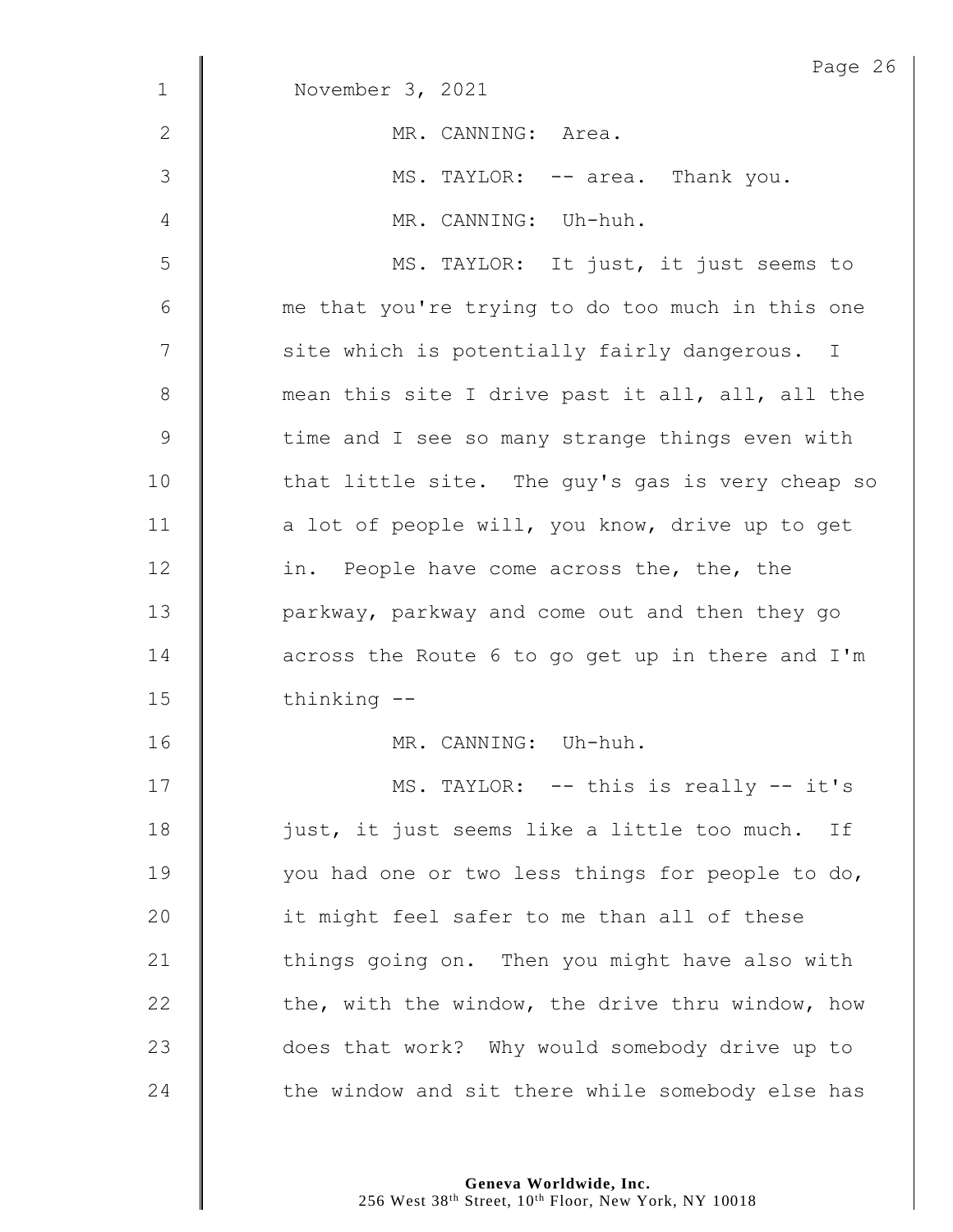November 3, 2021

MR. CANNING: Area.

MS. TAYLOR: -- area. Thank you.

MR. CANNING: Uh-huh.

MS. TAYLOR: It just, it just seems to me that you're trying to do too much in this one site which is potentially fairly dangerous. I mean this site I drive past it all, all, all the time and I see so many strange things even with that little site. The guy's gas is very cheap so a lot of people will, you know, drive up to get in. People have come across the, the, the parkway, parkway and come out and then they go across the Route 6 to go get up in there and I'm thinking --

MR. CANNING: Uh-huh.

MS. TAYLOR: -- this is really -- it's just, it just seems like a little too much. If you had one or two less things for people to do, it might feel safer to me than all of these things going on. Then you might have also with the, with the window, the drive thru window, how does that work? Why would somebody drive up to the window and sit there while somebody else has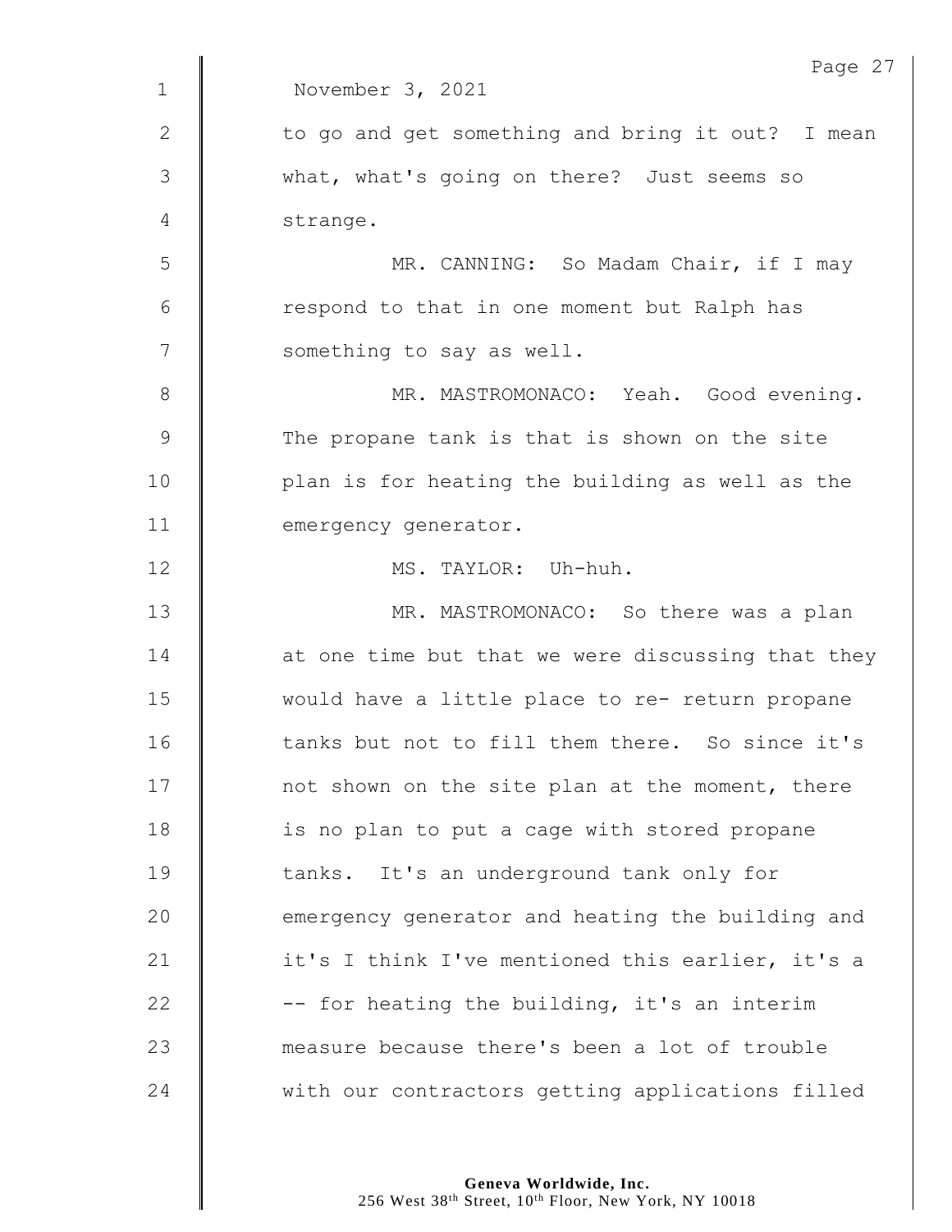November 3, 2021

to go and get something and bring it out? I mean what, what's going on there? Just seems so strange.

MR. CANNING: So Madam Chair, if I may respond to that in one moment but Ralph has something to say as well.

MR. MASTROMONACO: Yeah. Good evening. The propane tank is that is shown on the site plan is for heating the building as well as the emergency generator.

MS. TAYLOR: Uh-huh.

MR. MASTROMONACO: So there was a plan at one time but that we were discussing that they would have a little place to re- return propane tanks but not to fill them there. So since it's not shown on the site plan at the moment, there is no plan to put a cage with stored propane tanks. It's an underground tank only for emergency generator and heating the building and it's I think I've mentioned this earlier, it's a -- for heating the building, it's an interim measure because there's been a lot of trouble with our contractors getting applications filled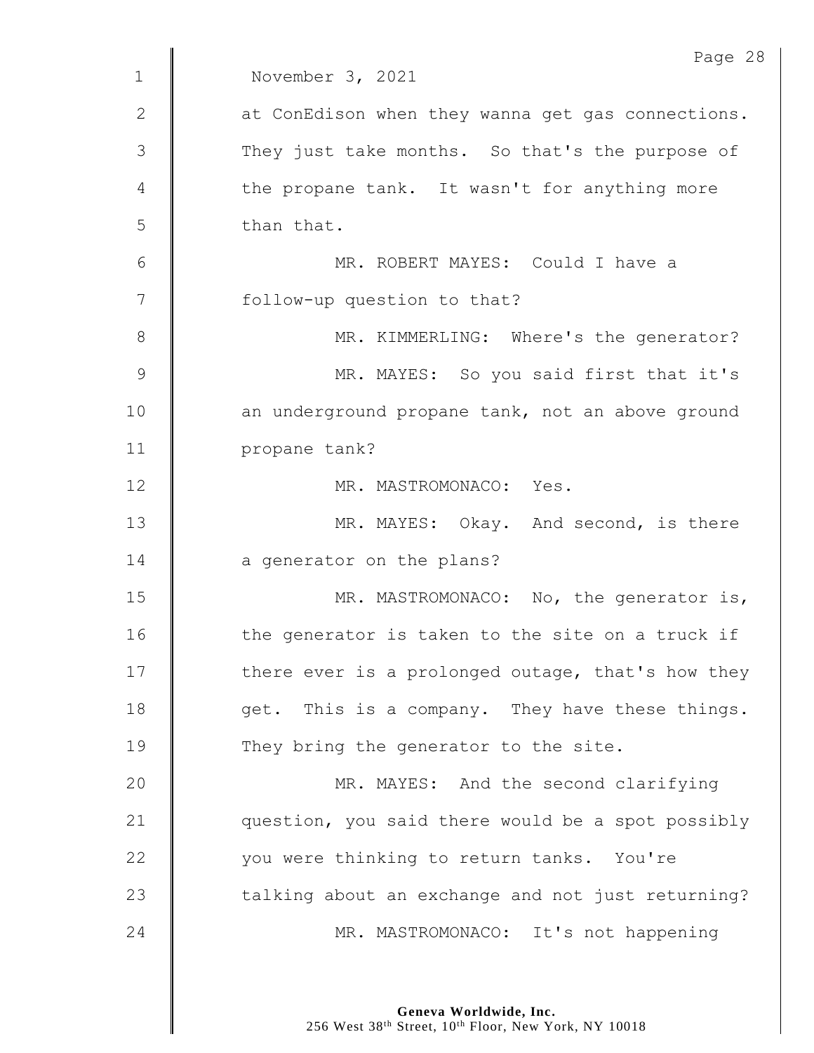November 3, 2021

at ConEdison when they wanna get gas connections. They just take months. So that's the purpose of the propane tank. It wasn't for anything more than that.

MR. ROBERT MAYES: Could I have a follow-up question to that?

MR. KIMMERLING: Where's the generator?

MR. MAYES: So you said first that it's an underground propane tank, not an above ground propane tank?

MR. MASTROMONACO: Yes.

MR. MAYES: Okay. And second, is there a generator on the plans?

MR. MASTROMONACO: No, the generator is, the generator is taken to the site on a truck if there ever is a prolonged outage, that's how they get. This is a company. They have these things. They bring the generator to the site.

MR. MAYES: And the second clarifying question, you said there would be a spot possibly you were thinking to return tanks. You're talking about an exchange and not just returning?

MR. MASTROMONACO: It's not happening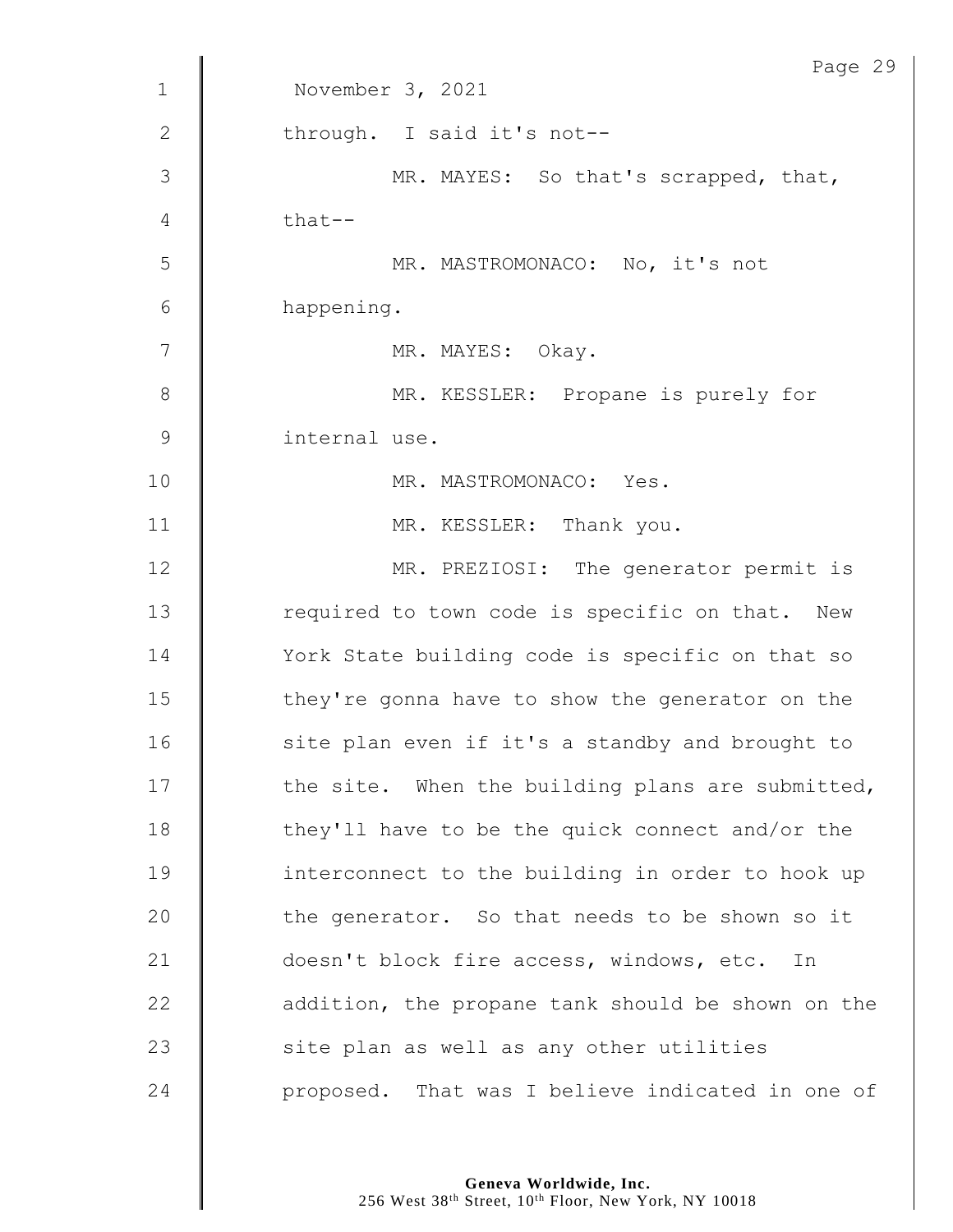November 3, 2021

through. I said it's not--

MR. MAYES: So that's scrapped, that, that--

MR. MASTROMONACO: No, it's not happening.

MR. MAYES: Okay.

MR. KESSLER: Propane is purely for internal use.

MR. MASTROMONACO: Yes.

MR. KESSLER: Thank you.

MR. PREZIOSI: The generator permit is required to town code is specific on that. New York State building code is specific on that so they're gonna have to show the generator on the site plan even if it's a standby and brought to the site. When the building plans are submitted, they'll have to be the quick connect and/or the interconnect to the building in order to hook up the generator. So that needs to be shown so it doesn't block fire access, windows, etc. In addition, the propane tank should be shown on the site plan as well as any other utilities proposed. That was I believe indicated in one of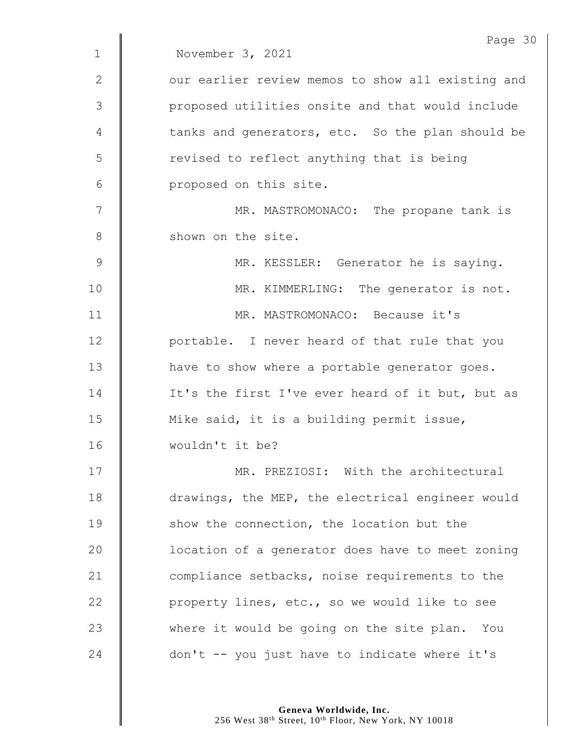November 3, 2021

our earlier review memos to show all existing and proposed utilities onsite and that would include tanks and generators, etc. So the plan should be revised to reflect anything that is being proposed on this site.

MR. MASTROMONACO: The propane tank is shown on the site.

MR. KESSLER: Generator he is saying.

MR. KIMMERLING: The generator is not.

MR. MASTROMONACO: Because it's portable. I never heard of that rule that you have to show where a portable generator goes. It's the first I've ever heard of it but, but as Mike said, it is a building permit issue, wouldn't it be?

MR. PREZIOSI: With the architectural drawings, the MEP, the electrical engineer would show the connection, the location but the location of a generator does have to meet zoning compliance setbacks, noise requirements to the property lines, etc., so we would like to see where it would be going on the site plan. You don't -- you just have to indicate where it's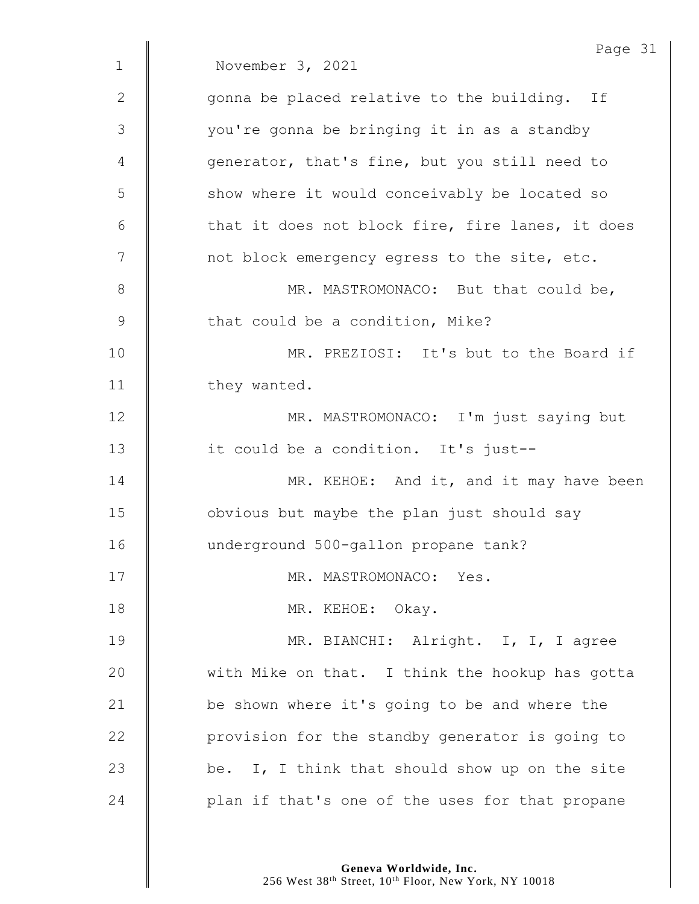November 3, 2021

gonna be placed relative to the building. If you're gonna be bringing it in as a standby generator, that's fine, but you still need to show where it would conceivably be located so that it does not block fire, fire lanes, it does not block emergency egress to the site, etc.

MR. MASTROMONACO: But that could be, that could be a condition, Mike?

MR. PREZIOSI: It's but to the Board if they wanted.

MR. MASTROMONACO: I'm just saying but it could be a condition. It's just--

MR. KEHOE: And it, and it may have been obvious but maybe the plan just should say underground 500-gallon propane tank?

MR. MASTROMONACO: Yes.

MR. KEHOE: Okay.

MR. BIANCHI: Alright. I, I, I agree with Mike on that. I think the hookup has gotta be shown where it's going to be and where the provision for the standby generator is going to be. I, I think that should show up on the site plan if that's one of the uses for that propane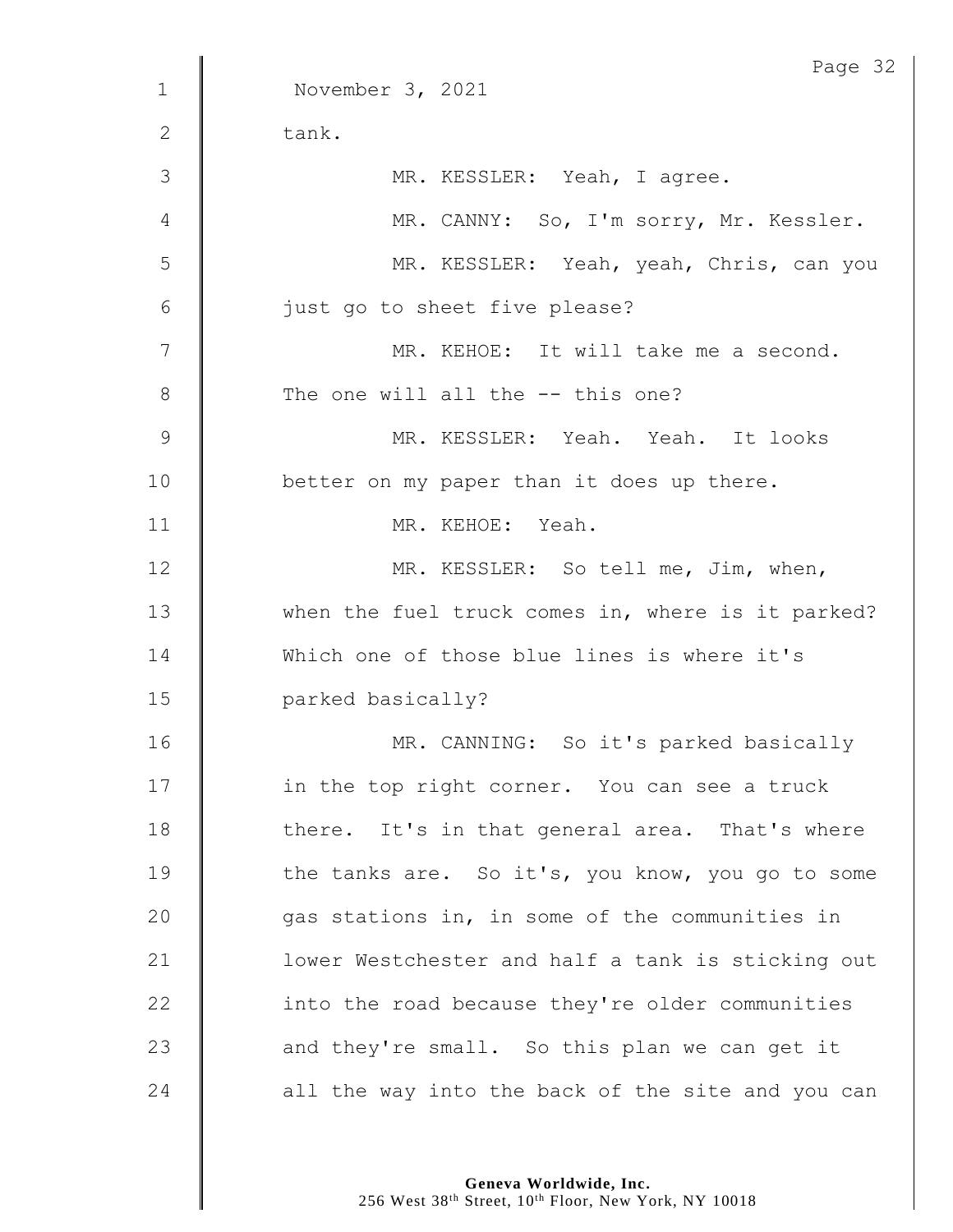November 3, 2021

tank.

MR. KESSLER: Yeah, I agree.

MR. CANNY: So, I'm sorry, Mr. Kessler.

MR. KESSLER: Yeah, yeah, Chris, can you just go to sheet five please?

MR. KEHOE: It will take me a second. The one will all the -- this one?

MR. KESSLER: Yeah. Yeah. It looks better on my paper than it does up there.

MR. KEHOE: Yeah.

MR. KESSLER: So tell me, Jim, when, when the fuel truck comes in, where is it parked? Which one of those blue lines is where it's parked basically?

MR. CANNING: So it's parked basically in the top right corner. You can see a truck there. It's in that general area. That's where the tanks are. So it's, you know, you go to some gas stations in, in some of the communities in lower Westchester and half a tank is sticking out into the road because they're older communities and they're small. So this plan we can get it all the way into the back of the site and you can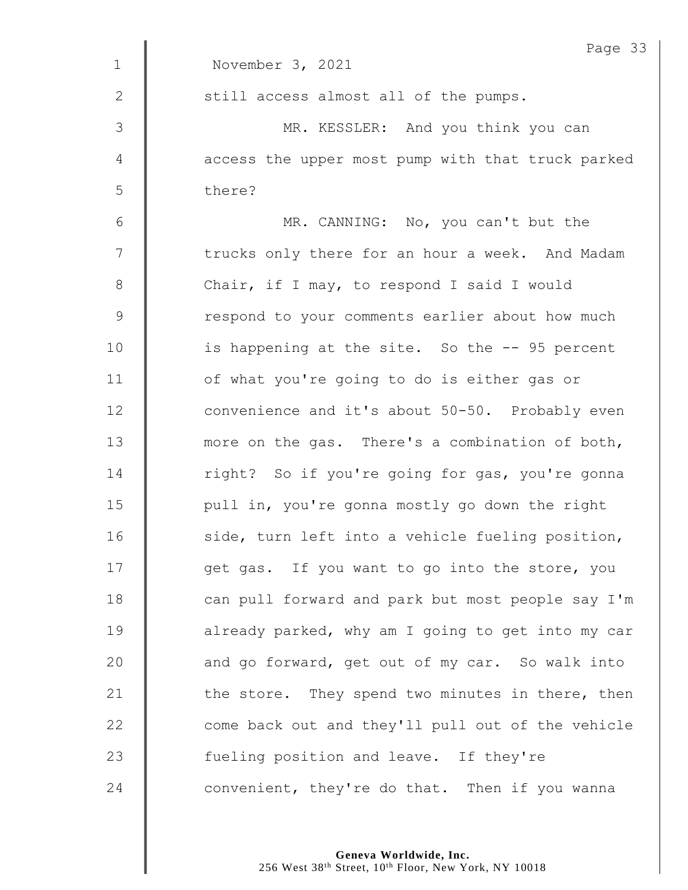November 3, 2021

still access almost all of the pumps.

MR. KESSLER: And you think you can access the upper most pump with that truck parked there?

MR. CANNING: No, you can't but the trucks only there for an hour a week. And Madam Chair, if I may, to respond I said I would respond to your comments earlier about how much is happening at the site. So the -- 95 percent of what you're going to do is either gas or convenience and it's about 50-50. Probably even more on the gas. There's a combination of both, right? So if you're going for gas, you're gonna pull in, you're gonna mostly go down the right side, turn left into a vehicle fueling position, get gas. If you want to go into the store, you can pull forward and park but most people say I'm already parked, why am I going to get into my car and go forward, get out of my car. So walk into the store. They spend two minutes in there, then come back out and they'll pull out of the vehicle fueling position and leave. If they're convenient, they're do that. Then if you wanna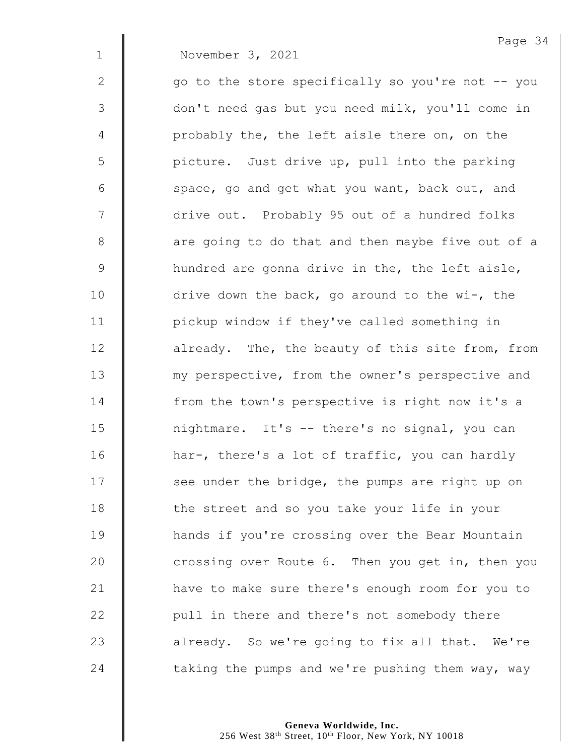November 3, 2021

go to the store specifically so you're not -- you don't need gas but you need milk, you'll come in probably the, the left aisle there on, on the picture. Just drive up, pull into the parking space, go and get what you want, back out, and drive out. Probably 95 out of a hundred folks are going to do that and then maybe five out of a hundred are gonna drive in the, the left aisle, drive down the back, go around to the wi-, the pickup window if they've called something in already. The, the beauty of this site from, from my perspective, from the owner's perspective and from the town's perspective is right now it's a nightmare. It's -- there's no signal, you can har-, there's a lot of traffic, you can hardly see under the bridge, the pumps are right up on the street and so you take your life in your hands if you're crossing over the Bear Mountain crossing over Route 6. Then you get in, then you have to make sure there's enough room for you to pull in there and there's not somebody there already. So we're going to fix all that. We're taking the pumps and we're pushing them way, way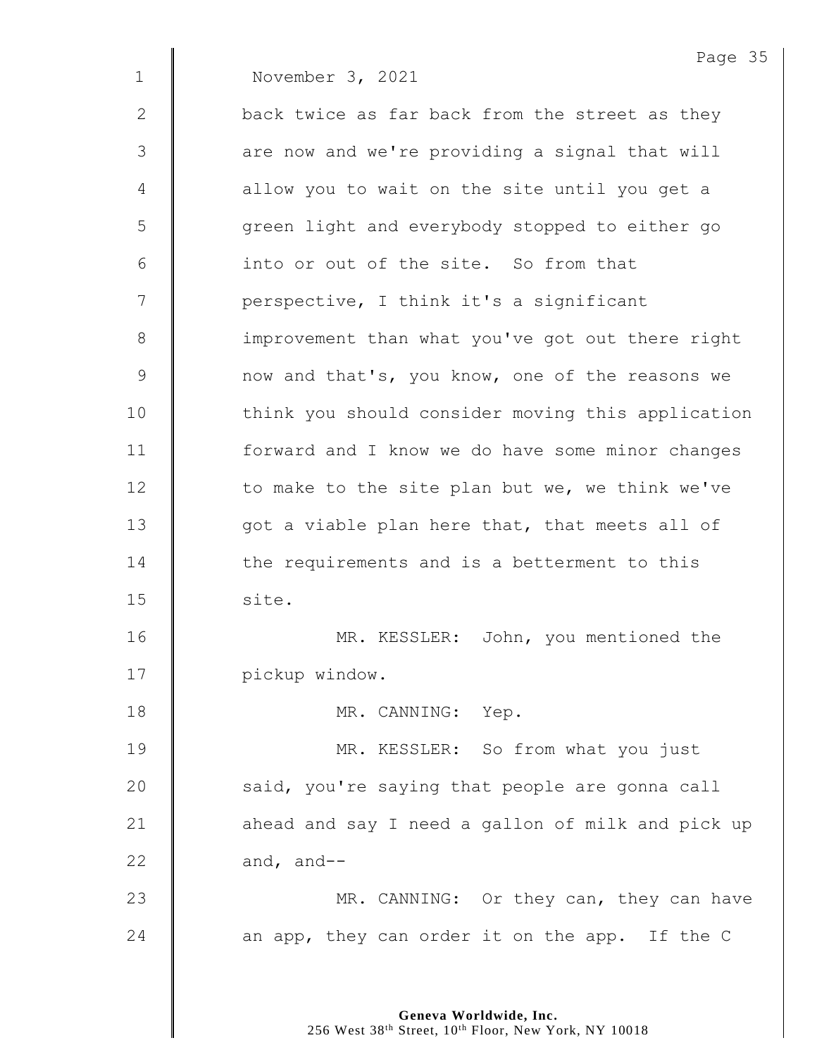November 3, 2021

back twice as far back from the street as they are now and we're providing a signal that will allow you to wait on the site until you get a green light and everybody stopped to either go into or out of the site. So from that perspective, I think it's a significant improvement than what you've got out there right now and that's, you know, one of the reasons we think you should consider moving this application forward and I know we do have some minor changes to make to the site plan but we, we think we've got a viable plan here that, that meets all of the requirements and is a betterment to this site.

MR. KESSLER: John, you mentioned the pickup window.

MR. CANNING: Yep.

MR. KESSLER: So from what you just said, you're saying that people are gonna call ahead and say I need a gallon of milk and pick up and, and--

MR. CANNING: Or they can, they can have an app, they can order it on the app. If the C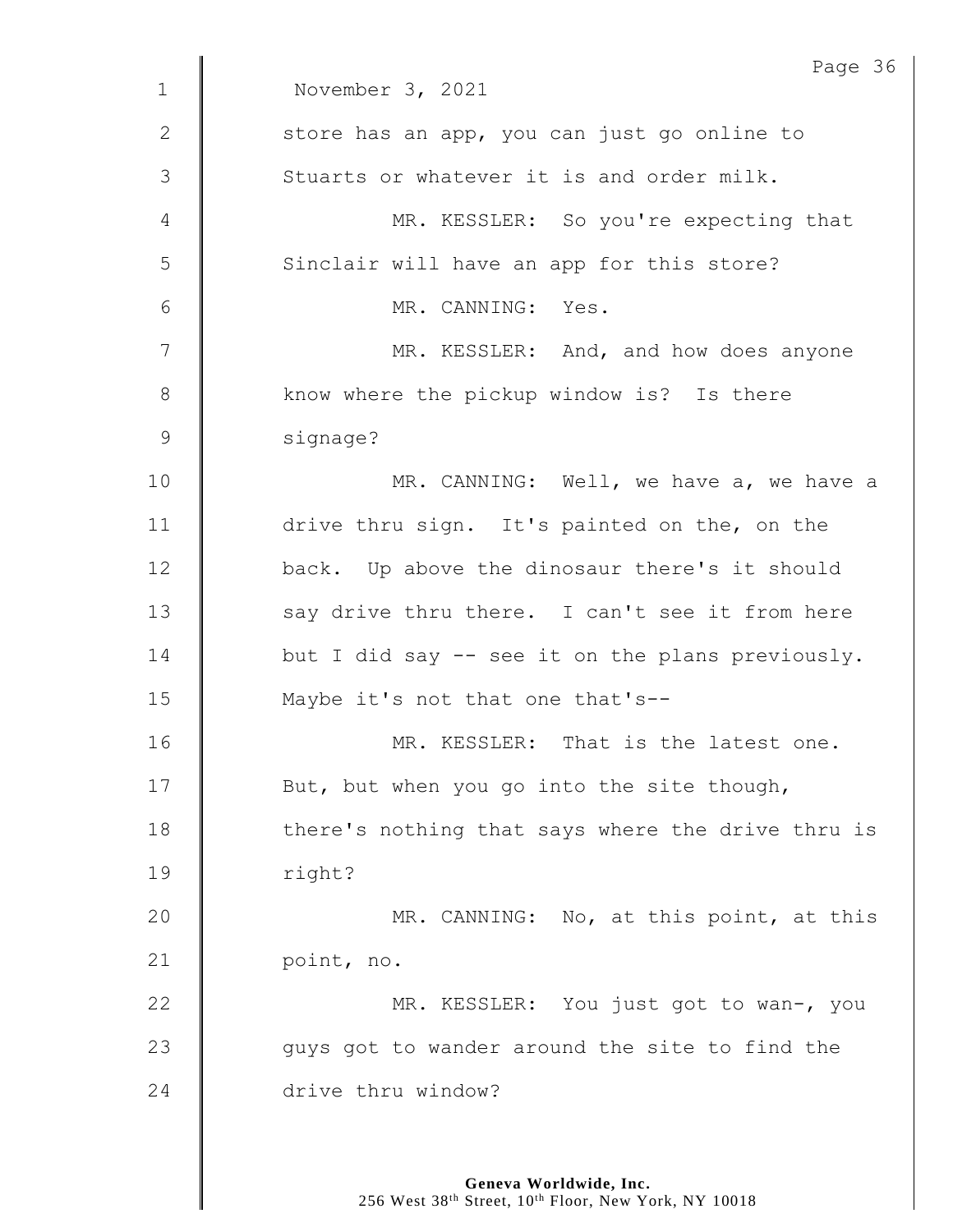November 3, 2021

store has an app, you can just go online to Stuarts or whatever it is and order milk.

MR. KESSLER: So you're expecting that Sinclair will have an app for this store?

MR. CANNING: Yes.

MR. KESSLER: And, and how does anyone know where the pickup window is? Is there signage?

MR. CANNING: Well, we have a, we have a drive thru sign. It's painted on the, on the back. Up above the dinosaur there's it should say drive thru there. I can't see it from here but I did say -- see it on the plans previously. Maybe it's not that one that's--

MR. KESSLER: That is the latest one. But, but when you go into the site though, there's nothing that says where the drive thru is right?

MR. CANNING: No, at this point, at this point, no.

MR. KESSLER: You just got to wan-, you guys got to wander around the site to find the drive thru window?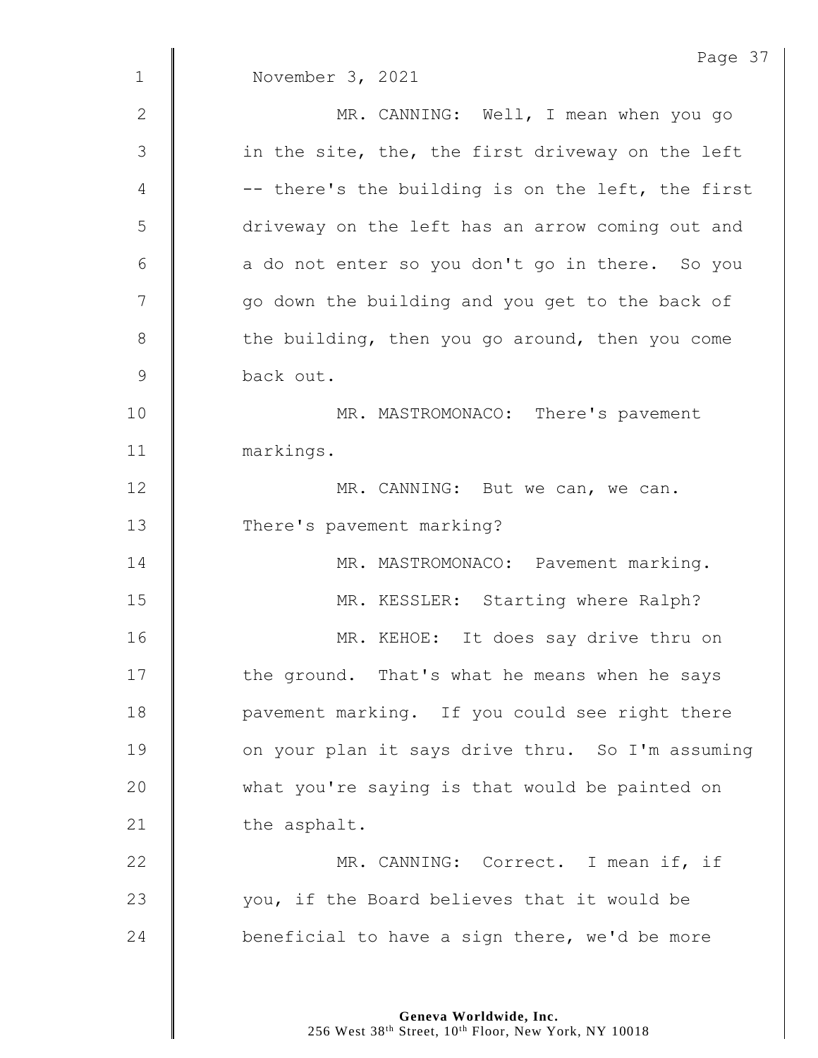November 3, 2021

MR. CANNING: Well, I mean when you go in the site, the, the first driveway on the left -- there's the building is on the left, the first driveway on the left has an arrow coming out and a do not enter so you don't go in there. So you go down the building and you get to the back of the building, then you go around, then you come back out.

MR. MASTROMONACO: There's pavement markings.

MR. CANNING: But we can, we can. There's pavement marking?

MR. MASTROMONACO: Pavement marking.

MR. KESSLER: Starting where Ralph?

MR. KEHOE: It does say drive thru on the ground. That's what he means when he says pavement marking. If you could see right there on your plan it says drive thru. So I'm assuming what you're saying is that would be painted on the asphalt.

MR. CANNING: Correct. I mean if, if you, if the Board believes that it would be beneficial to have a sign there, we'd be more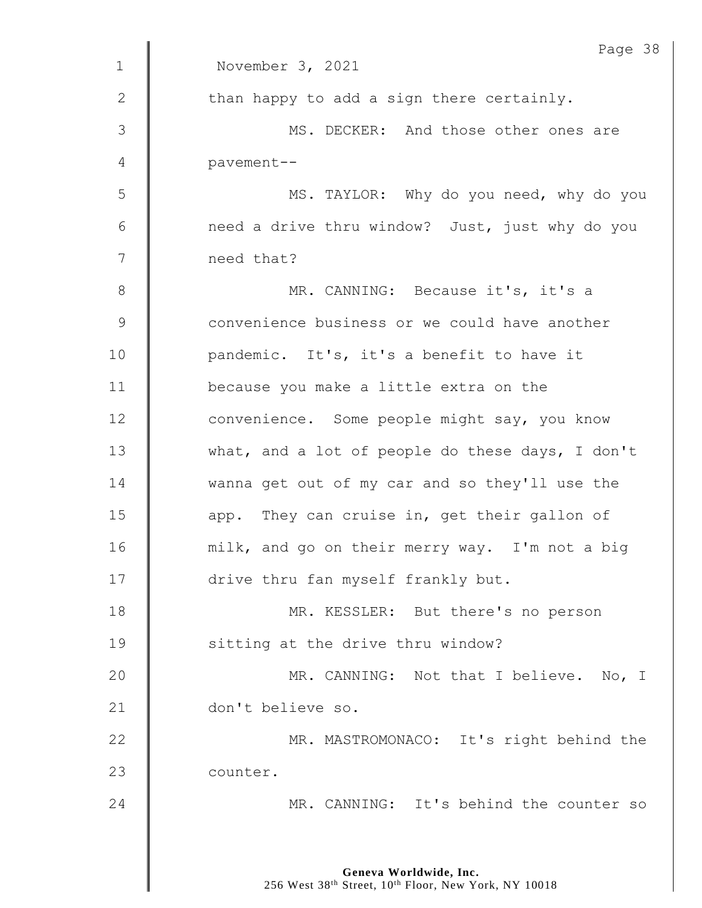November 3, 2021

than happy to add a sign there certainly.

MS. DECKER: And those other ones are pavement--

MS. TAYLOR: Why do you need, why do you need a drive thru window? Just, just why do you need that?

MR. CANNING: Because it's, it's a convenience business or we could have another pandemic. It's, it's a benefit to have it because you make a little extra on the convenience. Some people might say, you know what, and a lot of people do these days, I don't wanna get out of my car and so they'll use the app. They can cruise in, get their gallon of milk, and go on their merry way. I'm not a big drive thru fan myself frankly but.

MR. KESSLER: But there's no person sitting at the drive thru window?

MR. CANNING: Not that I believe. No, I don't believe so.

MR. MASTROMONACO: It's right behind the counter.

MR. CANNING: It's behind the counter so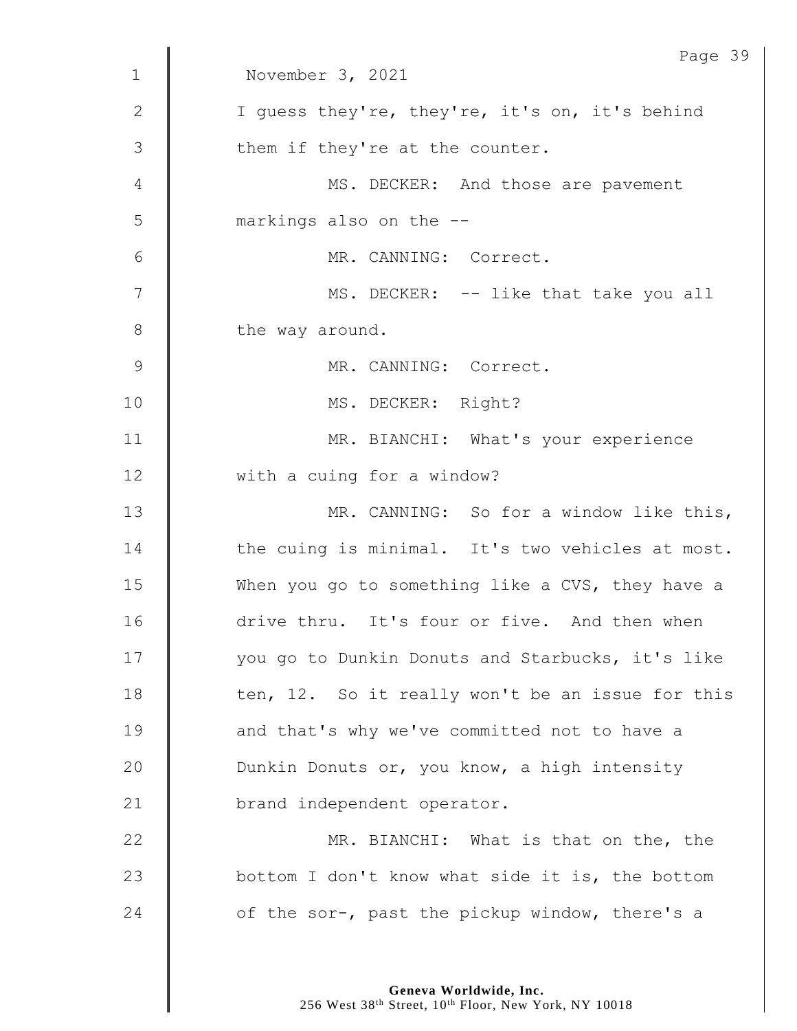November 3, 2021

I guess they're, they're, it's on, it's behind them if they're at the counter.

MS. DECKER: And those are pavement markings also on the --

MR. CANNING: Correct.

MS. DECKER: -- like that take you all the way around.

MR. CANNING: Correct.

MS. DECKER: Right?

MR. BIANCHI: What's your experience with a cuing for a window?

MR. CANNING: So for a window like this, the cuing is minimal. It's two vehicles at most. When you go to something like a CVS, they have a drive thru. It's four or five. And then when you go to Dunkin Donuts and Starbucks, it's like ten, 12. So it really won't be an issue for this and that's why we've committed not to have a Dunkin Donuts or, you know, a high intensity brand independent operator.

MR. BIANCHI: What is that on the, the bottom I don't know what side it is, the bottom of the sor-, past the pickup window, there's a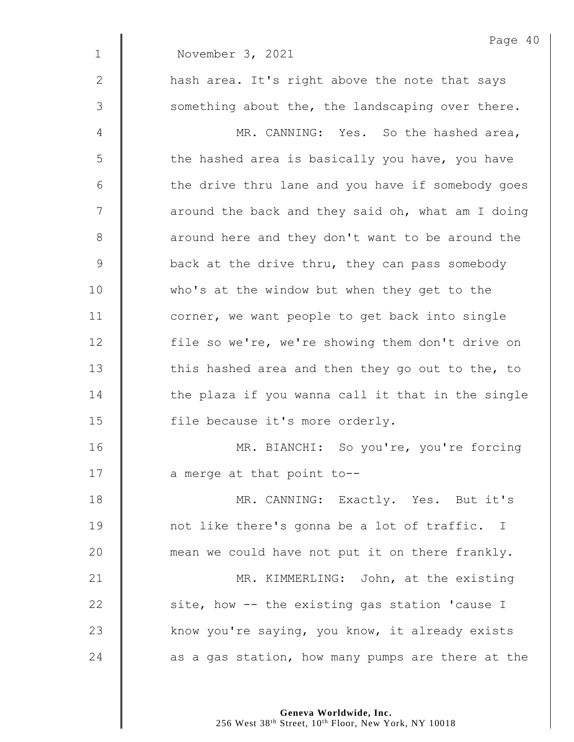November 3, 2021

hash area. It's right above the note that says something about the, the landscaping over there.

MR. CANNING: Yes. So the hashed area, the hashed area is basically you have, you have the drive thru lane and you have if somebody goes around the back and they said oh, what am I doing around here and they don't want to be around the back at the drive thru, they can pass somebody who's at the window but when they get to the corner, we want people to get back into single file so we're, we're showing them don't drive on this hashed area and then they go out to the, to the plaza if you wanna call it that in the single file because it's more orderly.

MR. BIANCHI: So you're, you're forcing a merge at that point to--

MR. CANNING: Exactly. Yes. But it's not like there's gonna be a lot of traffic. I mean we could have not put it on there frankly.

MR. KIMMERLING: John, at the existing site, how -- the existing gas station 'cause I know you're saying, you know, it already exists as a gas station, how many pumps are there at the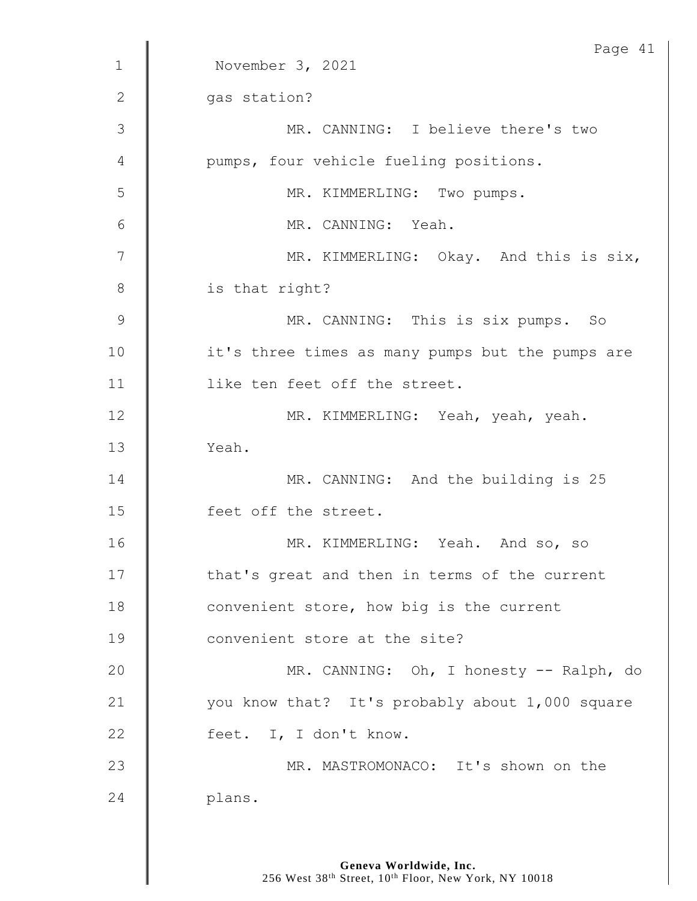November 3, 2021

gas station?

MR. CANNING: I believe there's two pumps, four vehicle fueling positions.

MR. KIMMERLING: Two pumps.

MR. CANNING: Yeah.

MR. KIMMERLING: Okay. And this is six, is that right?

MR. CANNING: This is six pumps. So it's three times as many pumps but the pumps are like ten feet off the street.

MR. KIMMERLING: Yeah, yeah, yeah. Yeah.

MR. CANNING: And the building is 25 feet off the street.

MR. KIMMERLING: Yeah. And so, so that's great and then in terms of the current convenient store, how big is the current convenient store at the site?

MR. CANNING: Oh, I honesty -- Ralph, do you know that? It's probably about 1,000 square feet. I, I don't know.

MR. MASTROMONACO: It's shown on the plans.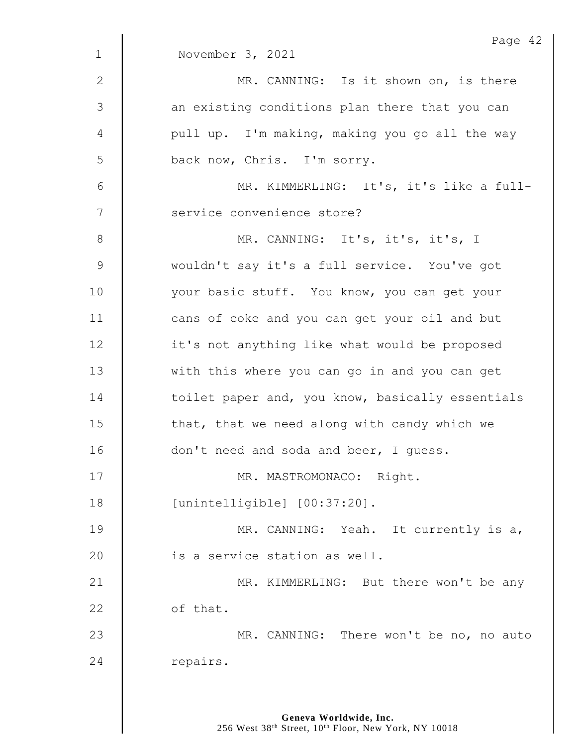November 3, 2021

MR. CANNING: Is it shown on, is there an existing conditions plan there that you can pull up. I'm making, making you go all the way back now, Chris. I'm sorry.

MR. KIMMERLING: It's, it's like a full-service convenience store?

MR. CANNING: It's, it's, it's, I wouldn't say it's a full service. You've got your basic stuff. You know, you can get your cans of coke and you can get your oil and but it's not anything like what would be proposed with this where you can go in and you can get toilet paper and, you know, basically essentials that, that we need along with candy which we don't need and soda and beer, I guess.

MR. MASTROMONACO: Right. [unintelligible] [00:37:20].

MR. CANNING: Yeah. It currently is a, is a service station as well.

MR. KIMMERLING: But there won't be any of that.

MR. CANNING: There won't be no, no auto repairs.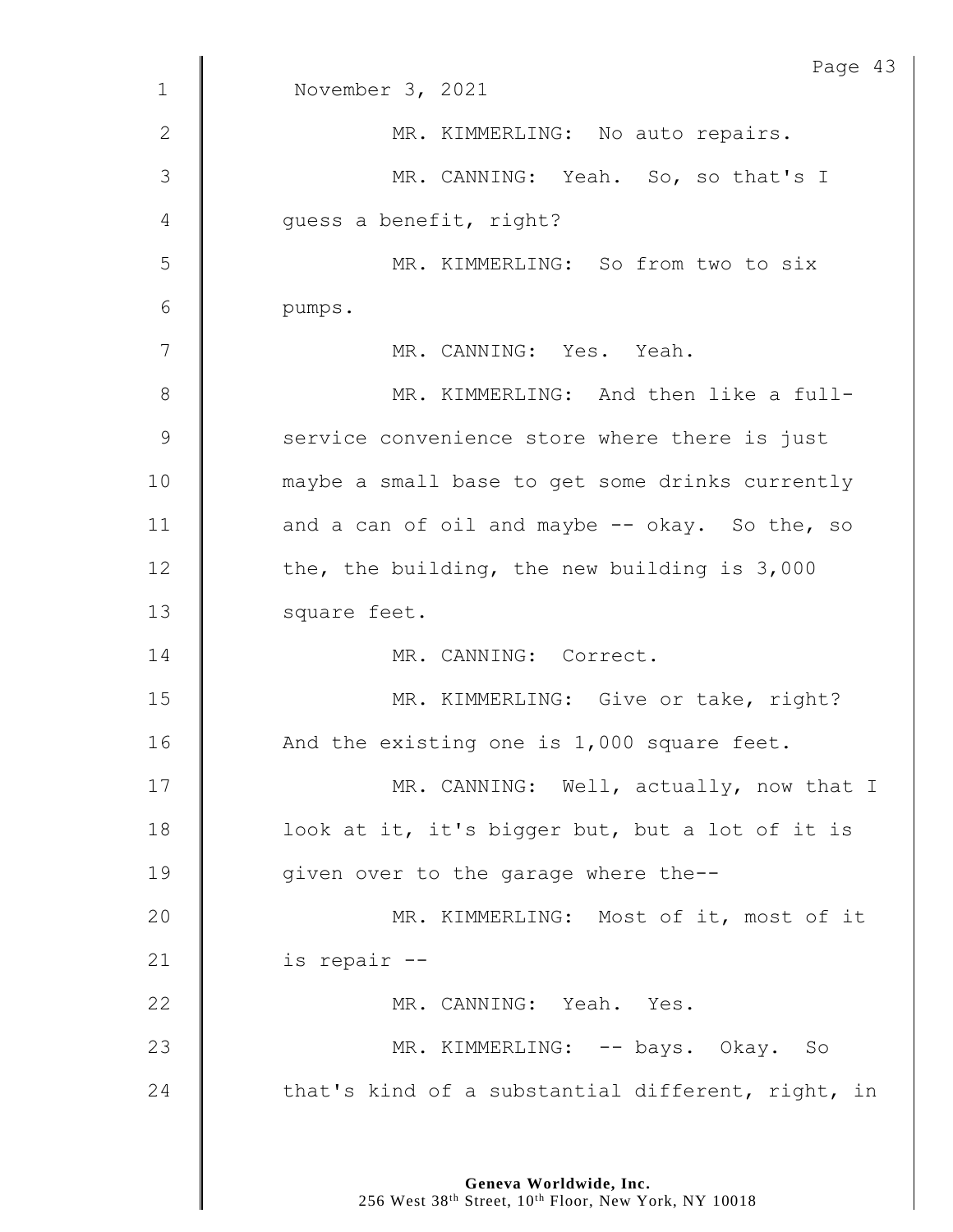November 3, 2021

MR. KIMMERLING: No auto repairs.

MR. CANNING: Yeah. So, so that's I guess a benefit, right?

MR. KIMMERLING: So from two to six pumps.

MR. CANNING: Yes. Yeah.

MR. KIMMERLING: And then like a full-service convenience store where there is just maybe a small base to get some drinks currently and a can of oil and maybe -- okay. So the, so the, the building, the new building is 3,000 square feet.

MR. CANNING: Correct.

MR. KIMMERLING: Give or take, right? And the existing one is 1,000 square feet.

MR. CANNING: Well, actually, now that I look at it, it's bigger but, but a lot of it is given over to the garage where the--

MR. KIMMERLING: Most of it, most of it is repair --

MR. CANNING: Yeah. Yes.

MR. KIMMERLING: -- bays. Okay. So that's kind of a substantial different, right, in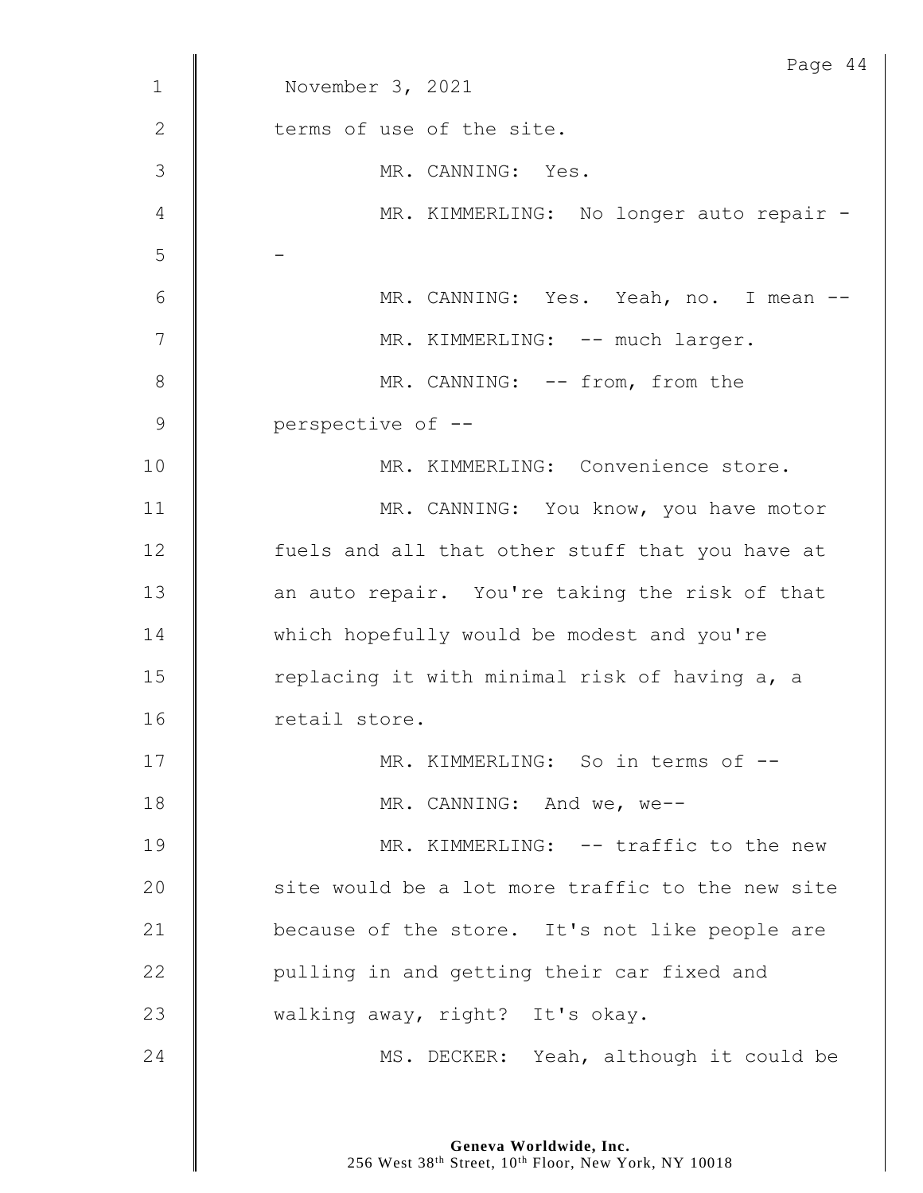November 3, 2021

terms of use of the site.

MR. CANNING: Yes.

MR. KIMMERLING: No longer auto repair --

MR. CANNING: Yes. Yeah, no. I mean --

MR. KIMMERLING: -- much larger.

MR. CANNING: -- from, from the perspective of --

MR. KIMMERLING: Convenience store.

MR. CANNING: You know, you have motor fuels and all that other stuff that you have at an auto repair. You're taking the risk of that which hopefully would be modest and you're replacing it with minimal risk of having a, a retail store.

MR. KIMMERLING: So in terms of --

MR. CANNING: And we, we--

MR. KIMMERLING: -- traffic to the new site would be a lot more traffic to the new site because of the store. It's not like people are pulling in and getting their car fixed and walking away, right? It's okay.

MS. DECKER: Yeah, although it could be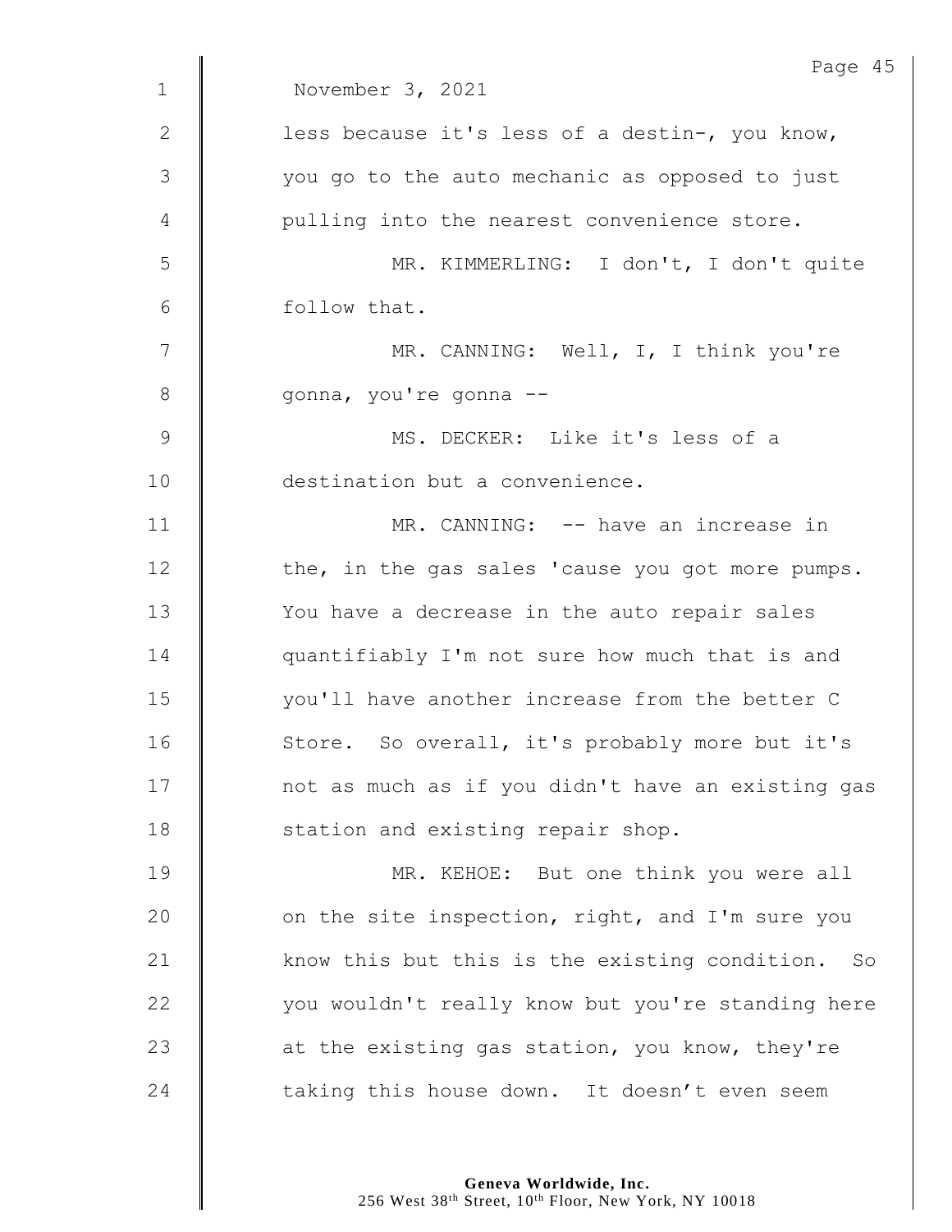November 3, 2021

less because it's less of a destin-, you know, you go to the auto mechanic as opposed to just pulling into the nearest convenience store.

MR. KIMMERLING: I don't, I don't quite follow that.

MR. CANNING: Well, I, I think you're gonna, you're gonna --

MS. DECKER: Like it's less of a destination but a convenience.

MR. CANNING: -- have an increase in the, in the gas sales 'cause you got more pumps. You have a decrease in the auto repair sales quantifiably I'm not sure how much that is and you'll have another increase from the better C Store. So overall, it's probably more but it's not as much as if you didn't have an existing gas station and existing repair shop.

MR. KEHOE: But one think you were all on the site inspection, right, and I'm sure you know this but this is the existing condition. So you wouldn't really know but you're standing here at the existing gas station, you know, they're taking this house down. It doesn't even seem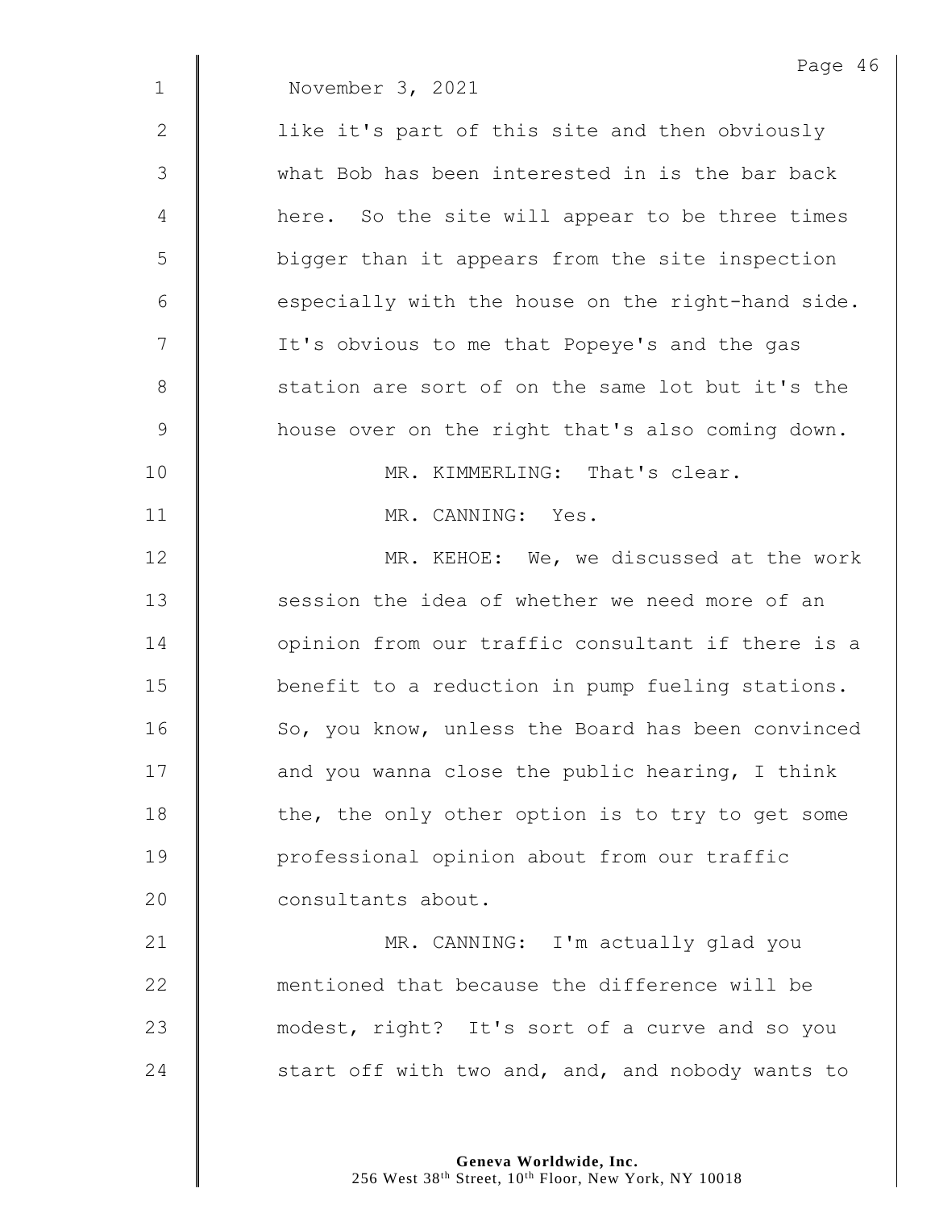November 3, 2021

like it's part of this site and then obviously what Bob has been interested in is the bar back here. So the site will appear to be three times bigger than it appears from the site inspection especially with the house on the right-hand side. It's obvious to me that Popeye's and the gas station are sort of on the same lot but it's the house over on the right that's also coming down.

MR. KIMMERLING: That's clear.

MR. CANNING: Yes.

MR. KEHOE: We, we discussed at the work session the idea of whether we need more of an opinion from our traffic consultant if there is a benefit to a reduction in pump fueling stations. So, you know, unless the Board has been convinced and you wanna close the public hearing, I think the, the only other option is to try to get some professional opinion about from our traffic consultants about.

MR. CANNING: I'm actually glad you mentioned that because the difference will be modest, right? It's sort of a curve and so you start off with two and, and, and nobody wants to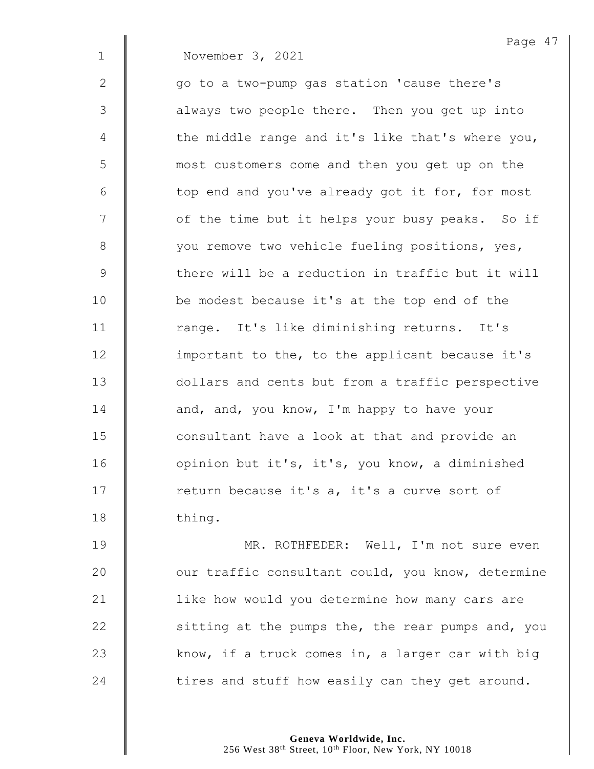November 3, 2021

go to a two-pump gas station 'cause there's always two people there. Then you get up into the middle range and it's like that's where you, most customers come and then you get up on the top end and you've already got it for, for most of the time but it helps your busy peaks. So if you remove two vehicle fueling positions, yes, there will be a reduction in traffic but it will be modest because it's at the top end of the range. It's like diminishing returns. It's important to the, to the applicant because it's dollars and cents but from a traffic perspective and, and, you know, I'm happy to have your consultant have a look at that and provide an opinion but it's, it's, you know, a diminished return because it's a, it's a curve sort of thing.

MR. ROTHFEDER: Well, I'm not sure even our traffic consultant could, you know, determine like how would you determine how many cars are sitting at the pumps the, the rear pumps and, you know, if a truck comes in, a larger car with big tires and stuff how easily can they get around.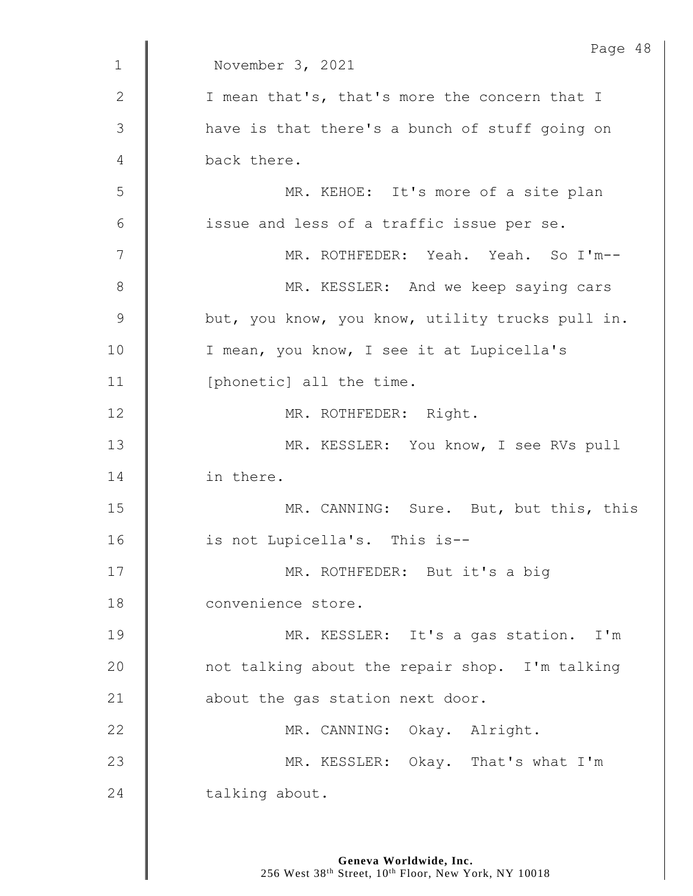November 3, 2021

I mean that's, that's more the concern that I have is that there's a bunch of stuff going on back there.

MR. KEHOE: It's more of a site plan issue and less of a traffic issue per se.

MR. ROTHFEDER: Yeah. Yeah. So I'm--

MR. KESSLER: And we keep saying cars but, you know, you know, utility trucks pull in. I mean, you know, I see it at Lupicella's [phonetic] all the time.

MR. ROTHFEDER: Right.

MR. KESSLER: You know, I see RVs pull in there.

MR. CANNING: Sure. But, but this, this is not Lupicella's. This is--

MR. ROTHFEDER: But it's a big convenience store.

MR. KESSLER: It's a gas station. I'm not talking about the repair shop. I'm talking about the gas station next door.

MR. CANNING: Okay. Alright.

MR. KESSLER: Okay. That's what I'm talking about.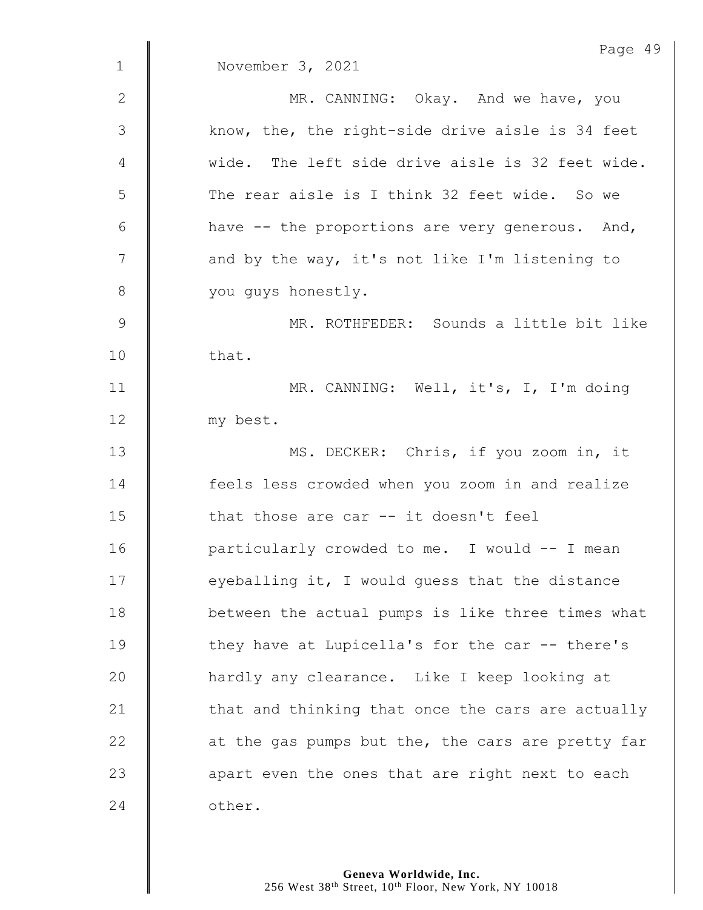November 3, 2021

MR. CANNING: Okay. And we have, you know, the, the right-side drive aisle is 34 feet wide. The left side drive aisle is 32 feet wide. The rear aisle is I think 32 feet wide. So we have -- the proportions are very generous. And, and by the way, it's not like I'm listening to you guys honestly.

MR. ROTHFEDER: Sounds a little bit like that.

MR. CANNING: Well, it's, I, I'm doing my best.

MS. DECKER: Chris, if you zoom in, it feels less crowded when you zoom in and realize that those are car -- it doesn't feel particularly crowded to me. I would -- I mean eyeballing it, I would guess that the distance between the actual pumps is like three times what they have at Lupicella's for the car -- there's hardly any clearance. Like I keep looking at that and thinking that once the cars are actually at the gas pumps but the, the cars are pretty far apart even the ones that are right next to each other.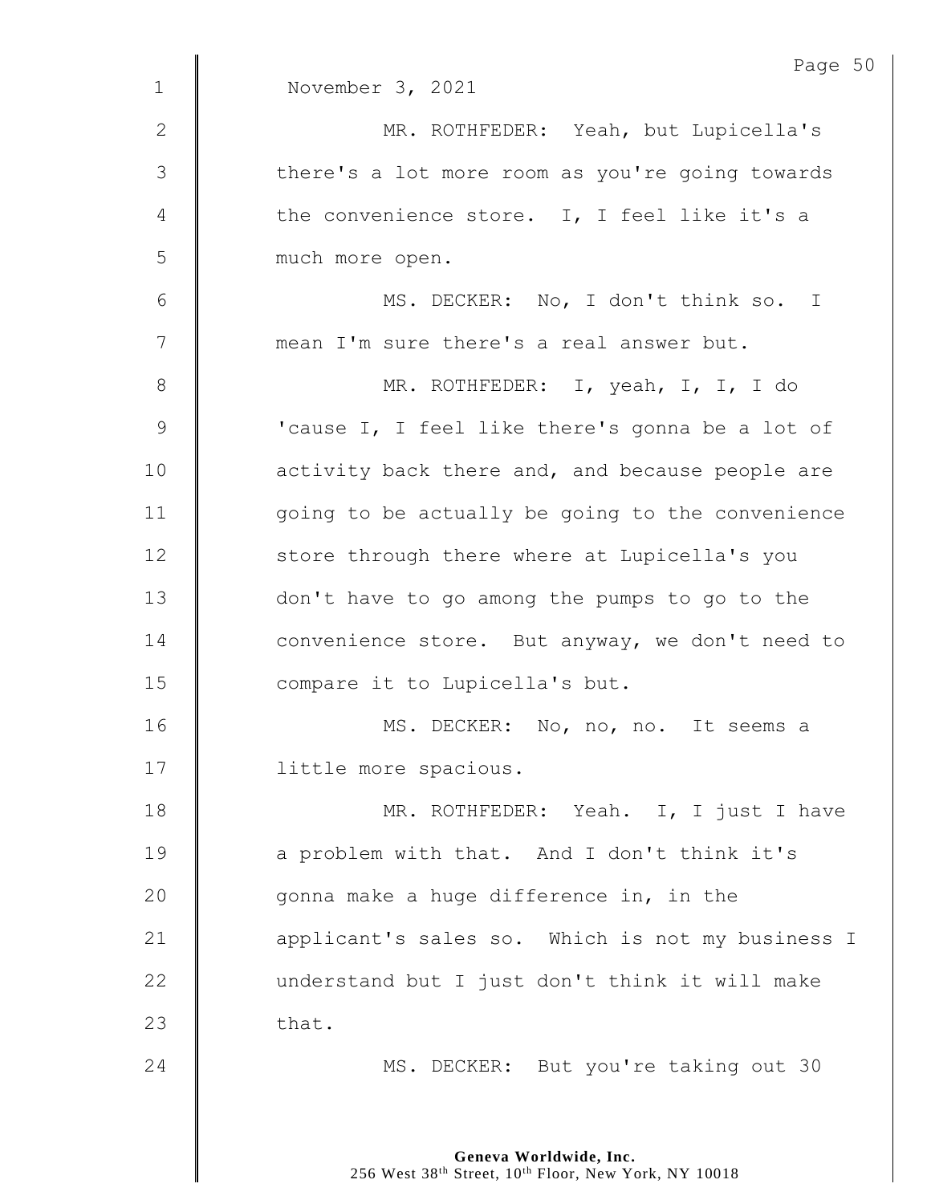November 3, 2021

MR. ROTHFEDER: Yeah, but Lupicella's there's a lot more room as you're going towards the convenience store. I, I feel like it's a much more open.

MS. DECKER: No, I don't think so. I mean I'm sure there's a real answer but.

MR. ROTHFEDER: I, yeah, I, I, I do 'cause I, I feel like there's gonna be a lot of activity back there and, and because people are going to be actually be going to the convenience store through there where at Lupicella's you don't have to go among the pumps to go to the convenience store. But anyway, we don't need to compare it to Lupicella's but.

MS. DECKER: No, no, no. It seems a little more spacious.

MR. ROTHFEDER: Yeah. I, I just I have a problem with that. And I don't think it's gonna make a huge difference in, in the applicant's sales so. Which is not my business I understand but I just don't think it will make that.

MS. DECKER: But you're taking out 30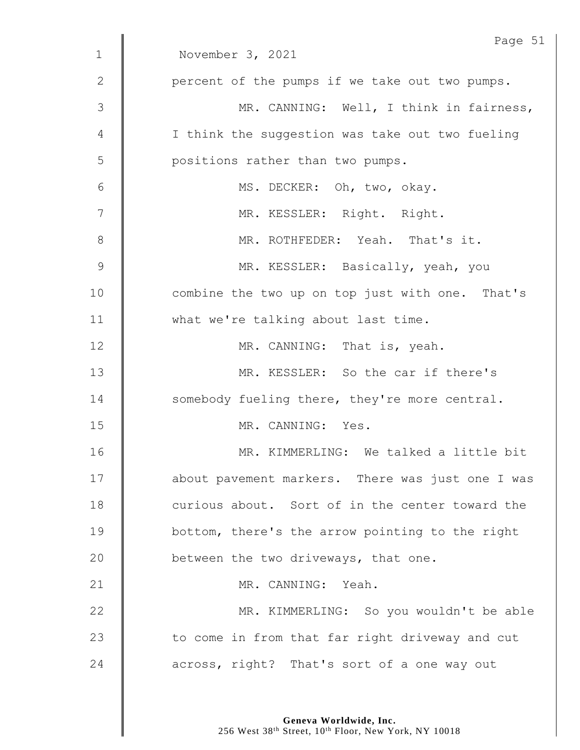November 3, 2021

percent of the pumps if we take out two pumps.

MR. CANNING: Well, I think in fairness, I think the suggestion was take out two fueling positions rather than two pumps.

MS. DECKER: Oh, two, okay.

MR. KESSLER: Right. Right.

MR. ROTHFEDER: Yeah. That's it.

MR. KESSLER: Basically, yeah, you combine the two up on top just with one. That's what we're talking about last time.

MR. CANNING: That is, yeah.

MR. KESSLER: So the car if there's somebody fueling there, they're more central.

MR. CANNING: Yes.

MR. KIMMERLING: We talked a little bit about pavement markers. There was just one I was curious about. Sort of in the center toward the bottom, there's the arrow pointing to the right between the two driveways, that one.

MR. CANNING: Yeah.

MR. KIMMERLING: So you wouldn't be able to come in from that far right driveway and cut across, right? That's sort of a one way out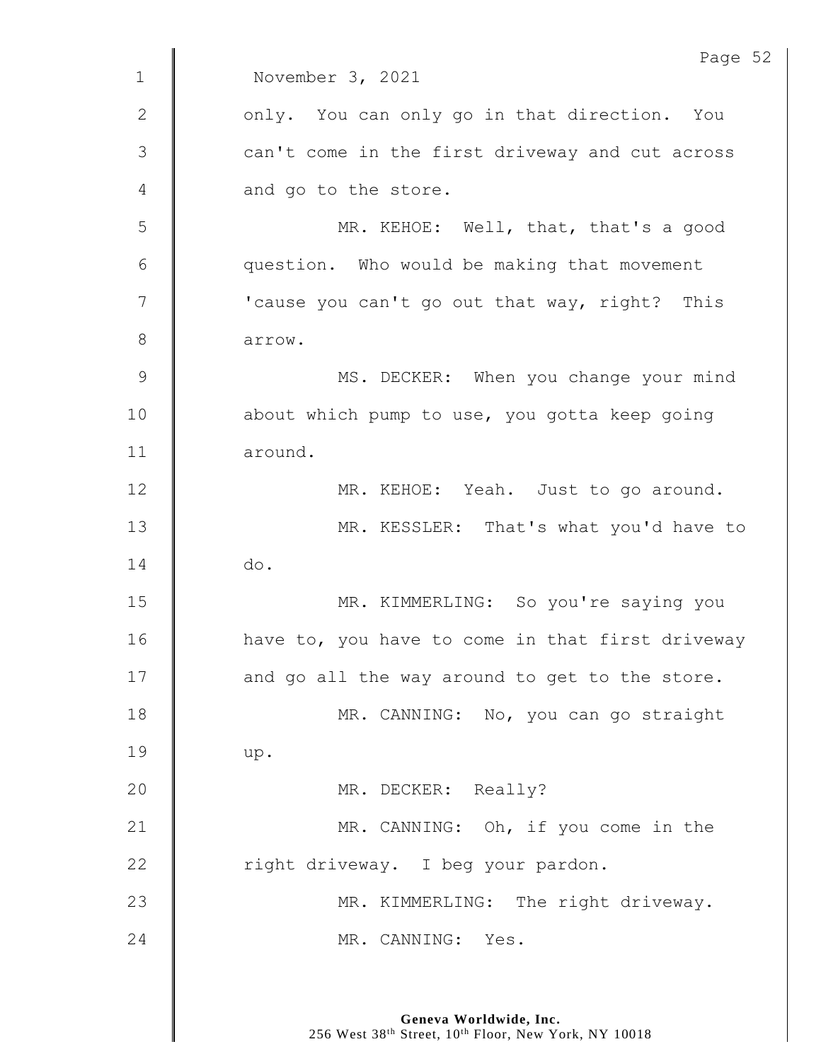November 3, 2021

only. You can only go in that direction. You can't come in the first driveway and cut across and go to the store.

MR. KEHOE: Well, that, that's a good question. Who would be making that movement 'cause you can't go out that way, right? This arrow.

MS. DECKER: When you change your mind about which pump to use, you gotta keep going around.

MR. KEHOE: Yeah. Just to go around.

MR. KESSLER: That's what you'd have to do.

MR. KIMMERLING: So you're saying you have to, you have to come in that first driveway and go all the way around to get to the store.

MR. CANNING: No, you can go straight up.

MR. DECKER: Really?

MR. CANNING: Oh, if you come in the right driveway. I beg your pardon.

MR. KIMMERLING: The right driveway.

MR. CANNING: Yes.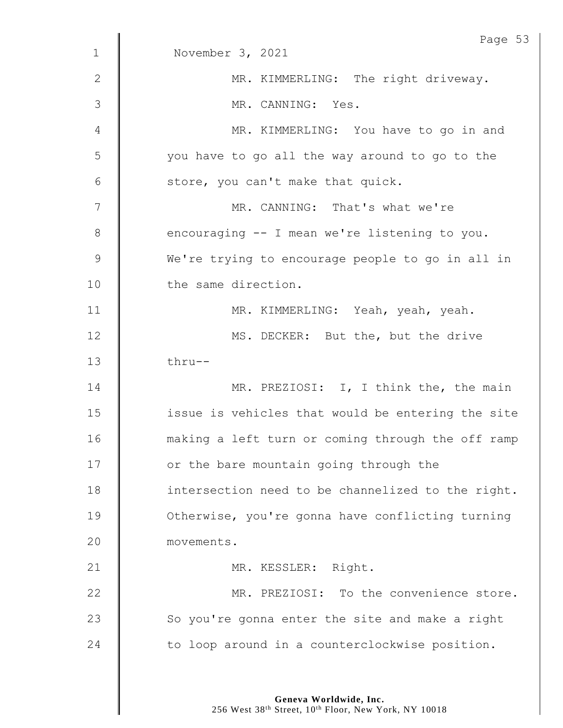November 3, 2021

MR. KIMMERLING: The right driveway.

MR. CANNING: Yes.

MR. KIMMERLING: You have to go in and you have to go all the way around to go to the store, you can't make that quick.

MR. CANNING: That's what we're encouraging -- I mean we're listening to you. We're trying to encourage people to go in all in the same direction.

MR. KIMMERLING: Yeah, yeah, yeah.

MS. DECKER: But the, but the drive thru--

MR. PREZIOSI: I, I think the, the main issue is vehicles that would be entering the site making a left turn or coming through the off ramp or the bare mountain going through the intersection need to be channelized to the right. Otherwise, you're gonna have conflicting turning movements.

MR. KESSLER: Right.

MR. PREZIOSI: To the convenience store. So you're gonna enter the site and make a right to loop around in a counterclockwise position.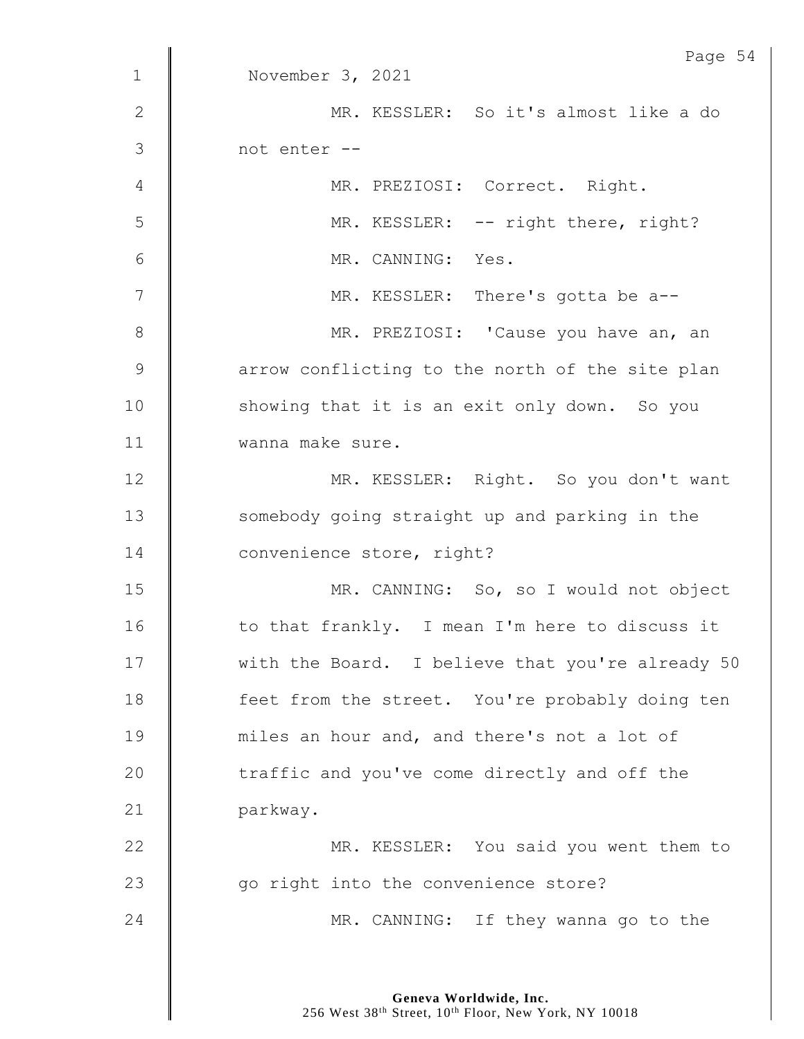November 3, 2021

MR. KESSLER: So it's almost like a do not enter --

MR. PREZIOSI: Correct. Right.

MR. KESSLER: -- right there, right?

MR. CANNING: Yes.

MR. KESSLER: There's gotta be a--

MR. PREZIOSI: 'Cause you have an, an arrow conflicting to the north of the site plan showing that it is an exit only down. So you wanna make sure.

MR. KESSLER: Right. So you don't want somebody going straight up and parking in the convenience store, right?

MR. CANNING: So, so I would not object to that frankly. I mean I'm here to discuss it with the Board. I believe that you're already 50 feet from the street. You're probably doing ten miles an hour and, and there's not a lot of traffic and you've come directly and off the parkway.

MR. KESSLER: You said you went them to go right into the convenience store?

MR. CANNING: If they wanna go to the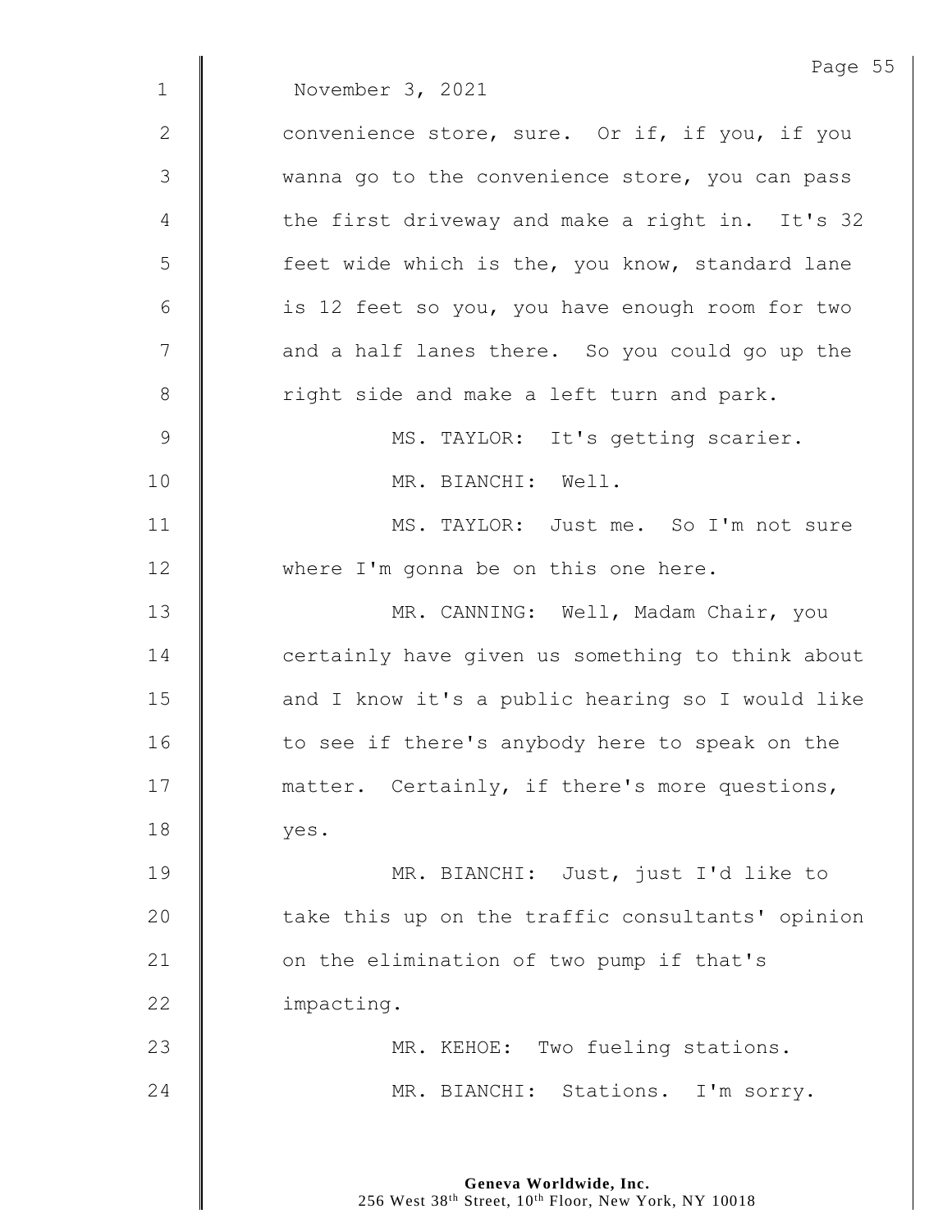November 3, 2021

convenience store, sure. Or if, if you, if you wanna go to the convenience store, you can pass the first driveway and make a right in. It's 32 feet wide which is the, you know, standard lane is 12 feet so you, you have enough room for two and a half lanes there. So you could go up the right side and make a left turn and park.

MS. TAYLOR: It's getting scarier.

MR. BIANCHI: Well.

MS. TAYLOR: Just me. So I'm not sure where I'm gonna be on this one here.

MR. CANNING: Well, Madam Chair, you certainly have given us something to think about and I know it's a public hearing so I would like to see if there's anybody here to speak on the matter. Certainly, if there's more questions, yes.

MR. BIANCHI: Just, just I'd like to take this up on the traffic consultants' opinion on the elimination of two pump if that's impacting.

MR. KEHOE: Two fueling stations.

MR. BIANCHI: Stations. I'm sorry.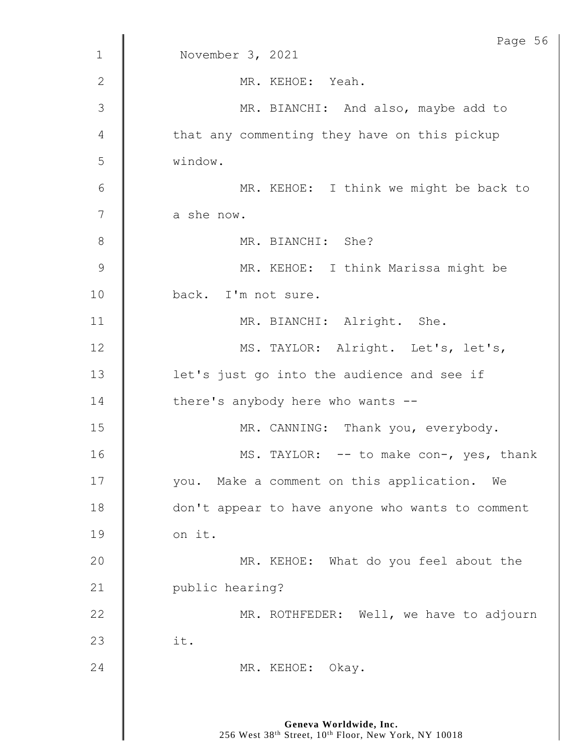November 3, 2021

MR. KEHOE: Yeah.

MR. BIANCHI: And also, maybe add to that any commenting they have on this pickup window.

MR. KEHOE: I think we might be back to a she now.

MR. BIANCHI: She?

MR. KEHOE: I think Marissa might be back. I'm not sure.

MR. BIANCHI: Alright. She.

MS. TAYLOR: Alright. Let's, let's, let's just go into the audience and see if there's anybody here who wants --

MR. CANNING: Thank you, everybody.

MS. TAYLOR: -- to make con-, yes, thank you. Make a comment on this application. We don't appear to have anyone who wants to comment on it.

MR. KEHOE: What do you feel about the public hearing?

MR. ROTHFEDER: Well, we have to adjourn it.

MR. KEHOE: Okay.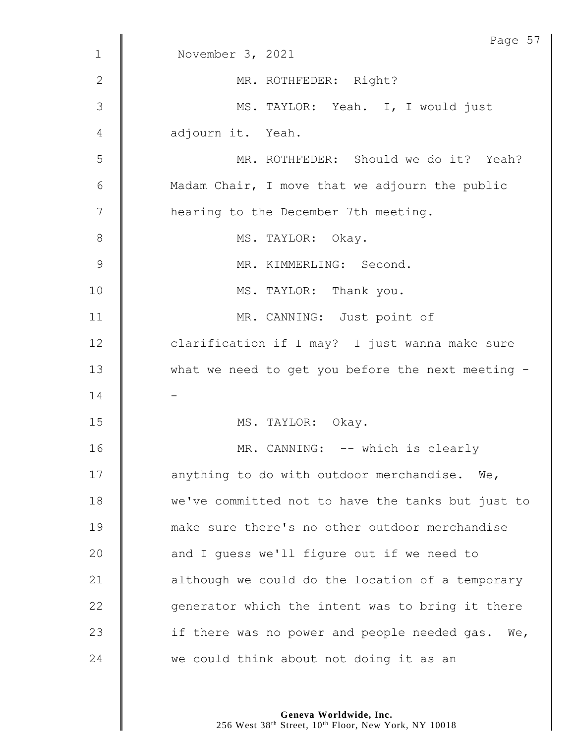November 3, 2021

MR. ROTHFEDER: Right?

MS. TAYLOR: Yeah. I, I would just adjourn it. Yeah.

MR. ROTHFEDER: Should we do it? Yeah? Madam Chair, I move that we adjourn the public hearing to the December 7th meeting.

MS. TAYLOR: Okay.

MR. KIMMERLING: Second.

MS. TAYLOR: Thank you.

MR. CANNING: Just point of clarification if I may? I just wanna make sure what we need to get you before the next meeting --

MS. TAYLOR: Okay.

MR. CANNING: -- which is clearly anything to do with outdoor merchandise. We, we've committed not to have the tanks but just to make sure there's no other outdoor merchandise and I guess we'll figure out if we need to although we could do the location of a temporary generator which the intent was to bring it there if there was no power and people needed gas. We, we could think about not doing it as an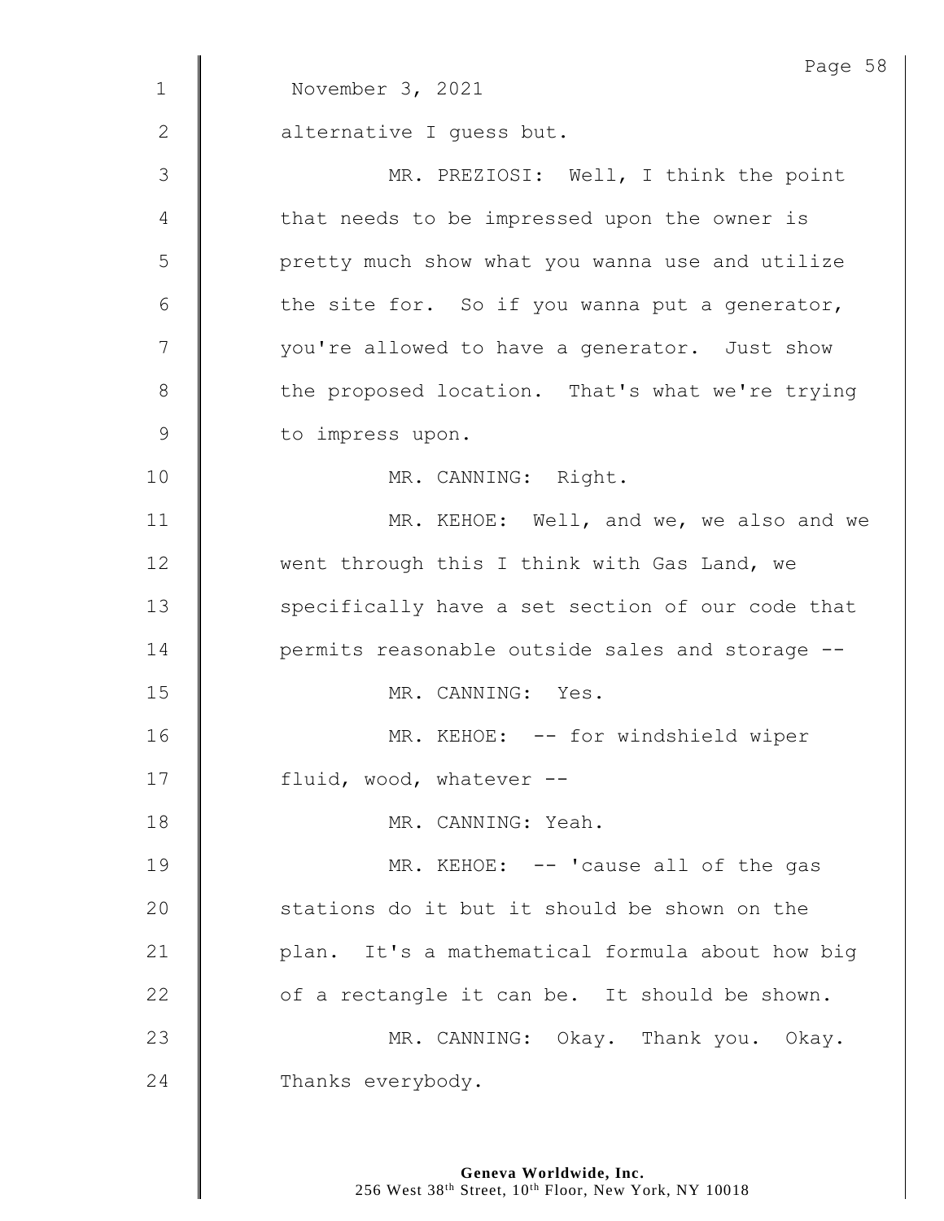November 3, 2021

alternative I guess but.

MR. PREZIOSI: Well, I think the point that needs to be impressed upon the owner is pretty much show what you wanna use and utilize the site for. So if you wanna put a generator, you're allowed to have a generator. Just show the proposed location. That's what we're trying to impress upon.

MR. CANNING: Right.

MR. KEHOE: Well, and we, we also and we went through this I think with Gas Land, we specifically have a set section of our code that permits reasonable outside sales and storage --

MR. CANNING: Yes.

MR. KEHOE: -- for windshield wiper fluid, wood, whatever --

MR. CANNING: Yeah.

MR. KEHOE: -- 'cause all of the gas stations do it but it should be shown on the plan. It's a mathematical formula about how big of a rectangle it can be. It should be shown.

MR. CANNING: Okay. Thank you. Okay. Thanks everybody.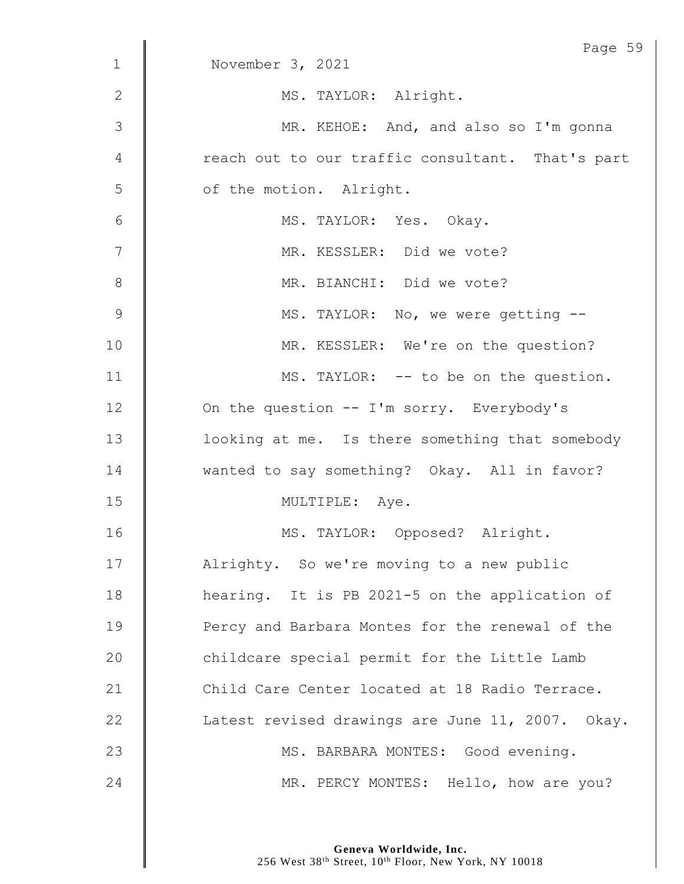November 3, 2021

MS. TAYLOR: Alright.

MR. KEHOE: And, and also so I'm gonna reach out to our traffic consultant. That's part of the motion. Alright.

MS. TAYLOR: Yes. Okay.

MR. KESSLER: Did we vote?

MR. BIANCHI: Did we vote?

MS. TAYLOR: No, we were getting --

MR. KESSLER: We're on the question?

MS. TAYLOR: -- to be on the question. On the question -- I'm sorry. Everybody's looking at me. Is there something that somebody wanted to say something? Okay. All in favor?

MULTIPLE: Aye.

MS. TAYLOR: Opposed? Alright. Alrighty. So we're moving to a new public hearing. It is PB 2021-5 on the application of Percy and Barbara Montes for the renewal of the childcare special permit for the Little Lamb Child Care Center located at 18 Radio Terrace. Latest revised drawings are June 11, 2007. Okay.

MS. BARBARA MONTES: Good evening.

MR. PERCY MONTES: Hello, how are you?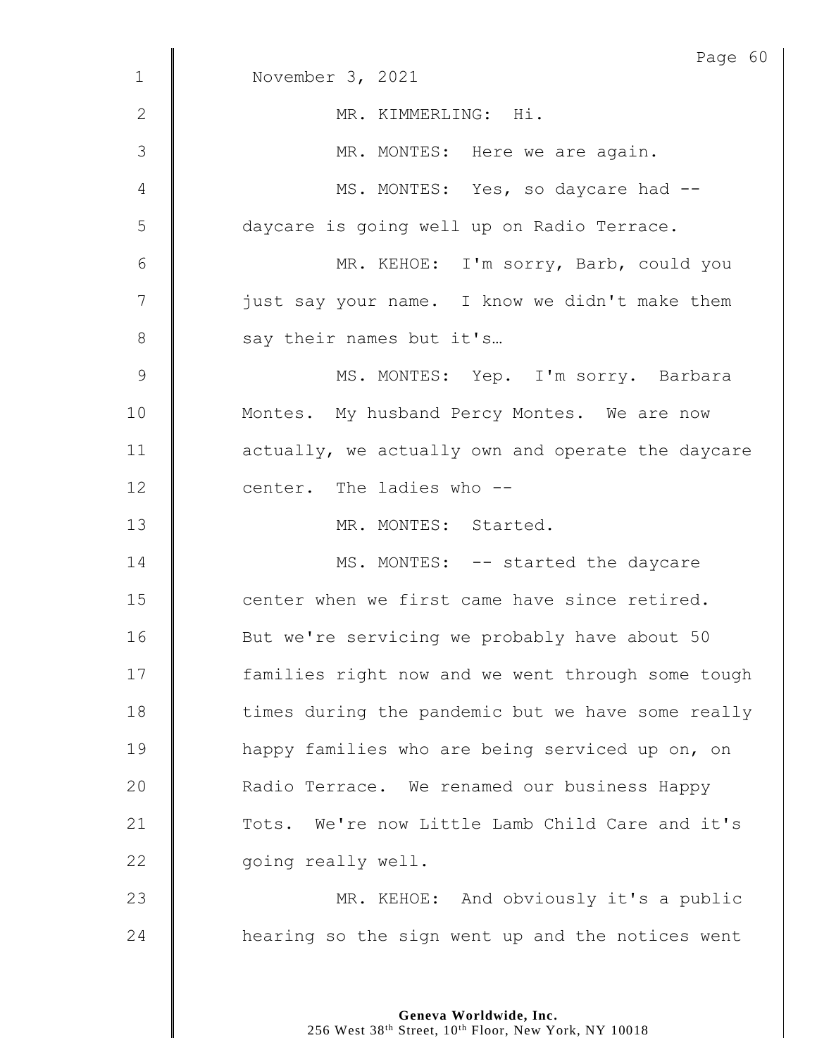November 3, 2021

MR. KIMMERLING: Hi.

MR. MONTES: Here we are again.

MS. MONTES: Yes, so daycare had -- daycare is going well up on Radio Terrace.

MR. KEHOE: I'm sorry, Barb, could you just say your name. I know we didn't make them say their names but it's…

MS. MONTES: Yep. I'm sorry. Barbara Montes. My husband Percy Montes. We are now actually, we actually own and operate the daycare center. The ladies who --

MR. MONTES: Started.

MS. MONTES: -- started the daycare center when we first came have since retired. But we're servicing we probably have about 50 families right now and we went through some tough times during the pandemic but we have some really happy families who are being serviced up on, on Radio Terrace. We renamed our business Happy Tots. We're now Little Lamb Child Care and it's going really well.

MR. KEHOE: And obviously it's a public hearing so the sign went up and the notices went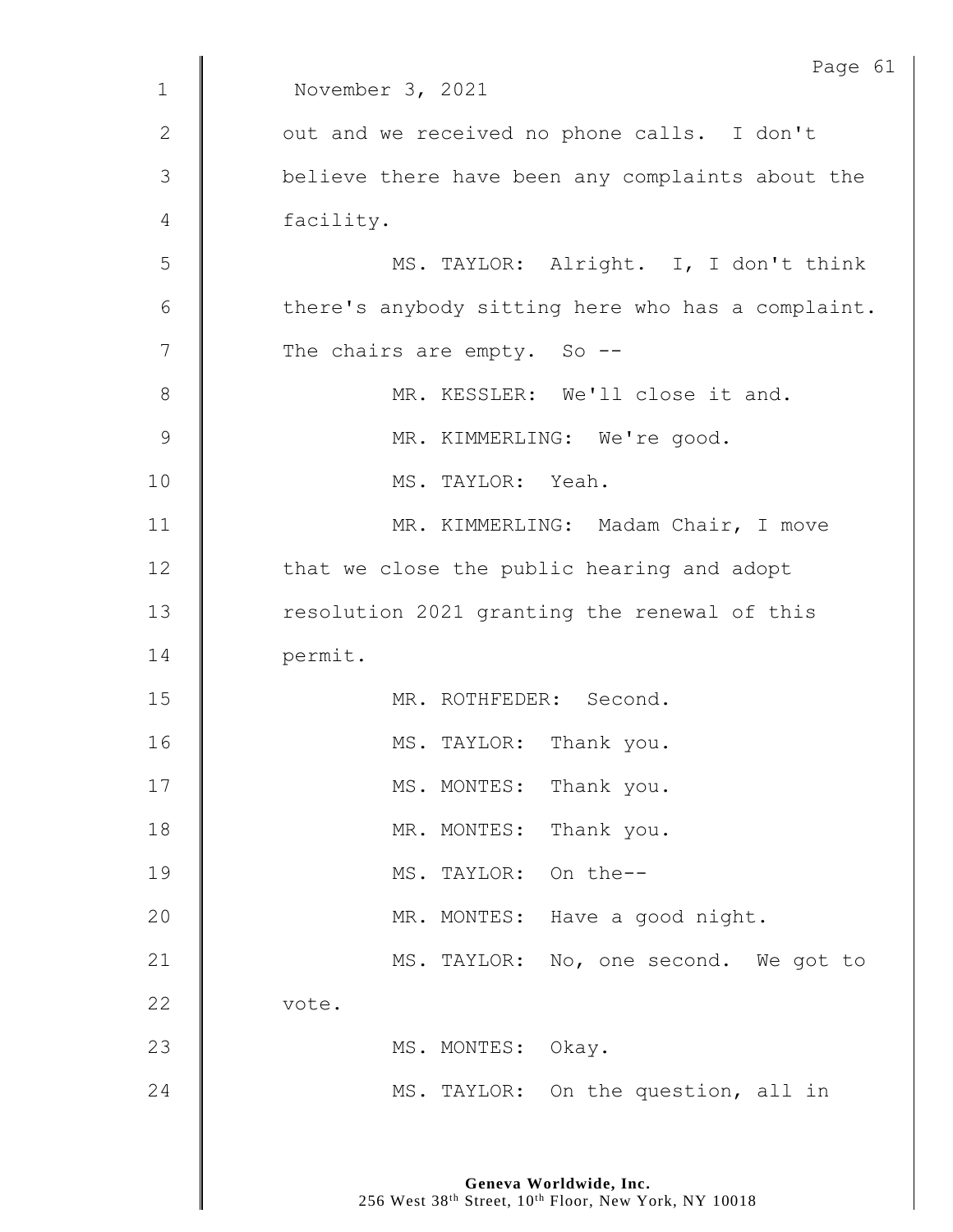November 3, 2021

out and we received no phone calls. I don't believe there have been any complaints about the facility.

MS. TAYLOR: Alright. I, I don't think there's anybody sitting here who has a complaint. The chairs are empty. So --

MR. KESSLER: We'll close it and.

MR. KIMMERLING: We're good.

MS. TAYLOR: Yeah.

MR. KIMMERLING: Madam Chair, I move that we close the public hearing and adopt resolution 2021 granting the renewal of this permit.

MR. ROTHFEDER: Second.

MS. TAYLOR: Thank you.

MS. MONTES: Thank you.

MR. MONTES: Thank you.

MS. TAYLOR: On the--

MR. MONTES: Have a good night.

MS. TAYLOR: No, one second. We got to vote.

MS. MONTES: Okay.

MS. TAYLOR: On the question, all in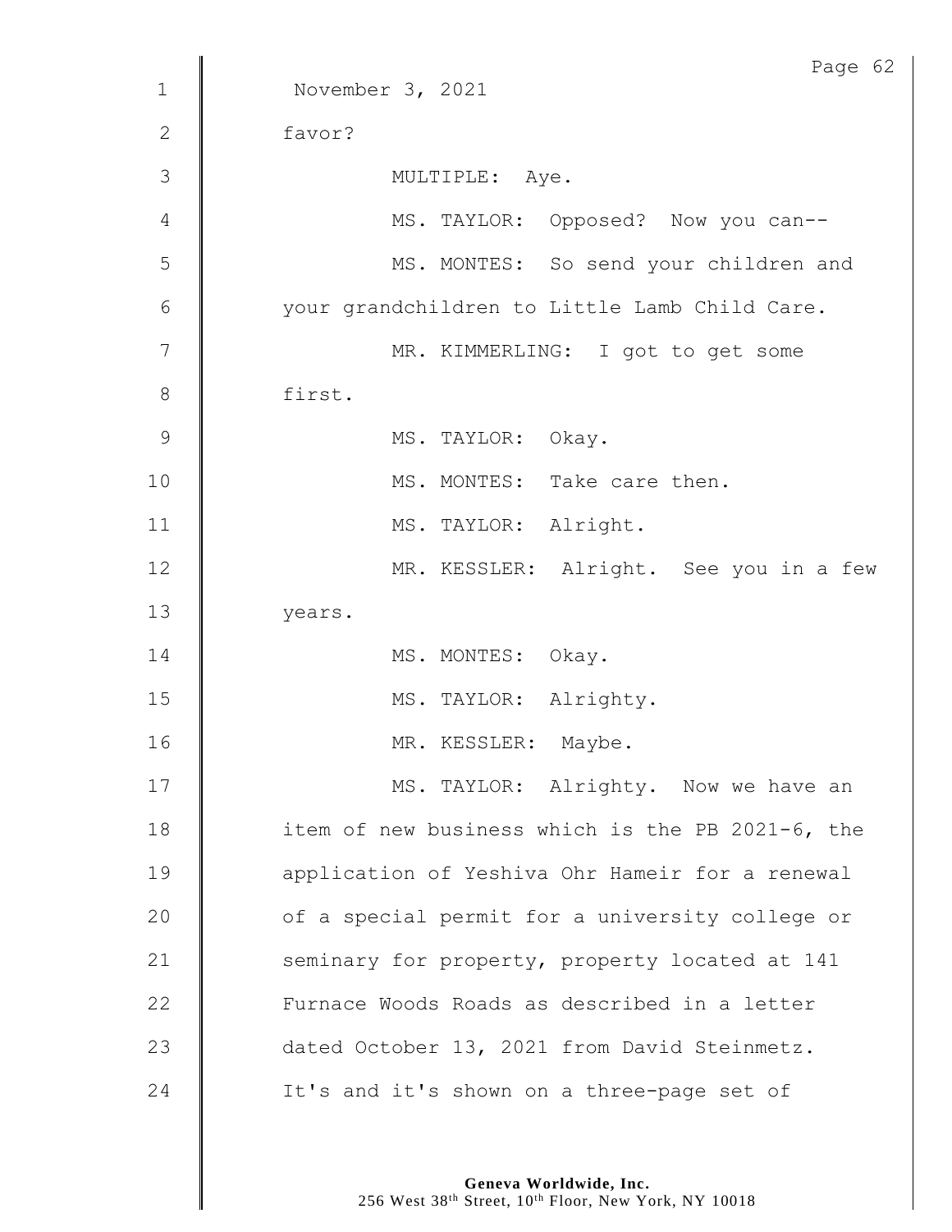November 3, 2021

favor?

MULTIPLE: Aye.

MS. TAYLOR: Opposed? Now you can--

MS. MONTES: So send your children and your grandchildren to Little Lamb Child Care.

MR. KIMMERLING: I got to get some first.

MS. TAYLOR: Okay.

MS. MONTES: Take care then.

MS. TAYLOR: Alright.

MR. KESSLER: Alright. See you in a few years.

MS. MONTES: Okay.

MS. TAYLOR: Alrighty.

MR. KESSLER: Maybe.

MS. TAYLOR: Alrighty. Now we have an item of new business which is the PB 2021-6, the application of Yeshiva Ohr Hameir for a renewal of a special permit for a university college or seminary for property, property located at 141 Furnace Woods Roads as described in a letter dated October 13, 2021 from David Steinmetz. It's and it's shown on a three-page set of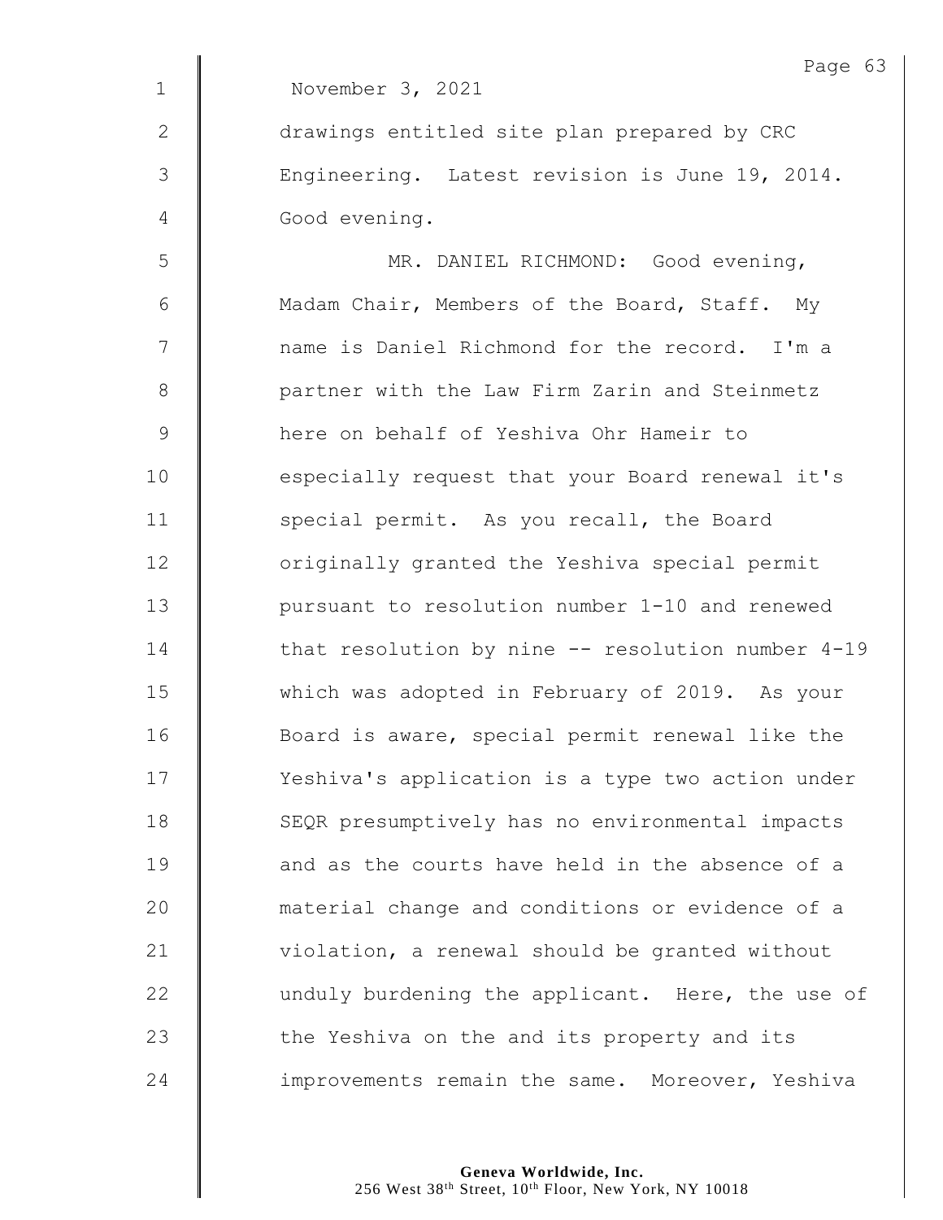November 3, 2021

drawings entitled site plan prepared by CRC Engineering. Latest revision is June 19, 2014. Good evening.

MR. DANIEL RICHMOND: Good evening, Madam Chair, Members of the Board, Staff. My name is Daniel Richmond for the record. I'm a partner with the Law Firm Zarin and Steinmetz here on behalf of Yeshiva Ohr Hameir to especially request that your Board renewal it's special permit. As you recall, the Board originally granted the Yeshiva special permit pursuant to resolution number 1-10 and renewed that resolution by nine -- resolution number 4-19 which was adopted in February of 2019. As your Board is aware, special permit renewal like the Yeshiva's application is a type two action under SEQR presumptively has no environmental impacts and as the courts have held in the absence of a material change and conditions or evidence of a violation, a renewal should be granted without unduly burdening the applicant. Here, the use of the Yeshiva on the and its property and its improvements remain the same. Moreover, Yeshiva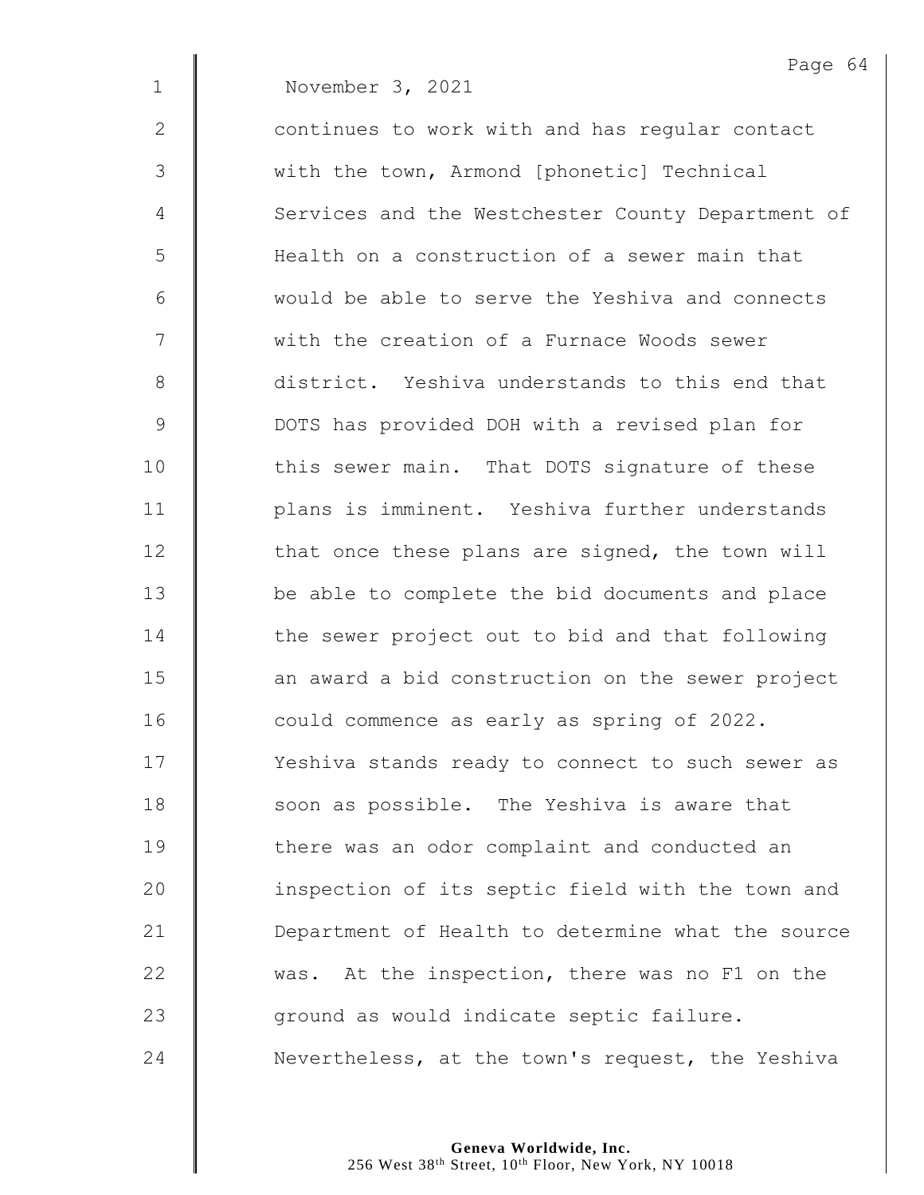November 3, 2021

continues to work with and has regular contact with the town, Armond [phonetic] Technical Services and the Westchester County Department of Health on a construction of a sewer main that would be able to serve the Yeshiva and connects with the creation of a Furnace Woods sewer district. Yeshiva understands to this end that DOTS has provided DOH with a revised plan for this sewer main. That DOTS signature of these plans is imminent. Yeshiva further understands that once these plans are signed, the town will be able to complete the bid documents and place the sewer project out to bid and that following an award a bid construction on the sewer project could commence as early as spring of 2022. Yeshiva stands ready to connect to such sewer as soon as possible. The Yeshiva is aware that there was an odor complaint and conducted an inspection of its septic field with the town and Department of Health to determine what the source was. At the inspection, there was no F1 on the ground as would indicate septic failure. Nevertheless, at the town's request, the Yeshiva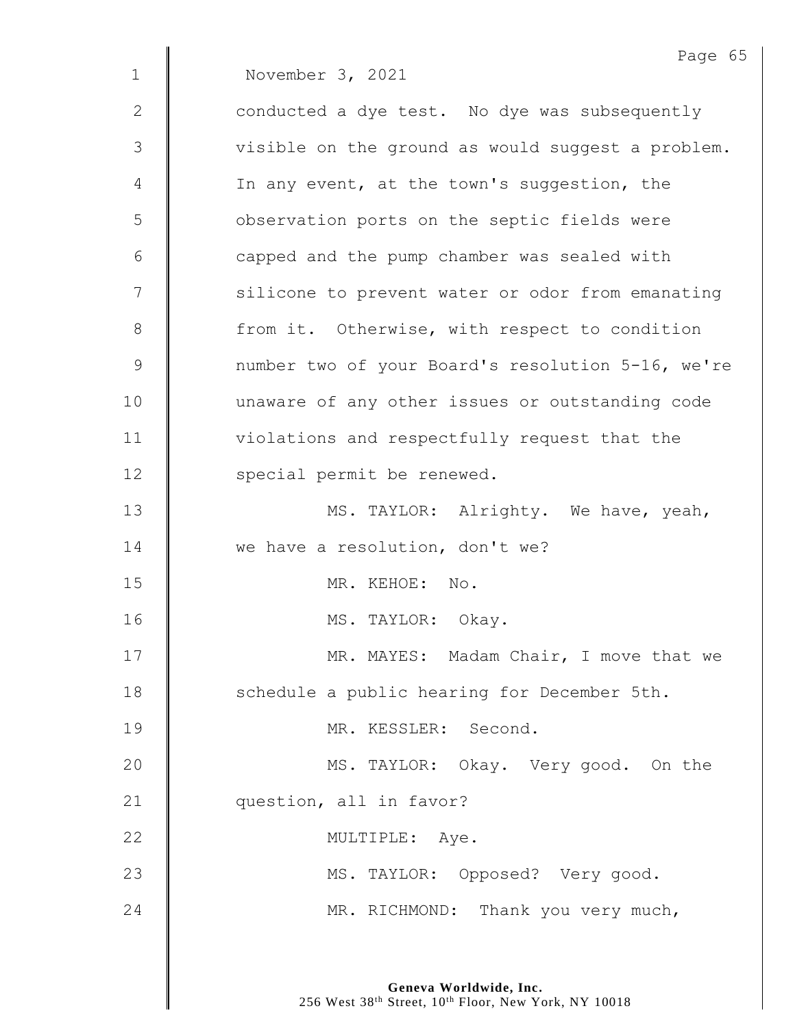November 3, 2021

conducted a dye test. No dye was subsequently visible on the ground as would suggest a problem. In any event, at the town's suggestion, the observation ports on the septic fields were capped and the pump chamber was sealed with silicone to prevent water or odor from emanating from it. Otherwise, with respect to condition number two of your Board's resolution 5-16, we're unaware of any other issues or outstanding code violations and respectfully request that the special permit be renewed.

MS. TAYLOR: Alrighty. We have, yeah, we have a resolution, don't we?

MR. KEHOE: No.

MS. TAYLOR: Okay.

MR. MAYES: Madam Chair, I move that we schedule a public hearing for December 5th.

MR. KESSLER: Second.

MS. TAYLOR: Okay. Very good. On the question, all in favor?

MULTIPLE: Aye.

MS. TAYLOR: Opposed? Very good.

MR. RICHMOND: Thank you very much,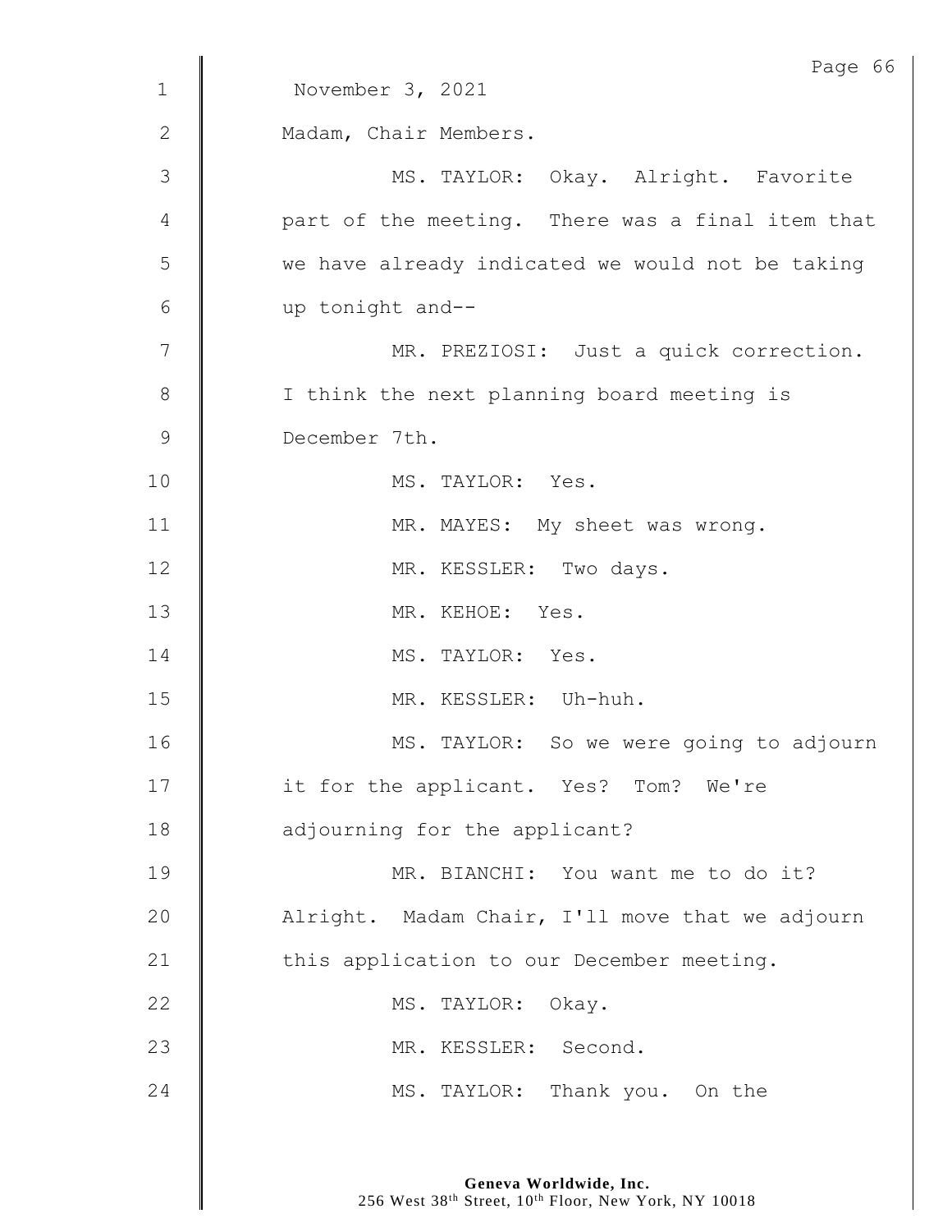November 3, 2021

Madam, Chair Members.

MS. TAYLOR: Okay. Alright. Favorite part of the meeting. There was a final item that we have already indicated we would not be taking up tonight and--

MR. PREZIOSI: Just a quick correction. I think the next planning board meeting is December 7th.

MS. TAYLOR: Yes.

MR. MAYES: My sheet was wrong.

MR. KESSLER: Two days.

MR. KEHOE: Yes.

MS. TAYLOR: Yes.

MR. KESSLER: Uh-huh.

MS. TAYLOR: So we were going to adjourn it for the applicant. Yes? Tom? We're adjourning for the applicant?

MR. BIANCHI: You want me to do it? Alright. Madam Chair, I'll move that we adjourn this application to our December meeting.

MS. TAYLOR: Okay.

MR. KESSLER: Second.

MS. TAYLOR: Thank you. On the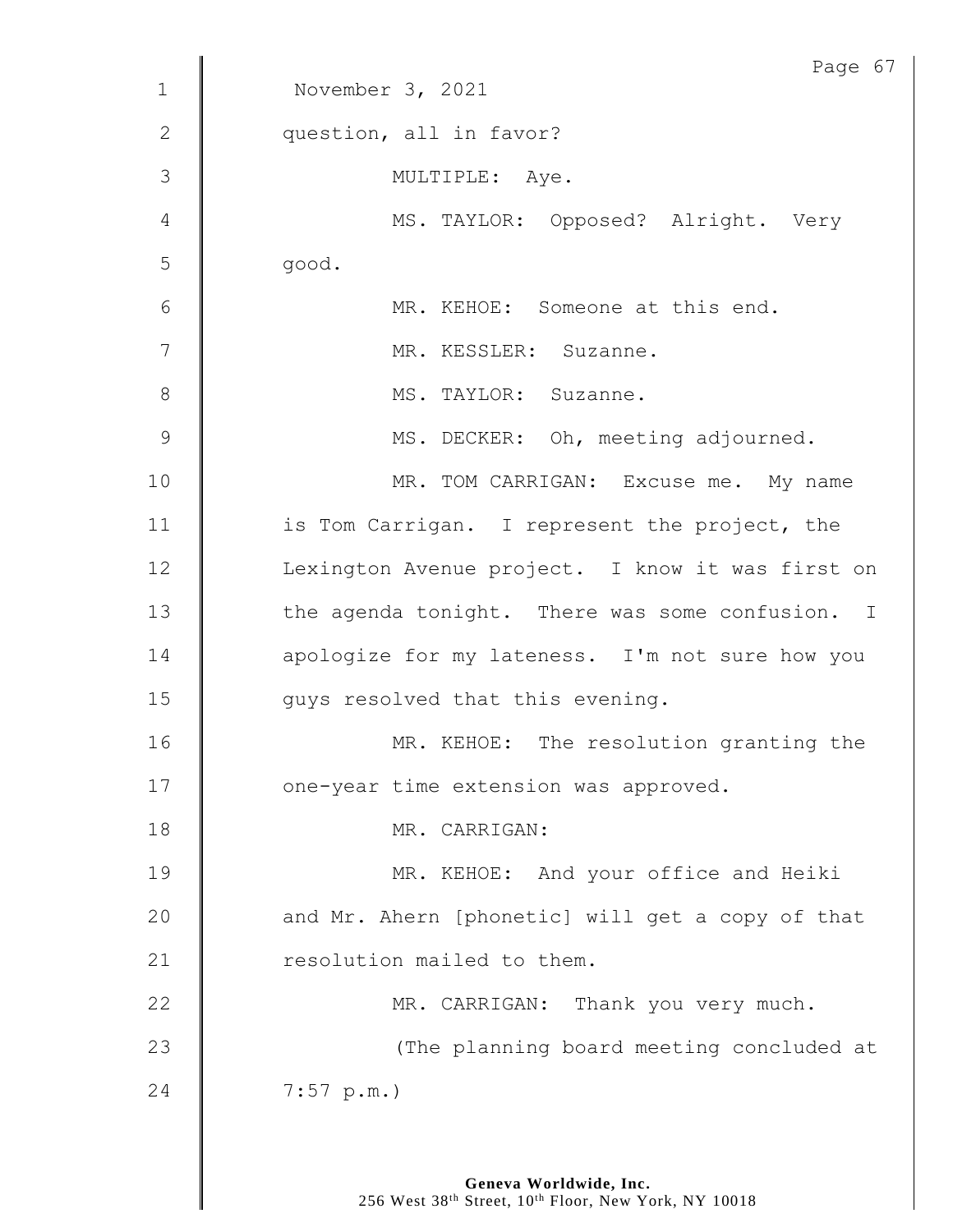November 3, 2021

question, all in favor?

MULTIPLE: Aye.

MS. TAYLOR: Opposed? Alright. Very good.

MR. KEHOE: Someone at this end.

MR. KESSLER: Suzanne.

MS. TAYLOR: Suzanne.

MS. DECKER: Oh, meeting adjourned.

MR. TOM CARRIGAN: Excuse me. My name is Tom Carrigan. I represent the project, the Lexington Avenue project. I know it was first on the agenda tonight. There was some confusion. I apologize for my lateness. I'm not sure how you guys resolved that this evening.

MR. KEHOE: The resolution granting the one-year time extension was approved.

MR. CARRIGAN:

MR. KEHOE: And your office and Heiki and Mr. Ahern [phonetic] will get a copy of that resolution mailed to them.

MR. CARRIGAN: Thank you very much.

(The planning board meeting concluded at 7:57 p.m.)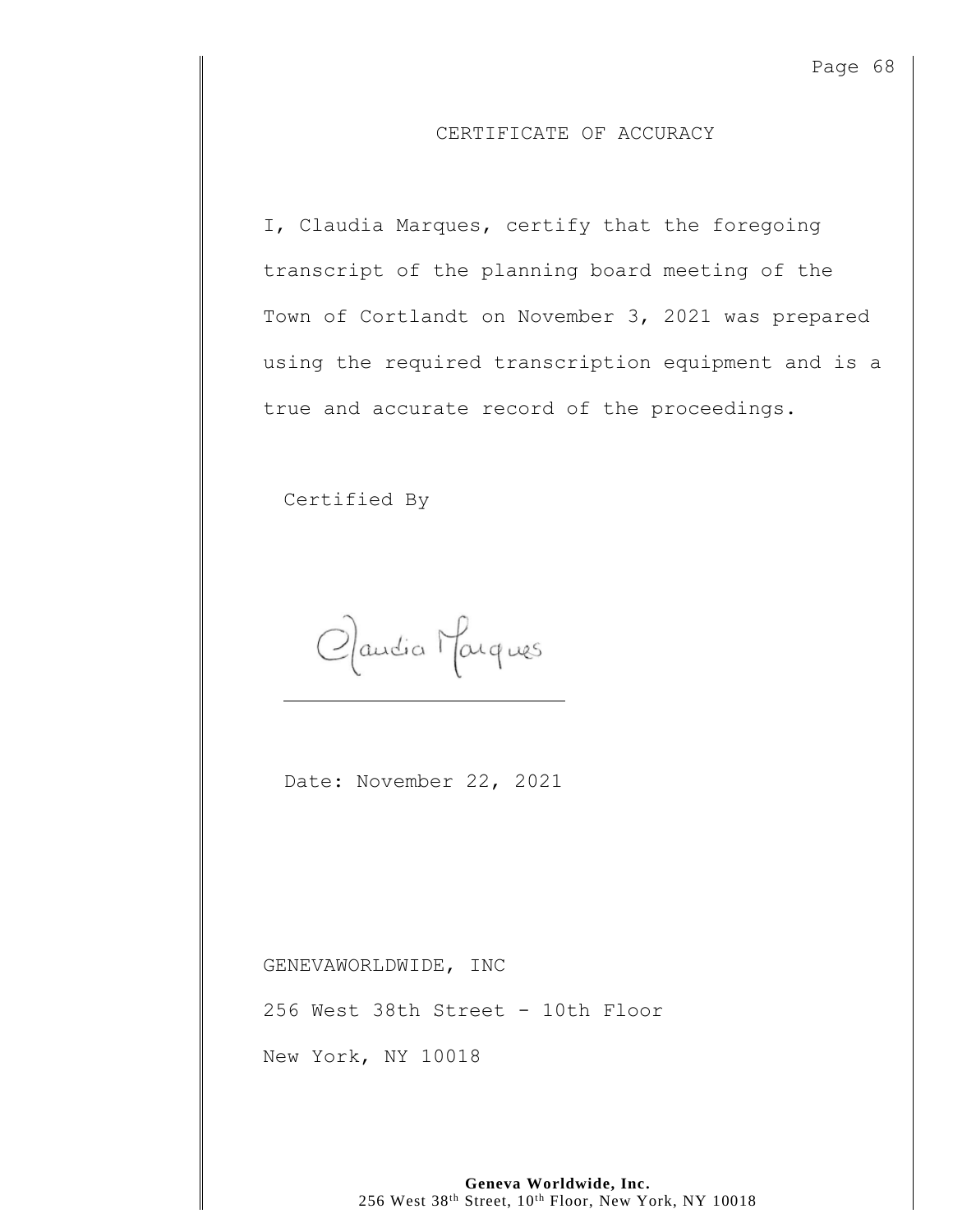# CERTIFICATE OF ACCURACY

I, Claudia Marques, certify that the foregoing transcript of the planning board meeting of the Town of Cortlandt on November 3, 2021 was prepared using the required transcription equipment and is a true and accurate record of the proceedings.

Certified By

Claudia Marques

\_\_\_\_\_\_\_\_\_\_\_\_\_\_\_\_\_\_\_\_\_\_\_\_\_\_\_\_

Date: November 22, 2021

GENEVAWORLDWIDE, INC

256 West 38th Street - 10th Floor

New York, NY 10018